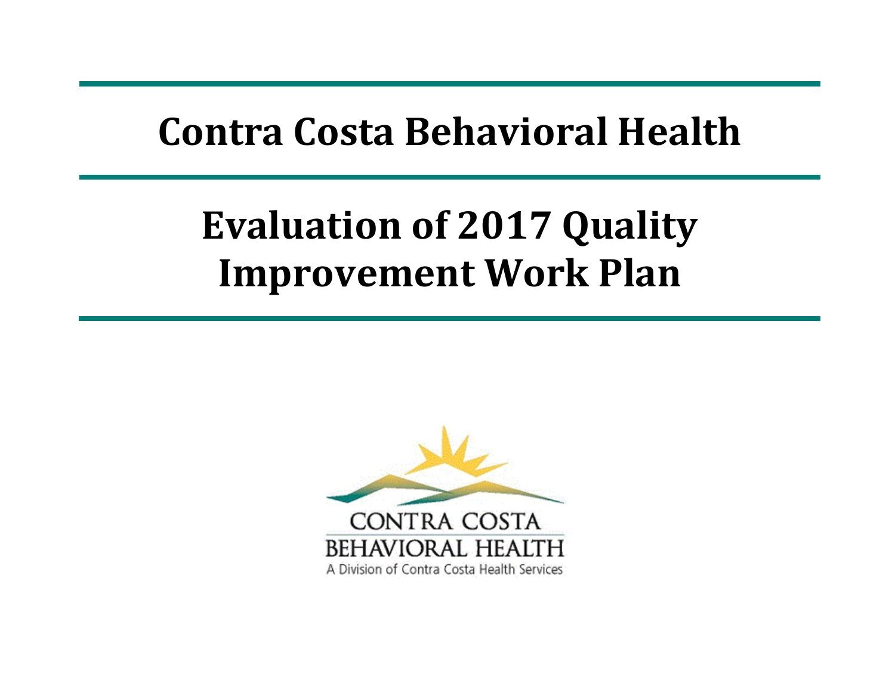# Contra Costa Behavioral Health

# Evaluation of 2017 Quality Improvement Work Plan

CONTRA COSTA
BEHAVIORAL HEALTH
A Division of Contra Costa Health Services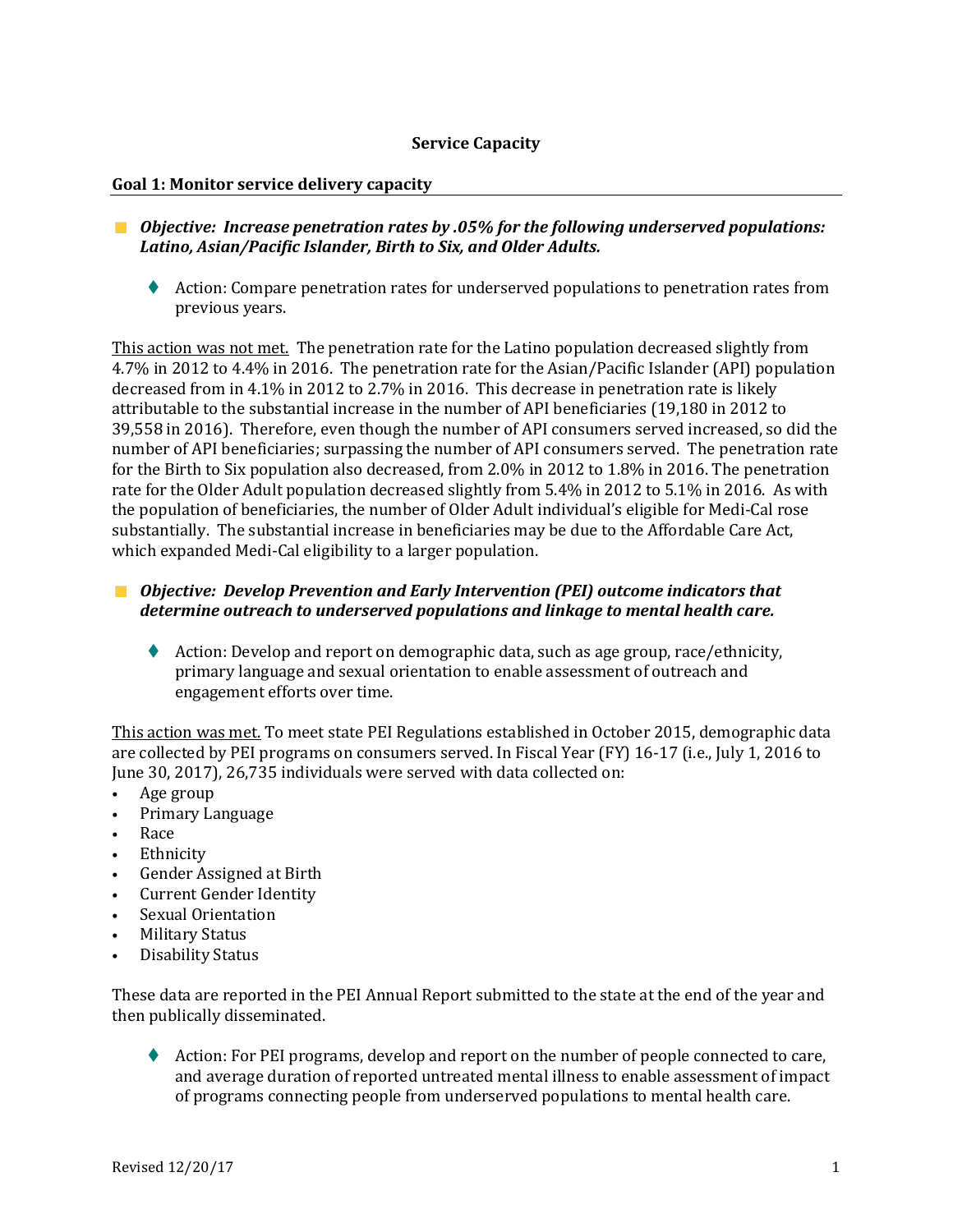## Service Capacity

### Goal 1: Monitor service delivery capacity

- ***Objective: Increase penetration rates by .05% for the following underserved populations: Latino, Asian/Pacific Islander, Birth to Six, and Older Adults.***

  - Action: Compare penetration rates for underserved populations to penetration rates from previous years.

<u>This action was not met.</u> The penetration rate for the Latino population decreased slightly from 4.7% in 2012 to 4.4% in 2016. The penetration rate for the Asian/Pacific Islander (API) population decreased from in 4.1% in 2012 to 2.7% in 2016. This decrease in penetration rate is likely attributable to the substantial increase in the number of API beneficiaries (19,180 in 2012 to 39,558 in 2016). Therefore, even though the number of API consumers served increased, so did the number of API beneficiaries; surpassing the number of API consumers served. The penetration rate for the Birth to Six population also decreased, from 2.0% in 2012 to 1.8% in 2016. The penetration rate for the Older Adult population decreased slightly from 5.4% in 2012 to 5.1% in 2016. As with the population of beneficiaries, the number of Older Adult individual's eligible for Medi-Cal rose substantially. The substantial increase in beneficiaries may be due to the Affordable Care Act, which expanded Medi-Cal eligibility to a larger population.

- ***Objective: Develop Prevention and Early Intervention (PEI) outcome indicators that determine outreach to underserved populations and linkage to mental health care.***

  - Action: Develop and report on demographic data, such as age group, race/ethnicity, primary language and sexual orientation to enable assessment of outreach and engagement efforts over time.

<u>This action was met.</u> To meet state PEI Regulations established in October 2015, demographic data are collected by PEI programs on consumers served. In Fiscal Year (FY) 16-17 (i.e., July 1, 2016 to June 30, 2017), 26,735 individuals were served with data collected on:

- Age group
- Primary Language
- Race
- Ethnicity
- Gender Assigned at Birth
- Current Gender Identity
- Sexual Orientation
- Military Status
- Disability Status

These data are reported in the PEI Annual Report submitted to the state at the end of the year and then publically disseminated.

  - Action: For PEI programs, develop and report on the number of people connected to care, and average duration of reported untreated mental illness to enable assessment of impact of programs connecting people from underserved populations to mental health care.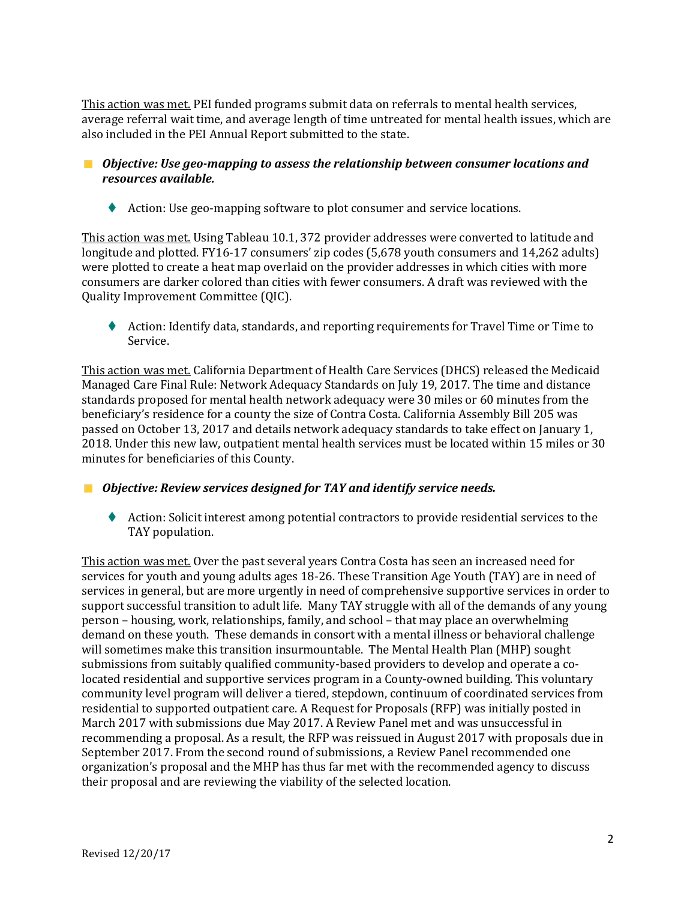This action was met. PEI funded programs submit data on referrals to mental health services, average referral wait time, and average length of time untreated for mental health issues, which are also included in the PEI Annual Report submitted to the state.

- ***Objective: Use geo-mapping to assess the relationship between consumer locations and resources available.***

  - Action: Use geo-mapping software to plot consumer and service locations.

This action was met. Using Tableau 10.1, 372 provider addresses were converted to latitude and longitude and plotted. FY16-17 consumers' zip codes (5,678 youth consumers and 14,262 adults) were plotted to create a heat map overlaid on the provider addresses in which cities with more consumers are darker colored than cities with fewer consumers. A draft was reviewed with the Quality Improvement Committee (QIC).

  - Action: Identify data, standards, and reporting requirements for Travel Time or Time to Service.

This action was met. California Department of Health Care Services (DHCS) released the Medicaid Managed Care Final Rule: Network Adequacy Standards on July 19, 2017. The time and distance standards proposed for mental health network adequacy were 30 miles or 60 minutes from the beneficiary's residence for a county the size of Contra Costa. California Assembly Bill 205 was passed on October 13, 2017 and details network adequacy standards to take effect on January 1, 2018. Under this new law, outpatient mental health services must be located within 15 miles or 30 minutes for beneficiaries of this County.

- ***Objective: Review services designed for TAY and identify service needs.***

  - Action: Solicit interest among potential contractors to provide residential services to the TAY population.

This action was met. Over the past several years Contra Costa has seen an increased need for services for youth and young adults ages 18-26. These Transition Age Youth (TAY) are in need of services in general, but are more urgently in need of comprehensive supportive services in order to support successful transition to adult life. Many TAY struggle with all of the demands of any young person – housing, work, relationships, family, and school – that may place an overwhelming demand on these youth. These demands in consort with a mental illness or behavioral challenge will sometimes make this transition insurmountable. The Mental Health Plan (MHP) sought submissions from suitably qualified community-based providers to develop and operate a co-located residential and supportive services program in a County-owned building. This voluntary community level program will deliver a tiered, stepdown, continuum of coordinated services from residential to supported outpatient care. A Request for Proposals (RFP) was initially posted in March 2017 with submissions due May 2017. A Review Panel met and was unsuccessful in recommending a proposal. As a result, the RFP was reissued in August 2017 with proposals due in September 2017. From the second round of submissions, a Review Panel recommended one organization's proposal and the MHP has thus far met with the recommended agency to discuss their proposal and are reviewing the viability of the selected location.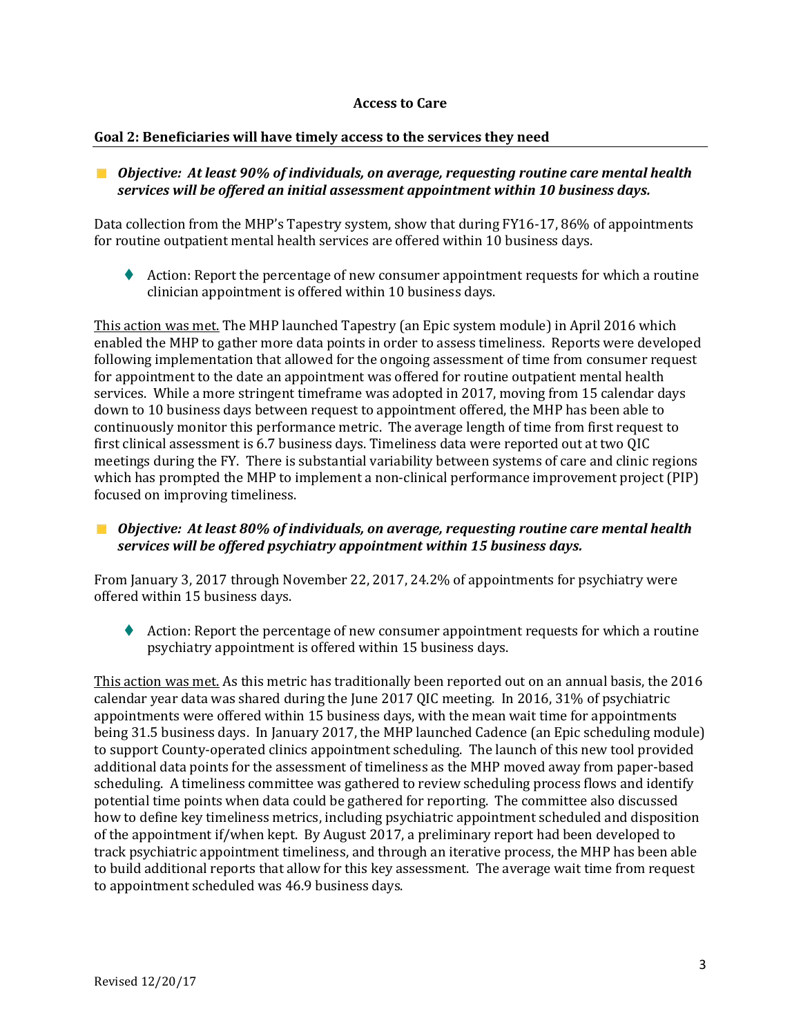## Access to Care

**Goal 2: Beneficiaries will have timely access to the services they need**

- ***Objective: At least 90% of individuals, on average, requesting routine care mental health services will be offered an initial assessment appointment within 10 business days.***

Data collection from the MHP's Tapestry system, show that during FY16-17, 86% of appointments for routine outpatient mental health services are offered within 10 business days.

- Action: Report the percentage of new consumer appointment requests for which a routine clinician appointment is offered within 10 business days.

<u>This action was met.</u> The MHP launched Tapestry (an Epic system module) in April 2016 which enabled the MHP to gather more data points in order to assess timeliness. Reports were developed following implementation that allowed for the ongoing assessment of time from consumer request for appointment to the date an appointment was offered for routine outpatient mental health services. While a more stringent timeframe was adopted in 2017, moving from 15 calendar days down to 10 business days between request to appointment offered, the MHP has been able to continuously monitor this performance metric. The average length of time from first request to first clinical assessment is 6.7 business days. Timeliness data were reported out at two QIC meetings during the FY. There is substantial variability between systems of care and clinic regions which has prompted the MHP to implement a non-clinical performance improvement project (PIP) focused on improving timeliness.

- ***Objective: At least 80% of individuals, on average, requesting routine care mental health services will be offered psychiatry appointment within 15 business days.***

From January 3, 2017 through November 22, 2017, 24.2% of appointments for psychiatry were offered within 15 business days.

- Action: Report the percentage of new consumer appointment requests for which a routine psychiatry appointment is offered within 15 business days.

<u>This action was met.</u> As this metric has traditionally been reported out on an annual basis, the 2016 calendar year data was shared during the June 2017 QIC meeting. In 2016, 31% of psychiatric appointments were offered within 15 business days, with the mean wait time for appointments being 31.5 business days. In January 2017, the MHP launched Cadence (an Epic scheduling module) to support County-operated clinics appointment scheduling. The launch of this new tool provided additional data points for the assessment of timeliness as the MHP moved away from paper-based scheduling. A timeliness committee was gathered to review scheduling process flows and identify potential time points when data could be gathered for reporting. The committee also discussed how to define key timeliness metrics, including psychiatric appointment scheduled and disposition of the appointment if/when kept. By August 2017, a preliminary report had been developed to track psychiatric appointment timeliness, and through an iterative process, the MHP has been able to build additional reports that allow for this key assessment. The average wait time from request to appointment scheduled was 46.9 business days.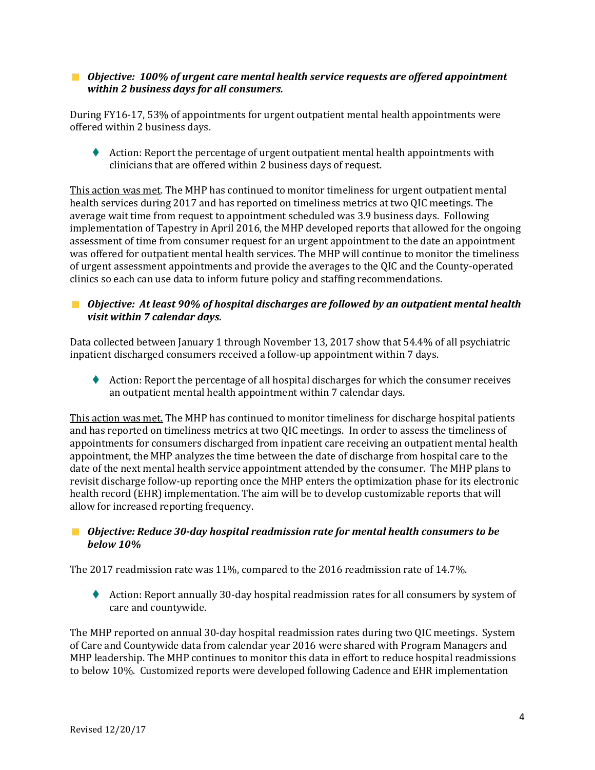- ***Objective: 100% of urgent care mental health service requests are offered appointment within 2 business days for all consumers.***

During FY16-17, 53% of appointments for urgent outpatient mental health appointments were offered within 2 business days.

- Action: Report the percentage of urgent outpatient mental health appointments with clinicians that are offered within 2 business days of request.

<u>This action was met</u>. The MHP has continued to monitor timeliness for urgent outpatient mental health services during 2017 and has reported on timeliness metrics at two QIC meetings. The average wait time from request to appointment scheduled was 3.9 business days. Following implementation of Tapestry in April 2016, the MHP developed reports that allowed for the ongoing assessment of time from consumer request for an urgent appointment to the date an appointment was offered for outpatient mental health services. The MHP will continue to monitor the timeliness of urgent assessment appointments and provide the averages to the QIC and the County-operated clinics so each can use data to inform future policy and staffing recommendations.

- ***Objective: At least 90% of hospital discharges are followed by an outpatient mental health visit within 7 calendar days.***

Data collected between January 1 through November 13, 2017 show that 54.4% of all psychiatric inpatient discharged consumers received a follow-up appointment within 7 days.

- Action: Report the percentage of all hospital discharges for which the consumer receives an outpatient mental health appointment within 7 calendar days.

<u>This action was met.</u> The MHP has continued to monitor timeliness for discharge hospital patients and has reported on timeliness metrics at two QIC meetings. In order to assess the timeliness of appointments for consumers discharged from inpatient care receiving an outpatient mental health appointment, the MHP analyzes the time between the date of discharge from hospital care to the date of the next mental health service appointment attended by the consumer. The MHP plans to revisit discharge follow-up reporting once the MHP enters the optimization phase for its electronic health record (EHR) implementation. The aim will be to develop customizable reports that will allow for increased reporting frequency.

- ***Objective: Reduce 30-day hospital readmission rate for mental health consumers to be below 10%***

The 2017 readmission rate was 11%, compared to the 2016 readmission rate of 14.7%.

- Action: Report annually 30-day hospital readmission rates for all consumers by system of care and countywide.

The MHP reported on annual 30-day hospital readmission rates during two QIC meetings. System of Care and Countywide data from calendar year 2016 were shared with Program Managers and MHP leadership. The MHP continues to monitor this data in effort to reduce hospital readmissions to below 10%. Customized reports were developed following Cadence and EHR implementation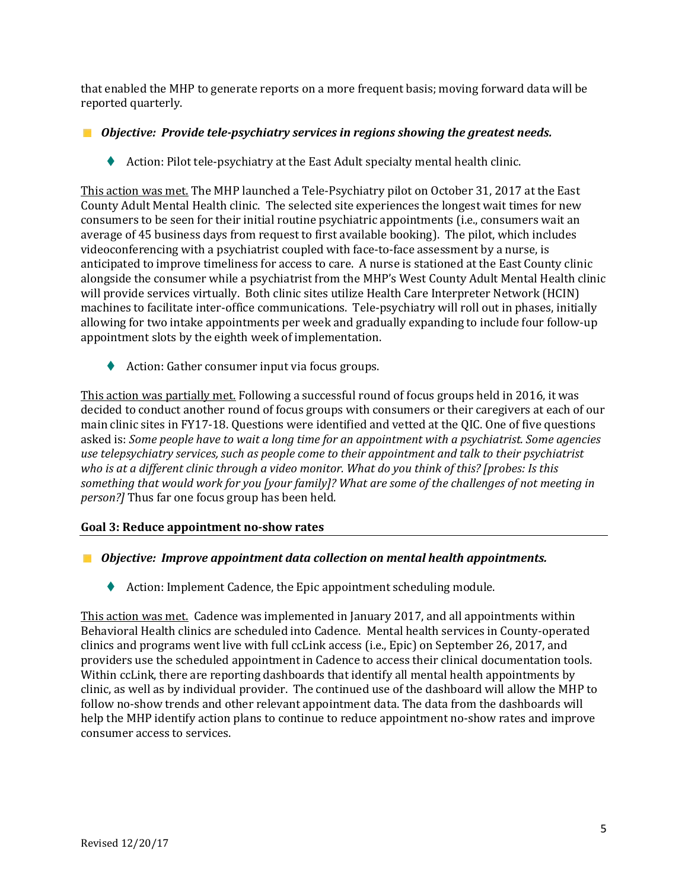that enabled the MHP to generate reports on a more frequent basis; moving forward data will be reported quarterly.

- ***Objective: Provide tele-psychiatry services in regions showing the greatest needs.***

  - Action: Pilot tele-psychiatry at the East Adult specialty mental health clinic.

<u>This action was met.</u> The MHP launched a Tele-Psychiatry pilot on October 31, 2017 at the East County Adult Mental Health clinic. The selected site experiences the longest wait times for new consumers to be seen for their initial routine psychiatric appointments (i.e., consumers wait an average of 45 business days from request to first available booking). The pilot, which includes videoconferencing with a psychiatrist coupled with face-to-face assessment by a nurse, is anticipated to improve timeliness for access to care. A nurse is stationed at the East County clinic alongside the consumer while a psychiatrist from the MHP's West County Adult Mental Health clinic will provide services virtually. Both clinic sites utilize Health Care Interpreter Network (HCIN) machines to facilitate inter-office communications. Tele-psychiatry will roll out in phases, initially allowing for two intake appointments per week and gradually expanding to include four follow-up appointment slots by the eighth week of implementation.

  - Action: Gather consumer input via focus groups.

<u>This action was partially met.</u> Following a successful round of focus groups held in 2016, it was decided to conduct another round of focus groups with consumers or their caregivers at each of our main clinic sites in FY17-18. Questions were identified and vetted at the QIC. One of five questions asked is: *Some people have to wait a long time for an appointment with a psychiatrist. Some agencies use telepsychiatry services, such as people come to their appointment and talk to their psychiatrist who is at a different clinic through a video monitor. What do you think of this? [probes: Is this something that would work for you [your family]? What are some of the challenges of not meeting in person?]* Thus far one focus group has been held.

**Goal 3: Reduce appointment no-show rates**

- ***Objective: Improve appointment data collection on mental health appointments.***

  - Action: Implement Cadence, the Epic appointment scheduling module.

<u>This action was met.</u> Cadence was implemented in January 2017, and all appointments within Behavioral Health clinics are scheduled into Cadence. Mental health services in County-operated clinics and programs went live with full ccLink access (i.e., Epic) on September 26, 2017, and providers use the scheduled appointment in Cadence to access their clinical documentation tools. Within ccLink, there are reporting dashboards that identify all mental health appointments by clinic, as well as by individual provider. The continued use of the dashboard will allow the MHP to follow no-show trends and other relevant appointment data. The data from the dashboards will help the MHP identify action plans to continue to reduce appointment no-show rates and improve consumer access to services.

Revised 12/20/17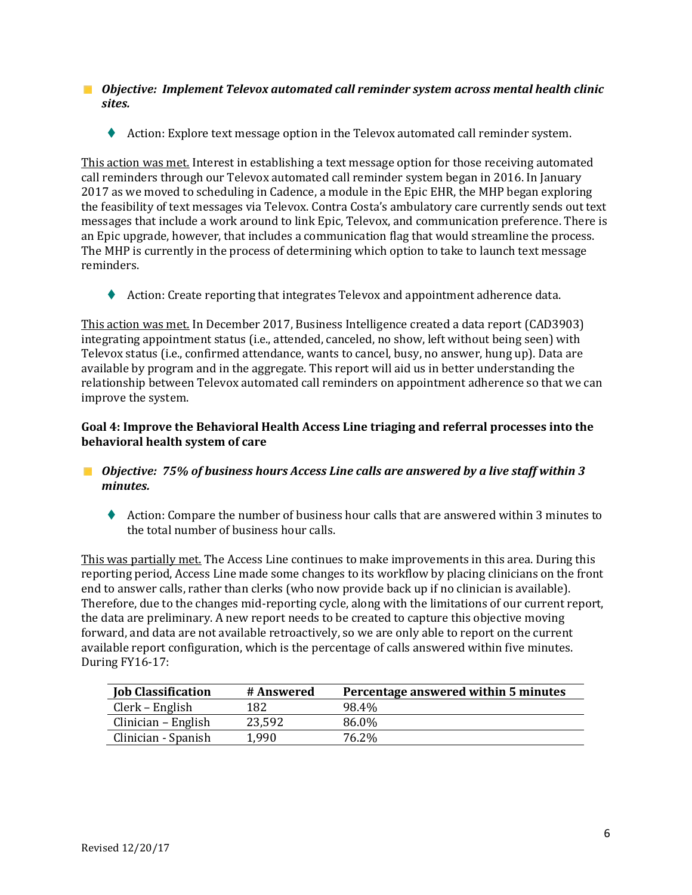- ***Objective: Implement Televox automated call reminder system across mental health clinic sites.***

  - Action: Explore text message option in the Televox automated call reminder system.

<u>This action was met.</u> Interest in establishing a text message option for those receiving automated call reminders through our Televox automated call reminder system began in 2016. In January 2017 as we moved to scheduling in Cadence, a module in the Epic EHR, the MHP began exploring the feasibility of text messages via Televox. Contra Costa's ambulatory care currently sends out text messages that include a work around to link Epic, Televox, and communication preference. There is an Epic upgrade, however, that includes a communication flag that would streamline the process. The MHP is currently in the process of determining which option to take to launch text message reminders.

  - Action: Create reporting that integrates Televox and appointment adherence data.

<u>This action was met.</u> In December 2017, Business Intelligence created a data report (CAD3903) integrating appointment status (i.e., attended, canceled, no show, left without being seen) with Televox status (i.e., confirmed attendance, wants to cancel, busy, no answer, hung up). Data are available by program and in the aggregate. This report will aid us in better understanding the relationship between Televox automated call reminders on appointment adherence so that we can improve the system.

**Goal 4: Improve the Behavioral Health Access Line triaging and referral processes into the behavioral health system of care**

- ***Objective: 75% of business hours Access Line calls are answered by a live staff within 3 minutes.***

  - Action: Compare the number of business hour calls that are answered within 3 minutes to the total number of business hour calls.

<u>This was partially met.</u> The Access Line continues to make improvements in this area. During this reporting period, Access Line made some changes to its workflow by placing clinicians on the front end to answer calls, rather than clerks (who now provide back up if no clinician is available). Therefore, due to the changes mid-reporting cycle, along with the limitations of our current report, the data are preliminary. A new report needs to be created to capture this objective moving forward, and data are not available retroactively, so we are only able to report on the current available report configuration, which is the percentage of calls answered within five minutes. During FY16-17:

| Job Classification | # Answered | Percentage answered within 5 minutes |
|---|---|---|
| Clerk – English | 182 | 98.4% |
| Clinician – English | 23,592 | 86.0% |
| Clinician - Spanish | 1,990 | 76.2% |

Revised 12/20/17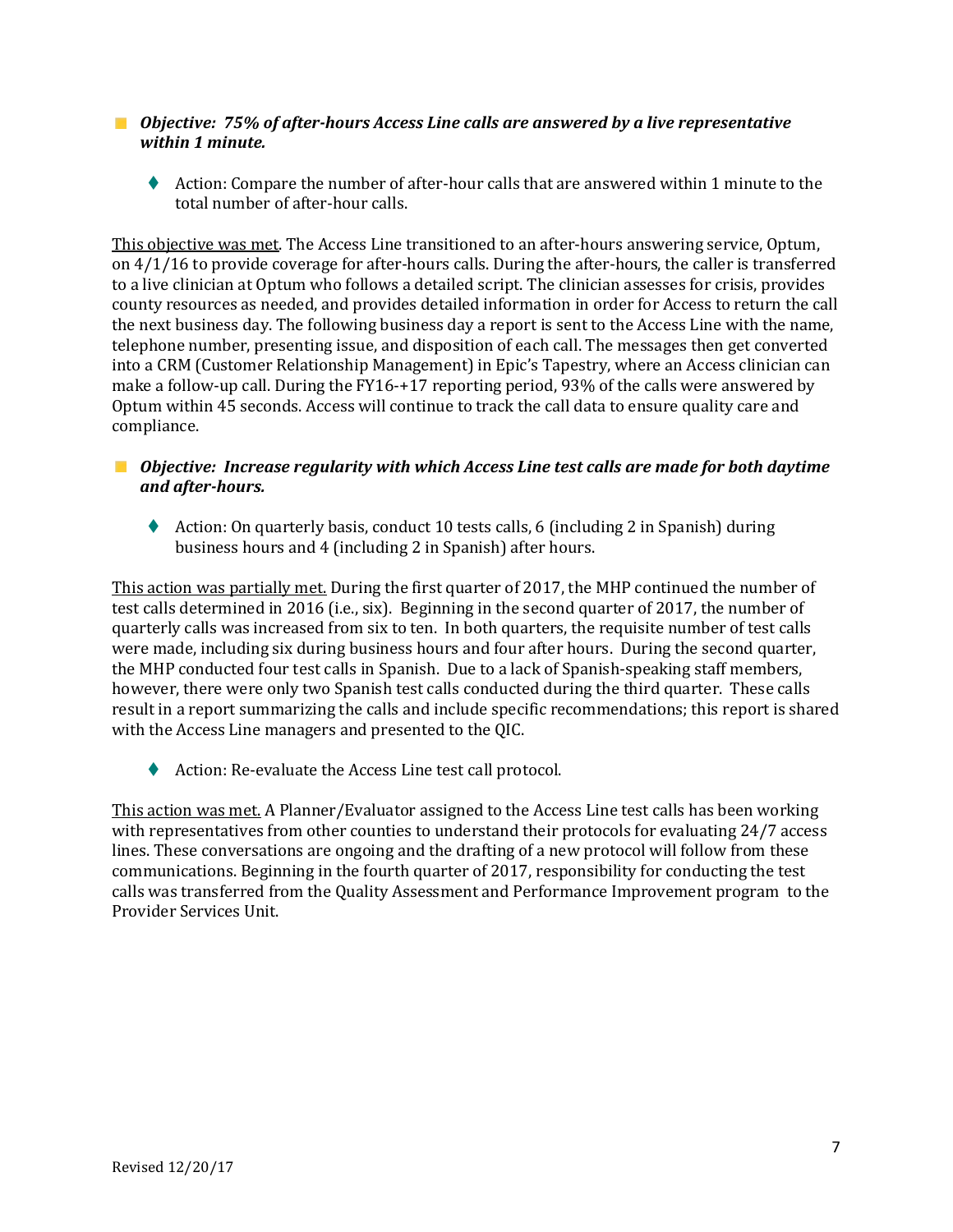- ***Objective: 75% of after-hours Access Line calls are answered by a live representative within 1 minute.***

  - Action: Compare the number of after-hour calls that are answered within 1 minute to the total number of after-hour calls.

<u>This objective was met</u>. The Access Line transitioned to an after-hours answering service, Optum, on 4/1/16 to provide coverage for after-hours calls. During the after-hours, the caller is transferred to a live clinician at Optum who follows a detailed script. The clinician assesses for crisis, provides county resources as needed, and provides detailed information in order for Access to return the call the next business day. The following business day a report is sent to the Access Line with the name, telephone number, presenting issue, and disposition of each call. The messages then get converted into a CRM (Customer Relationship Management) in Epic's Tapestry, where an Access clinician can make a follow-up call. During the FY16-+17 reporting period, 93% of the calls were answered by Optum within 45 seconds. Access will continue to track the call data to ensure quality care and compliance.

- ***Objective: Increase regularity with which Access Line test calls are made for both daytime and after-hours.***

  - Action: On quarterly basis, conduct 10 tests calls, 6 (including 2 in Spanish) during business hours and 4 (including 2 in Spanish) after hours.

<u>This action was partially met.</u> During the first quarter of 2017, the MHP continued the number of test calls determined in 2016 (i.e., six). Beginning in the second quarter of 2017, the number of quarterly calls was increased from six to ten. In both quarters, the requisite number of test calls were made, including six during business hours and four after hours. During the second quarter, the MHP conducted four test calls in Spanish. Due to a lack of Spanish-speaking staff members, however, there were only two Spanish test calls conducted during the third quarter. These calls result in a report summarizing the calls and include specific recommendations; this report is shared with the Access Line managers and presented to the QIC.

  - Action: Re-evaluate the Access Line test call protocol.

<u>This action was met.</u> A Planner/Evaluator assigned to the Access Line test calls has been working with representatives from other counties to understand their protocols for evaluating 24/7 access lines. These conversations are ongoing and the drafting of a new protocol will follow from these communications. Beginning in the fourth quarter of 2017, responsibility for conducting the test calls was transferred from the Quality Assessment and Performance Improvement program to the Provider Services Unit.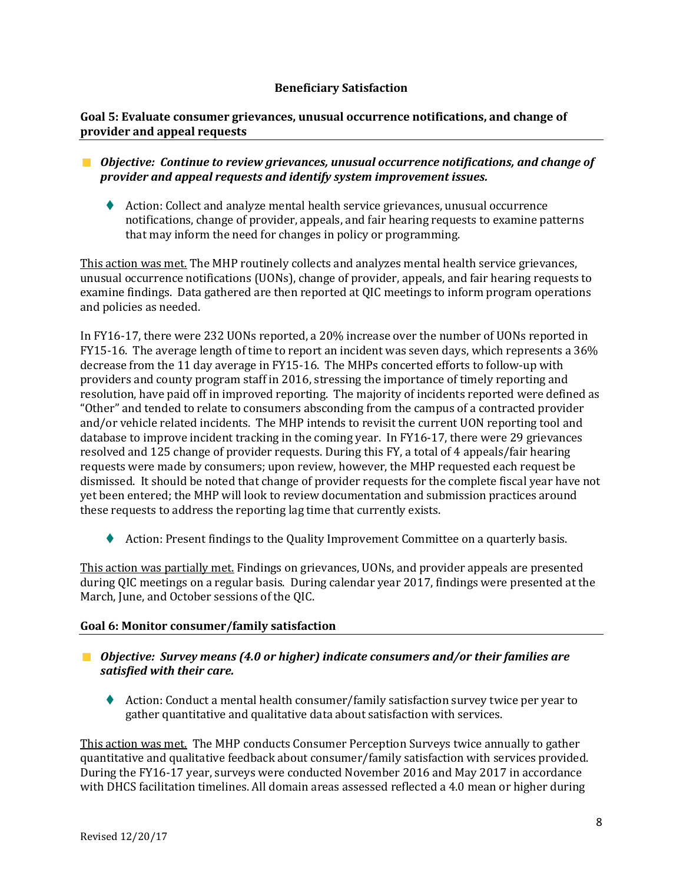## Beneficiary Satisfaction

### Goal 5: Evaluate consumer grievances, unusual occurrence notifications, and change of provider and appeal requests

- ***Objective: Continue to review grievances, unusual occurrence notifications, and change of provider and appeal requests and identify system improvement issues.***

  - Action: Collect and analyze mental health service grievances, unusual occurrence notifications, change of provider, appeals, and fair hearing requests to examine patterns that may inform the need for changes in policy or programming.

This action was met. The MHP routinely collects and analyzes mental health service grievances, unusual occurrence notifications (UONs), change of provider, appeals, and fair hearing requests to examine findings. Data gathered are then reported at QIC meetings to inform program operations and policies as needed.

In FY16-17, there were 232 UONs reported, a 20% increase over the number of UONs reported in FY15-16. The average length of time to report an incident was seven days, which represents a 36% decrease from the 11 day average in FY15-16. The MHPs concerted efforts to follow-up with providers and county program staff in 2016, stressing the importance of timely reporting and resolution, have paid off in improved reporting. The majority of incidents reported were defined as "Other" and tended to relate to consumers absconding from the campus of a contracted provider and/or vehicle related incidents. The MHP intends to revisit the current UON reporting tool and database to improve incident tracking in the coming year. In FY16-17, there were 29 grievances resolved and 125 change of provider requests. During this FY, a total of 4 appeals/fair hearing requests were made by consumers; upon review, however, the MHP requested each request be dismissed. It should be noted that change of provider requests for the complete fiscal year have not yet been entered; the MHP will look to review documentation and submission practices around these requests to address the reporting lag time that currently exists.

  - Action: Present findings to the Quality Improvement Committee on a quarterly basis.

This action was partially met. Findings on grievances, UONs, and provider appeals are presented during QIC meetings on a regular basis. During calendar year 2017, findings were presented at the March, June, and October sessions of the QIC.

### Goal 6: Monitor consumer/family satisfaction

- ***Objective: Survey means (4.0 or higher) indicate consumers and/or their families are satisfied with their care.***

  - Action: Conduct a mental health consumer/family satisfaction survey twice per year to gather quantitative and qualitative data about satisfaction with services.

This action was met. The MHP conducts Consumer Perception Surveys twice annually to gather quantitative and qualitative feedback about consumer/family satisfaction with services provided. During the FY16-17 year, surveys were conducted November 2016 and May 2017 in accordance with DHCS facilitation timelines. All domain areas assessed reflected a 4.0 mean or higher during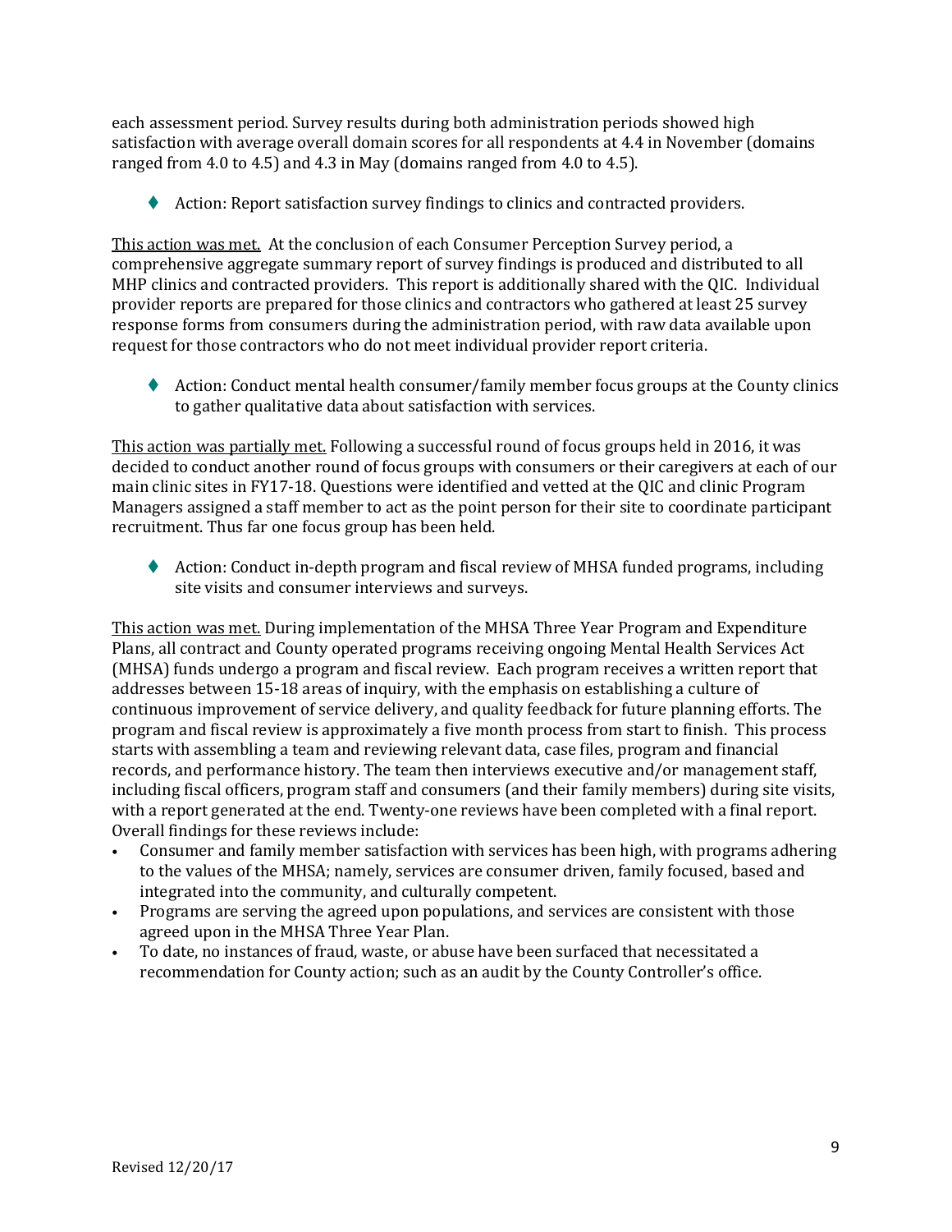each assessment period. Survey results during both administration periods showed high satisfaction with average overall domain scores for all respondents at 4.4 in November (domains ranged from 4.0 to 4.5) and 4.3 in May (domains ranged from 4.0 to 4.5).

- Action: Report satisfaction survey findings to clinics and contracted providers.

This action was met. At the conclusion of each Consumer Perception Survey period, a comprehensive aggregate summary report of survey findings is produced and distributed to all MHP clinics and contracted providers. This report is additionally shared with the QIC. Individual provider reports are prepared for those clinics and contractors who gathered at least 25 survey response forms from consumers during the administration period, with raw data available upon request for those contractors who do not meet individual provider report criteria.

- Action: Conduct mental health consumer/family member focus groups at the County clinics to gather qualitative data about satisfaction with services.

This action was partially met. Following a successful round of focus groups held in 2016, it was decided to conduct another round of focus groups with consumers or their caregivers at each of our main clinic sites in FY17-18. Questions were identified and vetted at the QIC and clinic Program Managers assigned a staff member to act as the point person for their site to coordinate participant recruitment. Thus far one focus group has been held.

- Action: Conduct in-depth program and fiscal review of MHSA funded programs, including site visits and consumer interviews and surveys.

This action was met. During implementation of the MHSA Three Year Program and Expenditure Plans, all contract and County operated programs receiving ongoing Mental Health Services Act (MHSA) funds undergo a program and fiscal review. Each program receives a written report that addresses between 15-18 areas of inquiry, with the emphasis on establishing a culture of continuous improvement of service delivery, and quality feedback for future planning efforts. The program and fiscal review is approximately a five month process from start to finish. This process starts with assembling a team and reviewing relevant data, case files, program and financial records, and performance history. The team then interviews executive and/or management staff, including fiscal officers, program staff and consumers (and their family members) during site visits, with a report generated at the end. Twenty-one reviews have been completed with a final report. Overall findings for these reviews include:

- Consumer and family member satisfaction with services has been high, with programs adhering to the values of the MHSA; namely, services are consumer driven, family focused, based and integrated into the community, and culturally competent.
- Programs are serving the agreed upon populations, and services are consistent with those agreed upon in the MHSA Three Year Plan.
- To date, no instances of fraud, waste, or abuse have been surfaced that necessitated a recommendation for County action; such as an audit by the County Controller's office.

Revised 12/20/17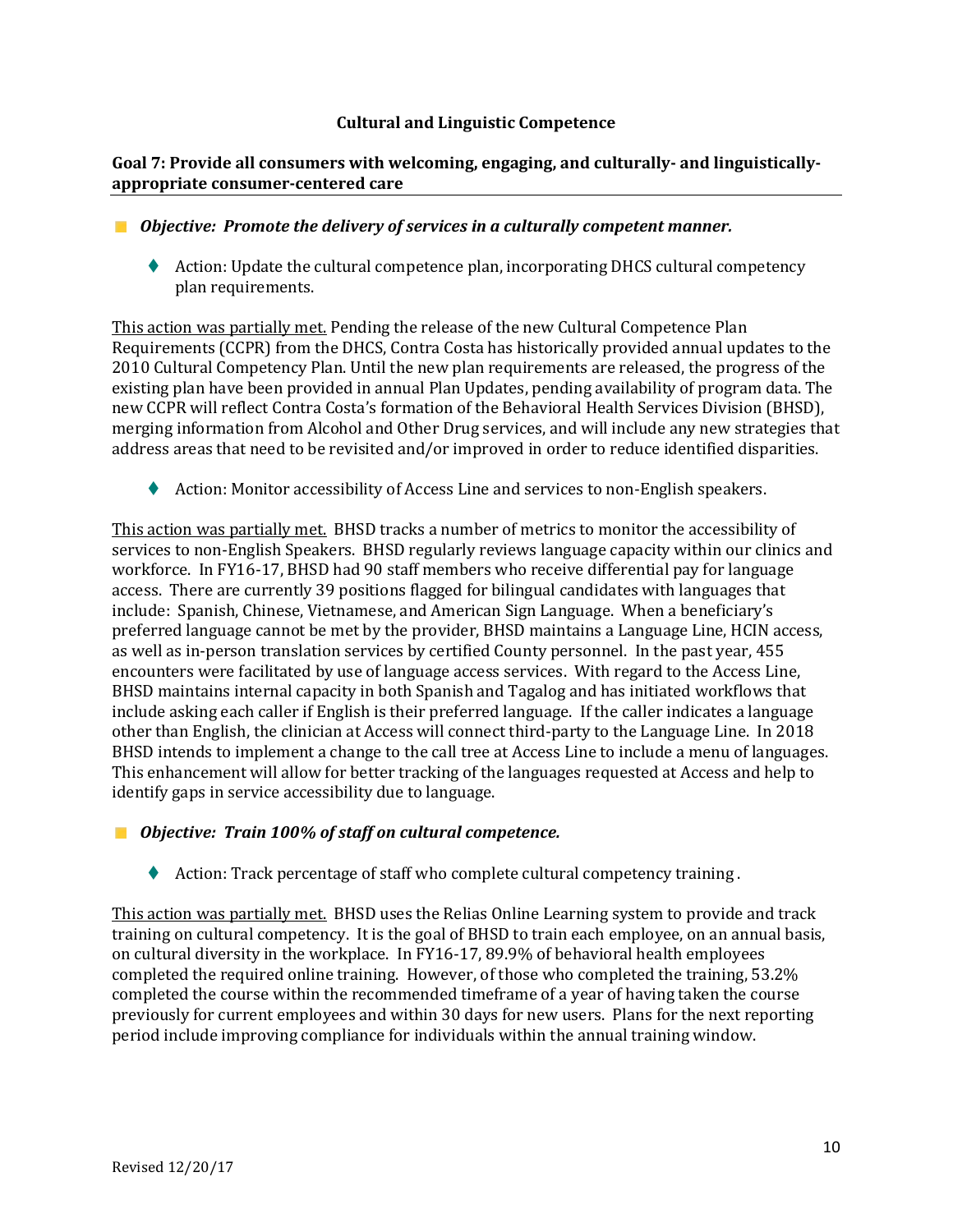### Cultural and Linguistic Competence

**Goal 7: Provide all consumers with welcoming, engaging, and culturally- and linguistically-appropriate consumer-centered care**

- ***Objective: Promote the delivery of services in a culturally competent manner.***

  - Action: Update the cultural competence plan, incorporating DHCS cultural competency plan requirements.

This action was partially met. Pending the release of the new Cultural Competence Plan Requirements (CCPR) from the DHCS, Contra Costa has historically provided annual updates to the 2010 Cultural Competency Plan. Until the new plan requirements are released, the progress of the existing plan have been provided in annual Plan Updates, pending availability of program data. The new CCPR will reflect Contra Costa's formation of the Behavioral Health Services Division (BHSD), merging information from Alcohol and Other Drug services, and will include any new strategies that address areas that need to be revisited and/or improved in order to reduce identified disparities.

  - Action: Monitor accessibility of Access Line and services to non-English speakers.

This action was partially met. BHSD tracks a number of metrics to monitor the accessibility of services to non-English Speakers. BHSD regularly reviews language capacity within our clinics and workforce. In FY16-17, BHSD had 90 staff members who receive differential pay for language access. There are currently 39 positions flagged for bilingual candidates with languages that include: Spanish, Chinese, Vietnamese, and American Sign Language. When a beneficiary's preferred language cannot be met by the provider, BHSD maintains a Language Line, HCIN access, as well as in-person translation services by certified County personnel. In the past year, 455 encounters were facilitated by use of language access services. With regard to the Access Line, BHSD maintains internal capacity in both Spanish and Tagalog and has initiated workflows that include asking each caller if English is their preferred language. If the caller indicates a language other than English, the clinician at Access will connect third-party to the Language Line. In 2018 BHSD intends to implement a change to the call tree at Access Line to include a menu of languages. This enhancement will allow for better tracking of the languages requested at Access and help to identify gaps in service accessibility due to language.

- ***Objective: Train 100% of staff on cultural competence.***

  - Action: Track percentage of staff who complete cultural competency training .

This action was partially met. BHSD uses the Relias Online Learning system to provide and track training on cultural competency. It is the goal of BHSD to train each employee, on an annual basis, on cultural diversity in the workplace. In FY16-17, 89.9% of behavioral health employees completed the required online training. However, of those who completed the training, 53.2% completed the course within the recommended timeframe of a year of having taken the course previously for current employees and within 30 days for new users. Plans for the next reporting period include improving compliance for individuals within the annual training window.

Revised 12/20/17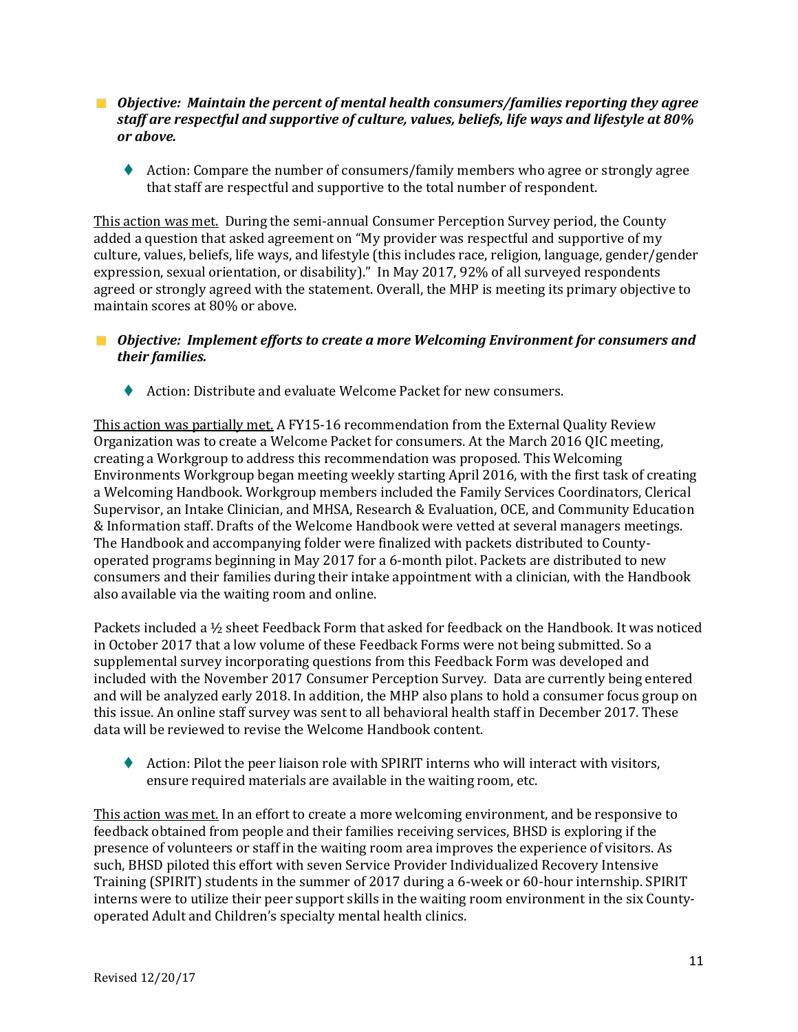- ***Objective: Maintain the percent of mental health consumers/families reporting they agree staff are respectful and supportive of culture, values, beliefs, life ways and lifestyle at 80% or above.***

  - Action: Compare the number of consumers/family members who agree or strongly agree that staff are respectful and supportive to the total number of respondent.

This action was met. During the semi-annual Consumer Perception Survey period, the County added a question that asked agreement on "My provider was respectful and supportive of my culture, values, beliefs, life ways, and lifestyle (this includes race, religion, language, gender/gender expression, sexual orientation, or disability)." In May 2017, 92% of all surveyed respondents agreed or strongly agreed with the statement. Overall, the MHP is meeting its primary objective to maintain scores at 80% or above.

- ***Objective: Implement efforts to create a more Welcoming Environment for consumers and their families.***

  - Action: Distribute and evaluate Welcome Packet for new consumers.

This action was partially met. A FY15-16 recommendation from the External Quality Review Organization was to create a Welcome Packet for consumers. At the March 2016 QIC meeting, creating a Workgroup to address this recommendation was proposed. This Welcoming Environments Workgroup began meeting weekly starting April 2016, with the first task of creating a Welcoming Handbook. Workgroup members included the Family Services Coordinators, Clerical Supervisor, an Intake Clinician, and MHSA, Research & Evaluation, OCE, and Community Education & Information staff. Drafts of the Welcome Handbook were vetted at several managers meetings. The Handbook and accompanying folder were finalized with packets distributed to County-operated programs beginning in May 2017 for a 6-month pilot. Packets are distributed to new consumers and their families during their intake appointment with a clinician, with the Handbook also available via the waiting room and online.

Packets included a ½ sheet Feedback Form that asked for feedback on the Handbook. It was noticed in October 2017 that a low volume of these Feedback Forms were not being submitted. So a supplemental survey incorporating questions from this Feedback Form was developed and included with the November 2017 Consumer Perception Survey. Data are currently being entered and will be analyzed early 2018. In addition, the MHP also plans to hold a consumer focus group on this issue. An online staff survey was sent to all behavioral health staff in December 2017. These data will be reviewed to revise the Welcome Handbook content.

  - Action: Pilot the peer liaison role with SPIRIT interns who will interact with visitors, ensure required materials are available in the waiting room, etc.

This action was met. In an effort to create a more welcoming environment, and be responsive to feedback obtained from people and their families receiving services, BHSD is exploring if the presence of volunteers or staff in the waiting room area improves the experience of visitors. As such, BHSD piloted this effort with seven Service Provider Individualized Recovery Intensive Training (SPIRIT) students in the summer of 2017 during a 6-week or 60-hour internship. SPIRIT interns were to utilize their peer support skills in the waiting room environment in the six County-operated Adult and Children's specialty mental health clinics.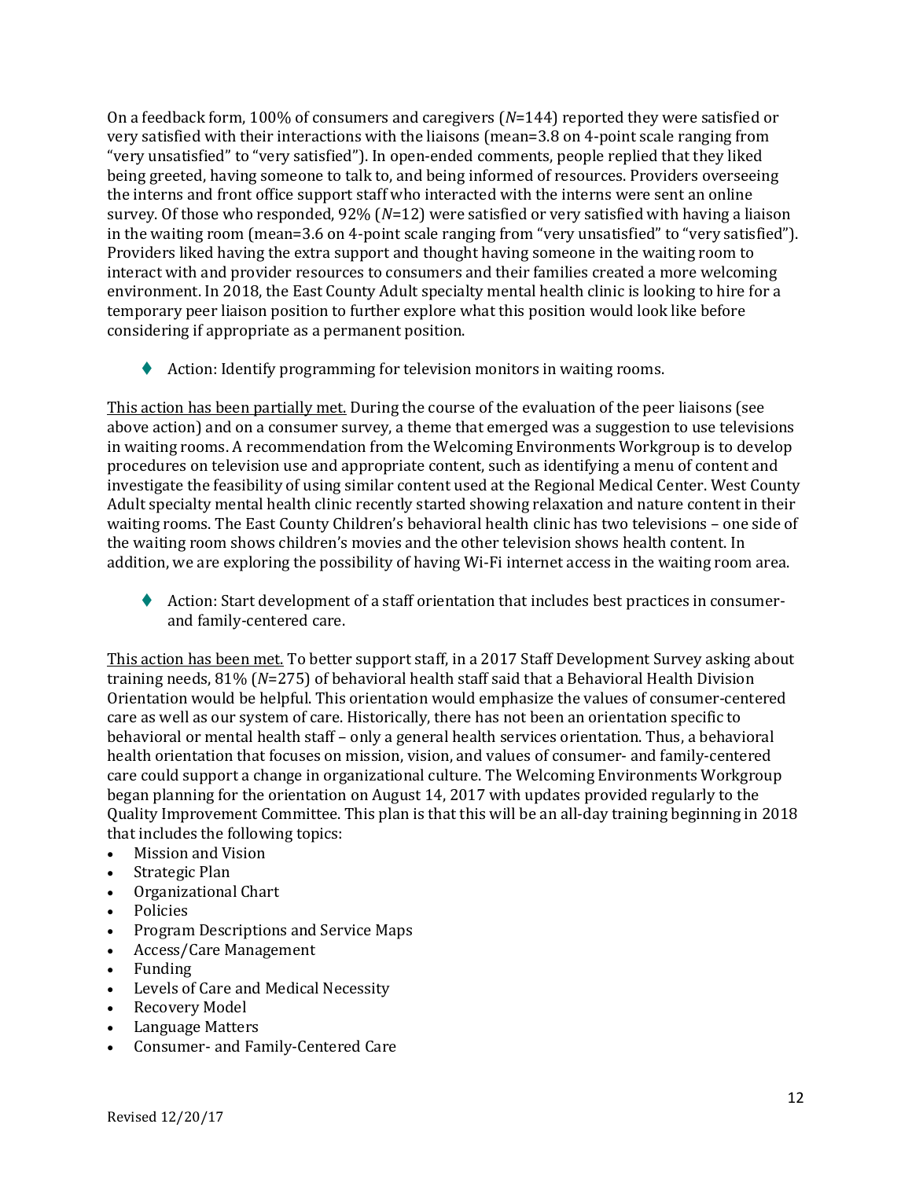On a feedback form, 100% of consumers and caregivers (*N*=144) reported they were satisfied or very satisfied with their interactions with the liaisons (mean=3.8 on 4-point scale ranging from "very unsatisfied" to "very satisfied"). In open-ended comments, people replied that they liked being greeted, having someone to talk to, and being informed of resources. Providers overseeing the interns and front office support staff who interacted with the interns were sent an online survey. Of those who responded, 92% (*N*=12) were satisfied or very satisfied with having a liaison in the waiting room (mean=3.6 on 4-point scale ranging from "very unsatisfied" to "very satisfied"). Providers liked having the extra support and thought having someone in the waiting room to interact with and provider resources to consumers and their families created a more welcoming environment. In 2018, the East County Adult specialty mental health clinic is looking to hire for a temporary peer liaison position to further explore what this position would look like before considering if appropriate as a permanent position.

- Action: Identify programming for television monitors in waiting rooms.

<u>This action has been partially met.</u> During the course of the evaluation of the peer liaisons (see above action) and on a consumer survey, a theme that emerged was a suggestion to use televisions in waiting rooms. A recommendation from the Welcoming Environments Workgroup is to develop procedures on television use and appropriate content, such as identifying a menu of content and investigate the feasibility of using similar content used at the Regional Medical Center. West County Adult specialty mental health clinic recently started showing relaxation and nature content in their waiting rooms. The East County Children's behavioral health clinic has two televisions – one side of the waiting room shows children's movies and the other television shows health content. In addition, we are exploring the possibility of having Wi-Fi internet access in the waiting room area.

- Action: Start development of a staff orientation that includes best practices in consumer- and family-centered care.

<u>This action has been met.</u> To better support staff, in a 2017 Staff Development Survey asking about training needs, 81% (*N*=275) of behavioral health staff said that a Behavioral Health Division Orientation would be helpful. This orientation would emphasize the values of consumer-centered care as well as our system of care. Historically, there has not been an orientation specific to behavioral or mental health staff – only a general health services orientation. Thus, a behavioral health orientation that focuses on mission, vision, and values of consumer- and family-centered care could support a change in organizational culture. The Welcoming Environments Workgroup began planning for the orientation on August 14, 2017 with updates provided regularly to the Quality Improvement Committee. This plan is that this will be an all-day training beginning in 2018 that includes the following topics:

- Mission and Vision
- Strategic Plan
- Organizational Chart
- Policies
- Program Descriptions and Service Maps
- Access/Care Management
- Funding
- Levels of Care and Medical Necessity
- Recovery Model
- Language Matters
- Consumer- and Family-Centered Care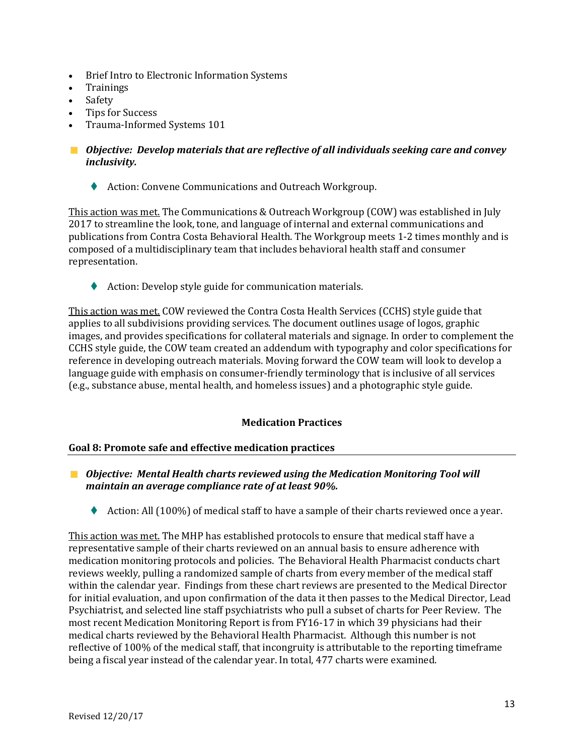- Brief Intro to Electronic Information Systems
- Trainings
- Safety
- Tips for Success
- Trauma-Informed Systems 101

- ***Objective: Develop materials that are reflective of all individuals seeking care and convey inclusivity.***

    - Action: Convene Communications and Outreach Workgroup.

This action was met. The Communications & Outreach Workgroup (COW) was established in July 2017 to streamline the look, tone, and language of internal and external communications and publications from Contra Costa Behavioral Health. The Workgroup meets 1-2 times monthly and is composed of a multidisciplinary team that includes behavioral health staff and consumer representation.

- Action: Develop style guide for communication materials.

This action was met. COW reviewed the Contra Costa Health Services (CCHS) style guide that applies to all subdivisions providing services. The document outlines usage of logos, graphic images, and provides specifications for collateral materials and signage. In order to complement the CCHS style guide, the COW team created an addendum with typography and color specifications for reference in developing outreach materials. Moving forward the COW team will look to develop a language guide with emphasis on consumer-friendly terminology that is inclusive of all services (e.g., substance abuse, mental health, and homeless issues) and a photographic style guide.

## Medication Practices

### Goal 8: Promote safe and effective medication practices

- ***Objective: Mental Health charts reviewed using the Medication Monitoring Tool will maintain an average compliance rate of at least 90%.***

    - Action: All (100%) of medical staff to have a sample of their charts reviewed once a year.

This action was met. The MHP has established protocols to ensure that medical staff have a representative sample of their charts reviewed on an annual basis to ensure adherence with medication monitoring protocols and policies. The Behavioral Health Pharmacist conducts chart reviews weekly, pulling a randomized sample of charts from every member of the medical staff within the calendar year. Findings from these chart reviews are presented to the Medical Director for initial evaluation, and upon confirmation of the data it then passes to the Medical Director, Lead Psychiatrist, and selected line staff psychiatrists who pull a subset of charts for Peer Review. The most recent Medication Monitoring Report is from FY16-17 in which 39 physicians had their medical charts reviewed by the Behavioral Health Pharmacist. Although this number is not reflective of 100% of the medical staff, that incongruity is attributable to the reporting timeframe being a fiscal year instead of the calendar year. In total, 477 charts were examined.

Revised 12/20/17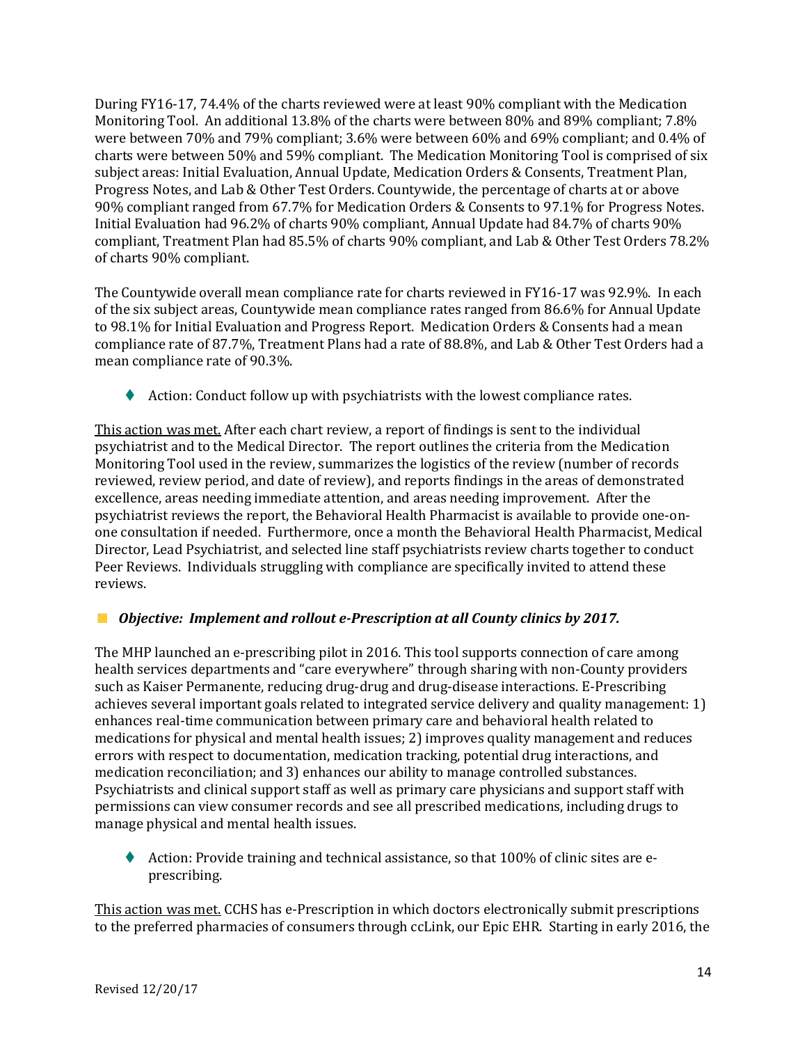During FY16-17, 74.4% of the charts reviewed were at least 90% compliant with the Medication Monitoring Tool. An additional 13.8% of the charts were between 80% and 89% compliant; 7.8% were between 70% and 79% compliant; 3.6% were between 60% and 69% compliant; and 0.4% of charts were between 50% and 59% compliant. The Medication Monitoring Tool is comprised of six subject areas: Initial Evaluation, Annual Update, Medication Orders & Consents, Treatment Plan, Progress Notes, and Lab & Other Test Orders. Countywide, the percentage of charts at or above 90% compliant ranged from 67.7% for Medication Orders & Consents to 97.1% for Progress Notes. Initial Evaluation had 96.2% of charts 90% compliant, Annual Update had 84.7% of charts 90% compliant, Treatment Plan had 85.5% of charts 90% compliant, and Lab & Other Test Orders 78.2% of charts 90% compliant.

The Countywide overall mean compliance rate for charts reviewed in FY16-17 was 92.9%. In each of the six subject areas, Countywide mean compliance rates ranged from 86.6% for Annual Update to 98.1% for Initial Evaluation and Progress Report. Medication Orders & Consents had a mean compliance rate of 87.7%, Treatment Plans had a rate of 88.8%, and Lab & Other Test Orders had a mean compliance rate of 90.3%.

- Action: Conduct follow up with psychiatrists with the lowest compliance rates.

This action was met. After each chart review, a report of findings is sent to the individual psychiatrist and to the Medical Director. The report outlines the criteria from the Medication Monitoring Tool used in the review, summarizes the logistics of the review (number of records reviewed, review period, and date of review), and reports findings in the areas of demonstrated excellence, areas needing immediate attention, and areas needing improvement. After the psychiatrist reviews the report, the Behavioral Health Pharmacist is available to provide one-on-one consultation if needed. Furthermore, once a month the Behavioral Health Pharmacist, Medical Director, Lead Psychiatrist, and selected line staff psychiatrists review charts together to conduct Peer Reviews. Individuals struggling with compliance are specifically invited to attend these reviews.

- ***Objective: Implement and rollout e-Prescription at all County clinics by 2017.***

The MHP launched an e-prescribing pilot in 2016. This tool supports connection of care among health services departments and "care everywhere" through sharing with non-County providers such as Kaiser Permanente, reducing drug-drug and drug-disease interactions. E-Prescribing achieves several important goals related to integrated service delivery and quality management: 1) enhances real-time communication between primary care and behavioral health related to medications for physical and mental health issues; 2) improves quality management and reduces errors with respect to documentation, medication tracking, potential drug interactions, and medication reconciliation; and 3) enhances our ability to manage controlled substances. Psychiatrists and clinical support staff as well as primary care physicians and support staff with permissions can view consumer records and see all prescribed medications, including drugs to manage physical and mental health issues.

- Action: Provide training and technical assistance, so that 100% of clinic sites are e-prescribing.

This action was met. CCHS has e-Prescription in which doctors electronically submit prescriptions to the preferred pharmacies of consumers through ccLink, our Epic EHR. Starting in early 2016, the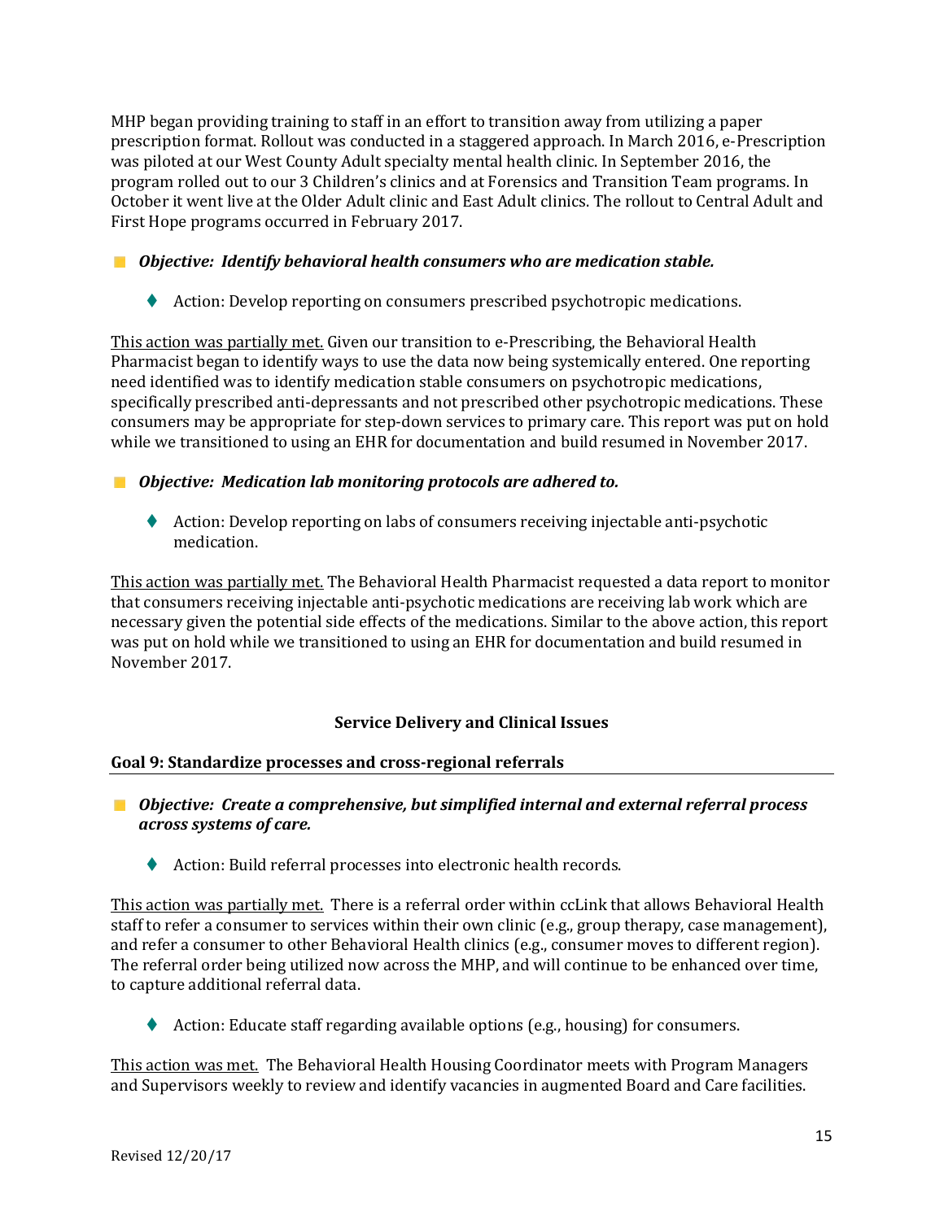MHP began providing training to staff in an effort to transition away from utilizing a paper prescription format. Rollout was conducted in a staggered approach. In March 2016, e-Prescription was piloted at our West County Adult specialty mental health clinic. In September 2016, the program rolled out to our 3 Children's clinics and at Forensics and Transition Team programs. In October it went live at the Older Adult clinic and East Adult clinics. The rollout to Central Adult and First Hope programs occurred in February 2017.

- ***Objective: Identify behavioral health consumers who are medication stable.***

    - Action: Develop reporting on consumers prescribed psychotropic medications.

<u>This action was partially met.</u> Given our transition to e-Prescribing, the Behavioral Health Pharmacist began to identify ways to use the data now being systemically entered. One reporting need identified was to identify medication stable consumers on psychotropic medications, specifically prescribed anti-depressants and not prescribed other psychotropic medications. These consumers may be appropriate for step-down services to primary care. This report was put on hold while we transitioned to using an EHR for documentation and build resumed in November 2017.

- ***Objective: Medication lab monitoring protocols are adhered to.***

    - Action: Develop reporting on labs of consumers receiving injectable anti-psychotic medication.

<u>This action was partially met.</u> The Behavioral Health Pharmacist requested a data report to monitor that consumers receiving injectable anti-psychotic medications are receiving lab work which are necessary given the potential side effects of the medications. Similar to the above action, this report was put on hold while we transitioned to using an EHR for documentation and build resumed in November 2017.

## Service Delivery and Clinical Issues

### Goal 9: Standardize processes and cross-regional referrals

- ***Objective: Create a comprehensive, but simplified internal and external referral process across systems of care.***

    - Action: Build referral processes into electronic health records.

<u>This action was partially met.</u> There is a referral order within ccLink that allows Behavioral Health staff to refer a consumer to services within their own clinic (e.g., group therapy, case management), and refer a consumer to other Behavioral Health clinics (e.g., consumer moves to different region). The referral order being utilized now across the MHP, and will continue to be enhanced over time, to capture additional referral data.

- Action: Educate staff regarding available options (e.g., housing) for consumers.

<u>This action was met.</u> The Behavioral Health Housing Coordinator meets with Program Managers and Supervisors weekly to review and identify vacancies in augmented Board and Care facilities.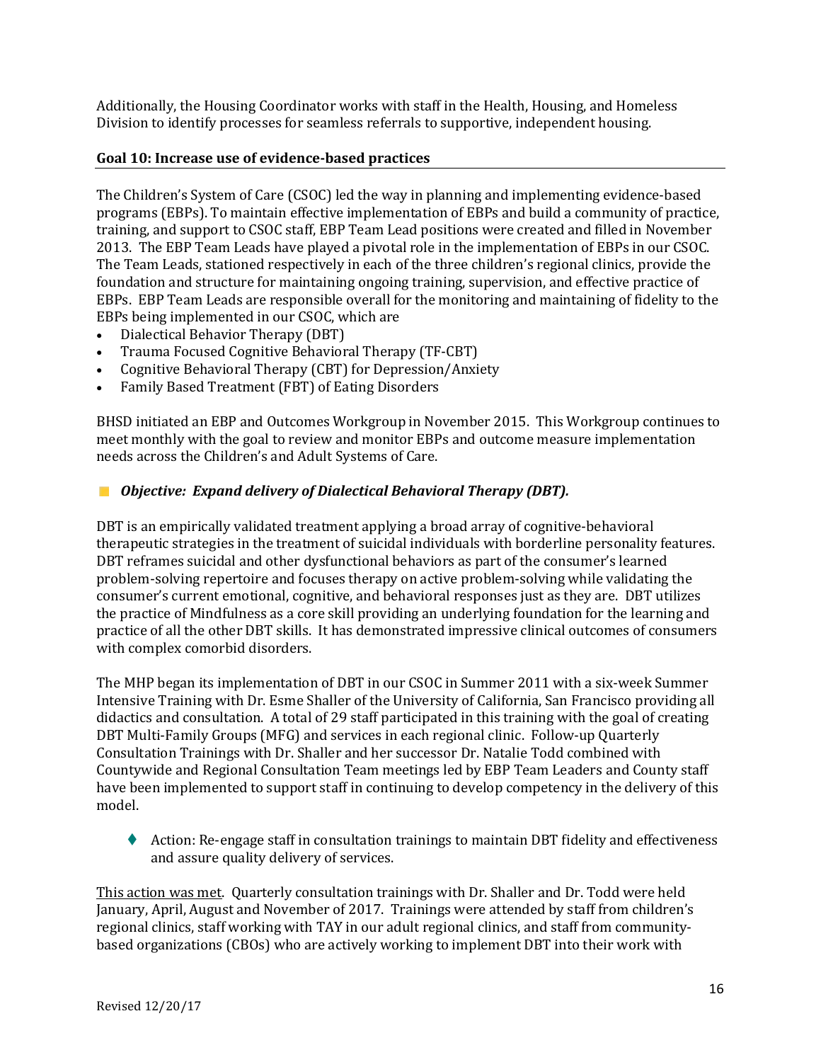Additionally, the Housing Coordinator works with staff in the Health, Housing, and Homeless Division to identify processes for seamless referrals to supportive, independent housing.

## Goal 10: Increase use of evidence-based practices

The Children's System of Care (CSOC) led the way in planning and implementing evidence-based programs (EBPs). To maintain effective implementation of EBPs and build a community of practice, training, and support to CSOC staff, EBP Team Lead positions were created and filled in November 2013. The EBP Team Leads have played a pivotal role in the implementation of EBPs in our CSOC. The Team Leads, stationed respectively in each of the three children's regional clinics, provide the foundation and structure for maintaining ongoing training, supervision, and effective practice of EBPs. EBP Team Leads are responsible overall for the monitoring and maintaining of fidelity to the EBPs being implemented in our CSOC, which are

- Dialectical Behavior Therapy (DBT)
- Trauma Focused Cognitive Behavioral Therapy (TF-CBT)
- Cognitive Behavioral Therapy (CBT) for Depression/Anxiety
- Family Based Treatment (FBT) of Eating Disorders

BHSD initiated an EBP and Outcomes Workgroup in November 2015. This Workgroup continues to meet monthly with the goal to review and monitor EBPs and outcome measure implementation needs across the Children's and Adult Systems of Care.

### *Objective: Expand delivery of Dialectical Behavioral Therapy (DBT).*

DBT is an empirically validated treatment applying a broad array of cognitive-behavioral therapeutic strategies in the treatment of suicidal individuals with borderline personality features. DBT reframes suicidal and other dysfunctional behaviors as part of the consumer's learned problem-solving repertoire and focuses therapy on active problem-solving while validating the consumer's current emotional, cognitive, and behavioral responses just as they are. DBT utilizes the practice of Mindfulness as a core skill providing an underlying foundation for the learning and practice of all the other DBT skills. It has demonstrated impressive clinical outcomes of consumers with complex comorbid disorders.

The MHP began its implementation of DBT in our CSOC in Summer 2011 with a six-week Summer Intensive Training with Dr. Esme Shaller of the University of California, San Francisco providing all didactics and consultation. A total of 29 staff participated in this training with the goal of creating DBT Multi-Family Groups (MFG) and services in each regional clinic. Follow-up Quarterly Consultation Trainings with Dr. Shaller and her successor Dr. Natalie Todd combined with Countywide and Regional Consultation Team meetings led by EBP Team Leaders and County staff have been implemented to support staff in continuing to develop competency in the delivery of this model.

- Action: Re-engage staff in consultation trainings to maintain DBT fidelity and effectiveness and assure quality delivery of services.

This action was met. Quarterly consultation trainings with Dr. Shaller and Dr. Todd were held January, April, August and November of 2017. Trainings were attended by staff from children's regional clinics, staff working with TAY in our adult regional clinics, and staff from community-based organizations (CBOs) who are actively working to implement DBT into their work with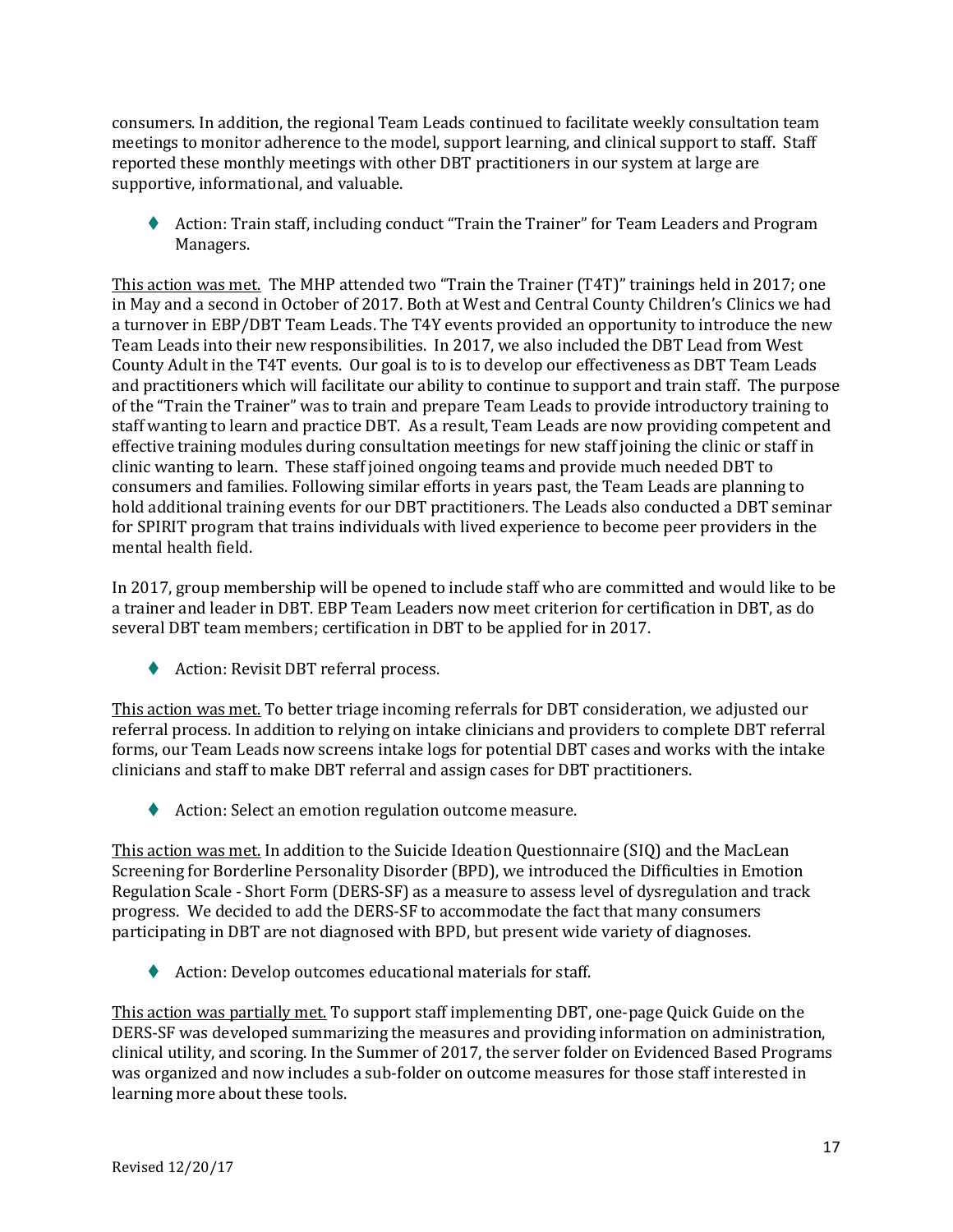consumers. In addition, the regional Team Leads continued to facilitate weekly consultation team meetings to monitor adherence to the model, support learning, and clinical support to staff. Staff reported these monthly meetings with other DBT practitioners in our system at large are supportive, informational, and valuable.

- Action: Train staff, including conduct "Train the Trainer" for Team Leaders and Program Managers.

This action was met. The MHP attended two "Train the Trainer (T4T)" trainings held in 2017; one in May and a second in October of 2017. Both at West and Central County Children's Clinics we had a turnover in EBP/DBT Team Leads. The T4Y events provided an opportunity to introduce the new Team Leads into their new responsibilities. In 2017, we also included the DBT Lead from West County Adult in the T4T events. Our goal is to is to develop our effectiveness as DBT Team Leads and practitioners which will facilitate our ability to continue to support and train staff. The purpose of the "Train the Trainer" was to train and prepare Team Leads to provide introductory training to staff wanting to learn and practice DBT. As a result, Team Leads are now providing competent and effective training modules during consultation meetings for new staff joining the clinic or staff in clinic wanting to learn. These staff joined ongoing teams and provide much needed DBT to consumers and families. Following similar efforts in years past, the Team Leads are planning to hold additional training events for our DBT practitioners. The Leads also conducted a DBT seminar for SPIRIT program that trains individuals with lived experience to become peer providers in the mental health field.

In 2017, group membership will be opened to include staff who are committed and would like to be a trainer and leader in DBT. EBP Team Leaders now meet criterion for certification in DBT, as do several DBT team members; certification in DBT to be applied for in 2017.

- Action: Revisit DBT referral process.

This action was met. To better triage incoming referrals for DBT consideration, we adjusted our referral process. In addition to relying on intake clinicians and providers to complete DBT referral forms, our Team Leads now screens intake logs for potential DBT cases and works with the intake clinicians and staff to make DBT referral and assign cases for DBT practitioners.

- Action: Select an emotion regulation outcome measure.

This action was met. In addition to the Suicide Ideation Questionnaire (SIQ) and the MacLean Screening for Borderline Personality Disorder (BPD), we introduced the Difficulties in Emotion Regulation Scale - Short Form (DERS-SF) as a measure to assess level of dysregulation and track progress. We decided to add the DERS-SF to accommodate the fact that many consumers participating in DBT are not diagnosed with BPD, but present wide variety of diagnoses.

- Action: Develop outcomes educational materials for staff.

This action was partially met. To support staff implementing DBT, one-page Quick Guide on the DERS-SF was developed summarizing the measures and providing information on administration, clinical utility, and scoring. In the Summer of 2017, the server folder on Evidenced Based Programs was organized and now includes a sub-folder on outcome measures for those staff interested in learning more about these tools.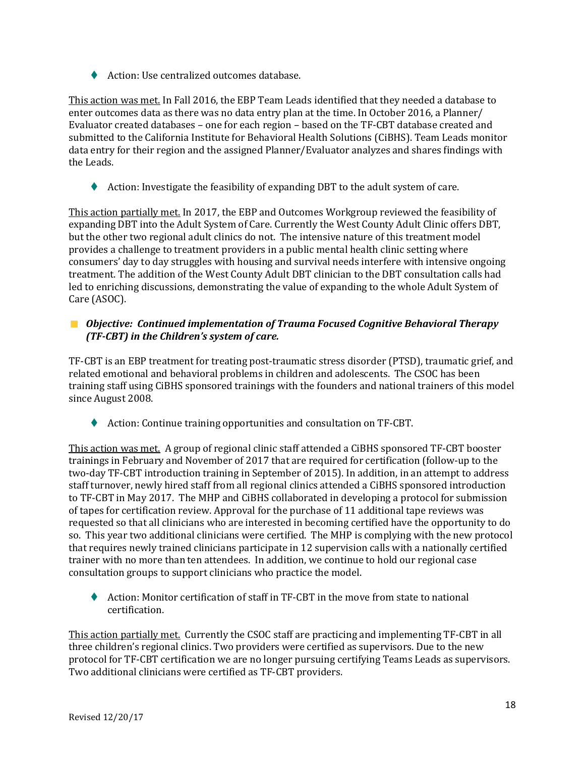- Action: Use centralized outcomes database.

<u>This action was met.</u> In Fall 2016, the EBP Team Leads identified that they needed a database to enter outcomes data as there was no data entry plan at the time. In October 2016, a Planner/ Evaluator created databases – one for each region – based on the TF-CBT database created and submitted to the California Institute for Behavioral Health Solutions (CiBHS). Team Leads monitor data entry for their region and the assigned Planner/Evaluator analyzes and shares findings with the Leads.

- Action: Investigate the feasibility of expanding DBT to the adult system of care.

<u>This action partially met.</u> In 2017, the EBP and Outcomes Workgroup reviewed the feasibility of expanding DBT into the Adult System of Care. Currently the West County Adult Clinic offers DBT, but the other two regional adult clinics do not. The intensive nature of this treatment model provides a challenge to treatment providers in a public mental health clinic setting where consumers' day to day struggles with housing and survival needs interfere with intensive ongoing treatment. The addition of the West County Adult DBT clinician to the DBT consultation calls had led to enriching discussions, demonstrating the value of expanding to the whole Adult System of Care (ASOC).

- ***Objective: Continued implementation of Trauma Focused Cognitive Behavioral Therapy (TF-CBT) in the Children's system of care.***

TF-CBT is an EBP treatment for treating post-traumatic stress disorder (PTSD), traumatic grief, and related emotional and behavioral problems in children and adolescents. The CSOC has been training staff using CiBHS sponsored trainings with the founders and national trainers of this model since August 2008.

- Action: Continue training opportunities and consultation on TF-CBT.

<u>This action was met.</u> A group of regional clinic staff attended a CiBHS sponsored TF-CBT booster trainings in February and November of 2017 that are required for certification (follow-up to the two-day TF-CBT introduction training in September of 2015). In addition, in an attempt to address staff turnover, newly hired staff from all regional clinics attended a CiBHS sponsored introduction to TF-CBT in May 2017. The MHP and CiBHS collaborated in developing a protocol for submission of tapes for certification review. Approval for the purchase of 11 additional tape reviews was requested so that all clinicians who are interested in becoming certified have the opportunity to do so. This year two additional clinicians were certified. The MHP is complying with the new protocol that requires newly trained clinicians participate in 12 supervision calls with a nationally certified trainer with no more than ten attendees. In addition, we continue to hold our regional case consultation groups to support clinicians who practice the model.

- Action: Monitor certification of staff in TF-CBT in the move from state to national certification.

<u>This action partially met.</u> Currently the CSOC staff are practicing and implementing TF-CBT in all three children's regional clinics. Two providers were certified as supervisors. Due to the new protocol for TF-CBT certification we are no longer pursuing certifying Teams Leads as supervisors. Two additional clinicians were certified as TF-CBT providers.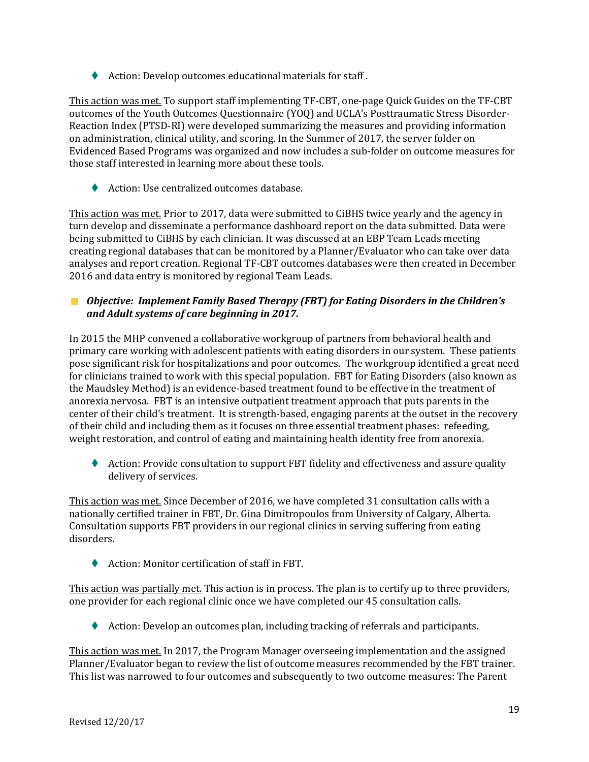- Action: Develop outcomes educational materials for staff .

This action was met. To support staff implementing TF-CBT, one-page Quick Guides on the TF-CBT outcomes of the Youth Outcomes Questionnaire (YOQ) and UCLA's Posttraumatic Stress Disorder-Reaction Index (PTSD-RI) were developed summarizing the measures and providing information on administration, clinical utility, and scoring. In the Summer of 2017, the server folder on Evidenced Based Programs was organized and now includes a sub-folder on outcome measures for those staff interested in learning more about these tools.

- Action: Use centralized outcomes database.

This action was met. Prior to 2017, data were submitted to CiBHS twice yearly and the agency in turn develop and disseminate a performance dashboard report on the data submitted. Data were being submitted to CiBHS by each clinician. It was discussed at an EBP Team Leads meeting creating regional databases that can be monitored by a Planner/Evaluator who can take over data analyses and report creation. Regional TF-CBT outcomes databases were then created in December 2016 and data entry is monitored by regional Team Leads.

- ***Objective: Implement Family Based Therapy (FBT) for Eating Disorders in the Children's and Adult systems of care beginning in 2017.***

In 2015 the MHP convened a collaborative workgroup of partners from behavioral health and primary care working with adolescent patients with eating disorders in our system. These patients pose significant risk for hospitalizations and poor outcomes. The workgroup identified a great need for clinicians trained to work with this special population. FBT for Eating Disorders (also known as the Maudsley Method) is an evidence-based treatment found to be effective in the treatment of anorexia nervosa. FBT is an intensive outpatient treatment approach that puts parents in the center of their child's treatment. It is strength-based, engaging parents at the outset in the recovery of their child and including them as it focuses on three essential treatment phases: refeeding, weight restoration, and control of eating and maintaining health identity free from anorexia.

- Action: Provide consultation to support FBT fidelity and effectiveness and assure quality delivery of services.

This action was met. Since December of 2016, we have completed 31 consultation calls with a nationally certified trainer in FBT, Dr. Gina Dimitropoulos from University of Calgary, Alberta. Consultation supports FBT providers in our regional clinics in serving suffering from eating disorders.

- Action: Monitor certification of staff in FBT.

This action was partially met. This action is in process. The plan is to certify up to three providers, one provider for each regional clinic once we have completed our 45 consultation calls.

- Action: Develop an outcomes plan, including tracking of referrals and participants.

This action was met. In 2017, the Program Manager overseeing implementation and the assigned Planner/Evaluator began to review the list of outcome measures recommended by the FBT trainer. This list was narrowed to four outcomes and subsequently to two outcome measures: The Parent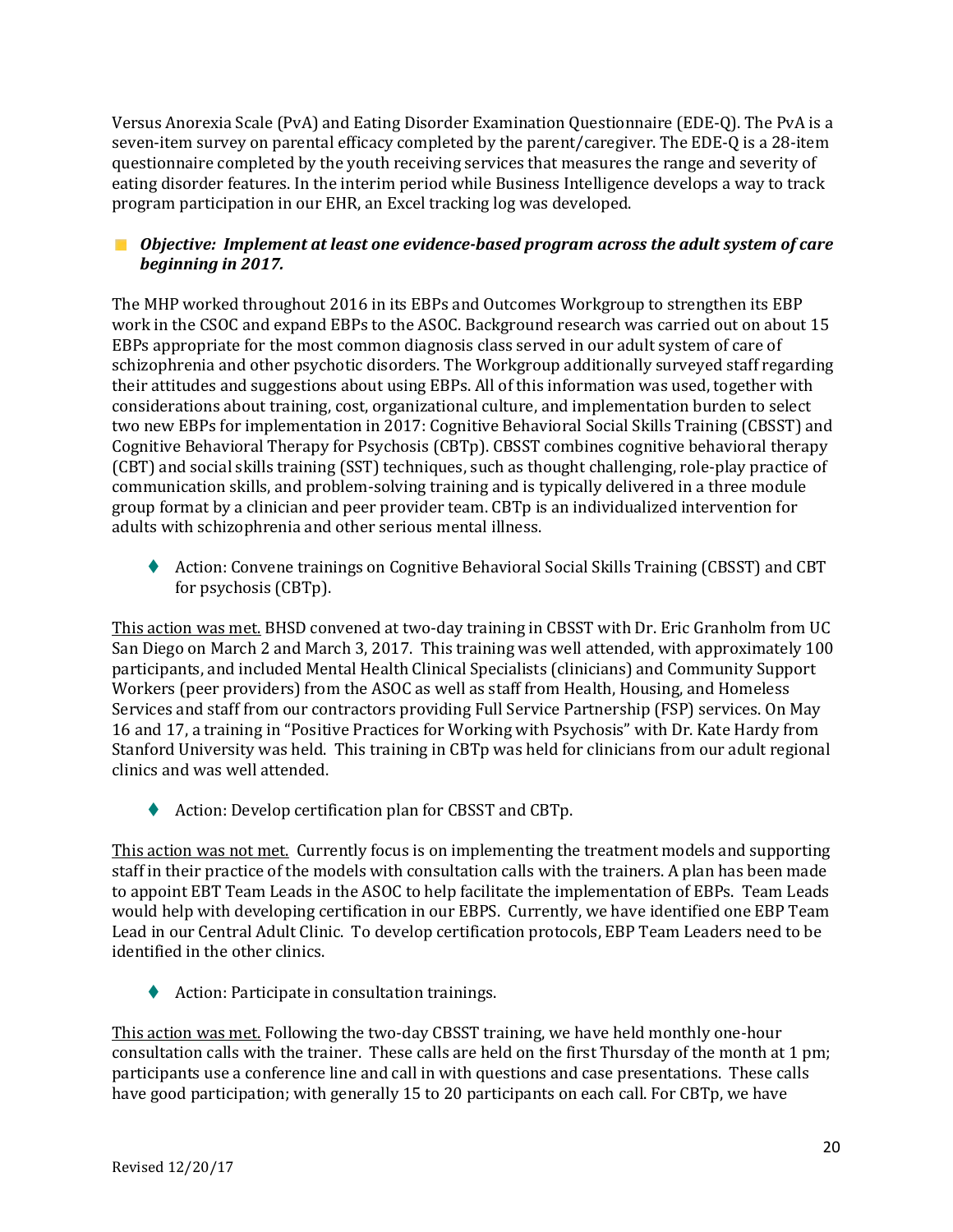Versus Anorexia Scale (PvA) and Eating Disorder Examination Questionnaire (EDE-Q). The PvA is a seven-item survey on parental efficacy completed by the parent/caregiver. The EDE-Q is a 28-item questionnaire completed by the youth receiving services that measures the range and severity of eating disorder features. In the interim period while Business Intelligence develops a way to track program participation in our EHR, an Excel tracking log was developed.

- ***Objective: Implement at least one evidence-based program across the adult system of care beginning in 2017.***

The MHP worked throughout 2016 in its EBPs and Outcomes Workgroup to strengthen its EBP work in the CSOC and expand EBPs to the ASOC. Background research was carried out on about 15 EBPs appropriate for the most common diagnosis class served in our adult system of care of schizophrenia and other psychotic disorders. The Workgroup additionally surveyed staff regarding their attitudes and suggestions about using EBPs. All of this information was used, together with considerations about training, cost, organizational culture, and implementation burden to select two new EBPs for implementation in 2017: Cognitive Behavioral Social Skills Training (CBSST) and Cognitive Behavioral Therapy for Psychosis (CBTp). CBSST combines cognitive behavioral therapy (CBT) and social skills training (SST) techniques, such as thought challenging, role-play practice of communication skills, and problem-solving training and is typically delivered in a three module group format by a clinician and peer provider team. CBTp is an individualized intervention for adults with schizophrenia and other serious mental illness.

- Action: Convene trainings on Cognitive Behavioral Social Skills Training (CBSST) and CBT for psychosis (CBTp).

This action was met. BHSD convened at two-day training in CBSST with Dr. Eric Granholm from UC San Diego on March 2 and March 3, 2017. This training was well attended, with approximately 100 participants, and included Mental Health Clinical Specialists (clinicians) and Community Support Workers (peer providers) from the ASOC as well as staff from Health, Housing, and Homeless Services and staff from our contractors providing Full Service Partnership (FSP) services. On May 16 and 17, a training in "Positive Practices for Working with Psychosis" with Dr. Kate Hardy from Stanford University was held. This training in CBTp was held for clinicians from our adult regional clinics and was well attended.

- Action: Develop certification plan for CBSST and CBTp.

This action was not met. Currently focus is on implementing the treatment models and supporting staff in their practice of the models with consultation calls with the trainers. A plan has been made to appoint EBT Team Leads in the ASOC to help facilitate the implementation of EBPs. Team Leads would help with developing certification in our EBPS. Currently, we have identified one EBP Team Lead in our Central Adult Clinic. To develop certification protocols, EBP Team Leaders need to be identified in the other clinics.

- Action: Participate in consultation trainings.

This action was met. Following the two-day CBSST training, we have held monthly one-hour consultation calls with the trainer. These calls are held on the first Thursday of the month at 1 pm; participants use a conference line and call in with questions and case presentations. These calls have good participation; with generally 15 to 20 participants on each call. For CBTp, we have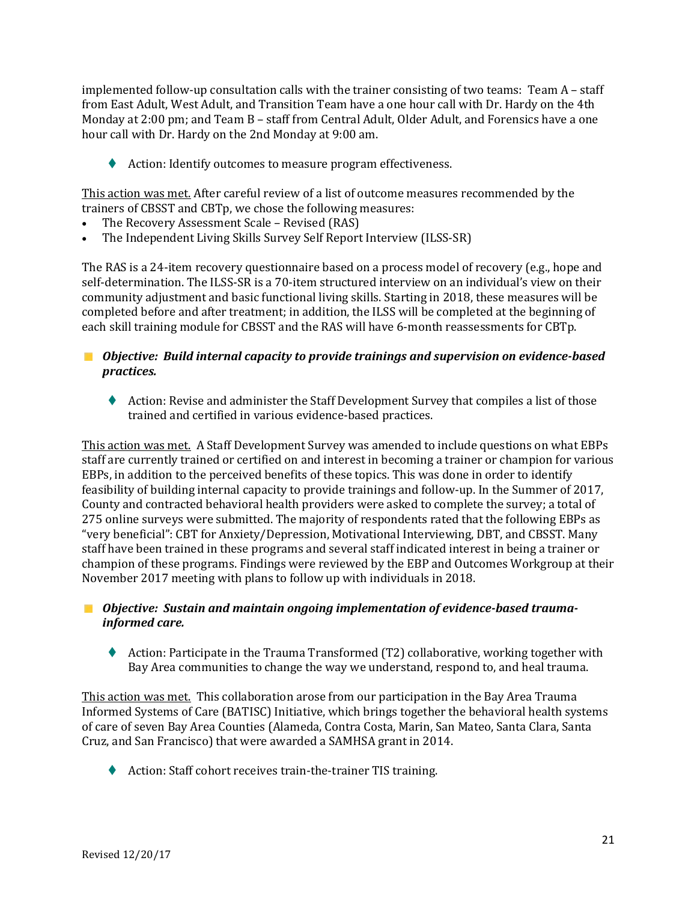implemented follow-up consultation calls with the trainer consisting of two teams: Team A – staff from East Adult, West Adult, and Transition Team have a one hour call with Dr. Hardy on the 4th Monday at 2:00 pm; and Team B – staff from Central Adult, Older Adult, and Forensics have a one hour call with Dr. Hardy on the 2nd Monday at 9:00 am.

- ♦ Action: Identify outcomes to measure program effectiveness.

<u>This action was met.</u> After careful review of a list of outcome measures recommended by the trainers of CBSST and CBTp, we chose the following measures:

- The Recovery Assessment Scale – Revised (RAS)
- The Independent Living Skills Survey Self Report Interview (ILSS-SR)

The RAS is a 24-item recovery questionnaire based on a process model of recovery (e.g., hope and self-determination. The ILSS-SR is a 70-item structured interview on an individual's view on their community adjustment and basic functional living skills. Starting in 2018, these measures will be completed before and after treatment; in addition, the ILSS will be completed at the beginning of each skill training module for CBSST and the RAS will have 6-month reassessments for CBTp.

- ***Objective: Build internal capacity to provide trainings and supervision on evidence-based practices.***

  - ♦ Action: Revise and administer the Staff Development Survey that compiles a list of those trained and certified in various evidence-based practices.

<u>This action was met.</u> A Staff Development Survey was amended to include questions on what EBPs staff are currently trained or certified on and interest in becoming a trainer or champion for various EBPs, in addition to the perceived benefits of these topics. This was done in order to identify feasibility of building internal capacity to provide trainings and follow-up. In the Summer of 2017, County and contracted behavioral health providers were asked to complete the survey; a total of 275 online surveys were submitted. The majority of respondents rated that the following EBPs as "very beneficial": CBT for Anxiety/Depression, Motivational Interviewing, DBT, and CBSST. Many staff have been trained in these programs and several staff indicated interest in being a trainer or champion of these programs. Findings were reviewed by the EBP and Outcomes Workgroup at their November 2017 meeting with plans to follow up with individuals in 2018.

- ***Objective: Sustain and maintain ongoing implementation of evidence-based trauma-informed care.***

  - ♦ Action: Participate in the Trauma Transformed (T2) collaborative, working together with Bay Area communities to change the way we understand, respond to, and heal trauma.

<u>This action was met.</u> This collaboration arose from our participation in the Bay Area Trauma Informed Systems of Care (BATISC) Initiative, which brings together the behavioral health systems of care of seven Bay Area Counties (Alameda, Contra Costa, Marin, San Mateo, Santa Clara, Santa Cruz, and San Francisco) that were awarded a SAMHSA grant in 2014.

- ♦ Action: Staff cohort receives train-the-trainer TIS training.

Revised 12/20/17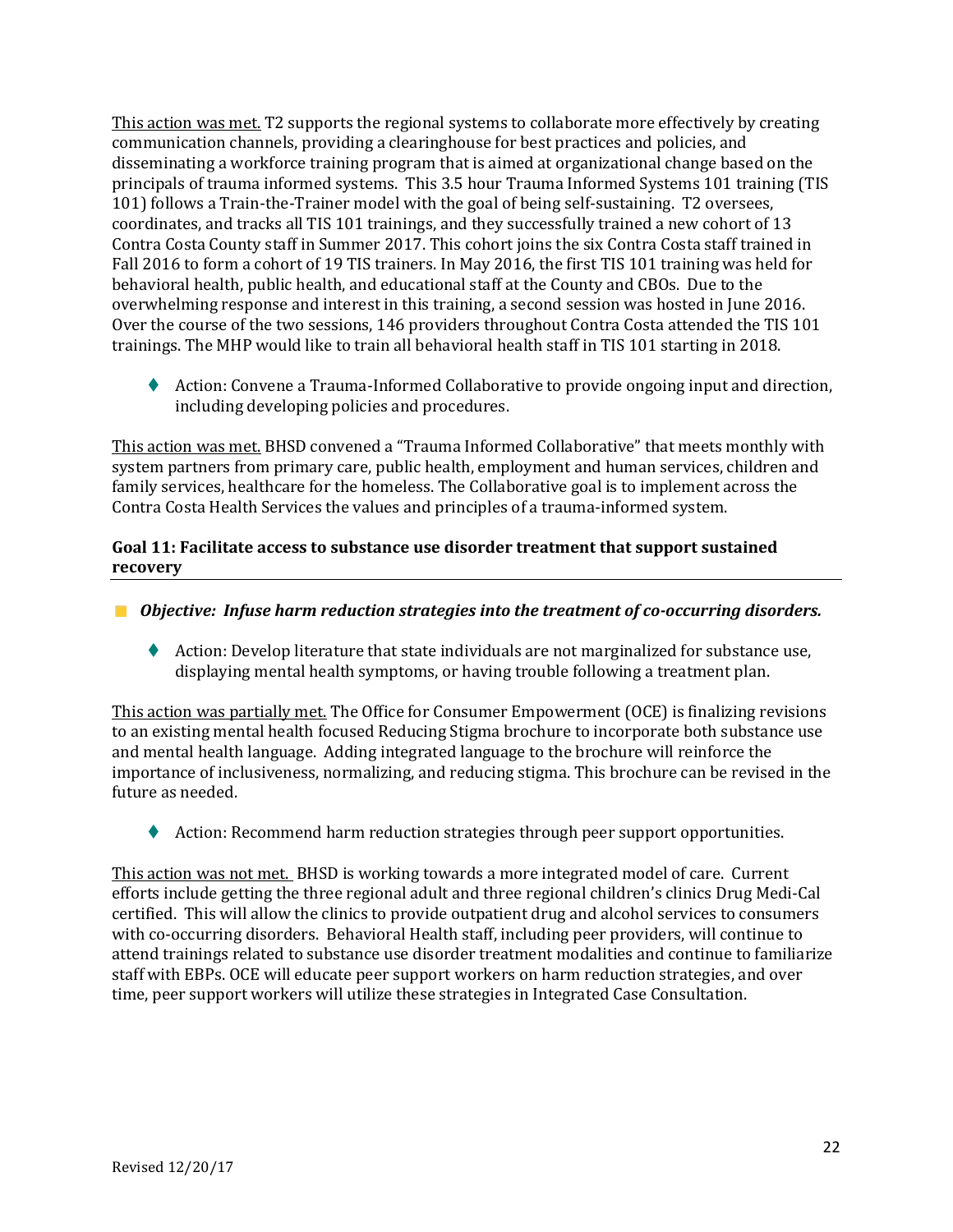<u>This action was met.</u> T2 supports the regional systems to collaborate more effectively by creating communication channels, providing a clearinghouse for best practices and policies, and disseminating a workforce training program that is aimed at organizational change based on the principals of trauma informed systems. This 3.5 hour Trauma Informed Systems 101 training (TIS 101) follows a Train-the-Trainer model with the goal of being self-sustaining. T2 oversees, coordinates, and tracks all TIS 101 trainings, and they successfully trained a new cohort of 13 Contra Costa County staff in Summer 2017. This cohort joins the six Contra Costa staff trained in Fall 2016 to form a cohort of 19 TIS trainers. In May 2016, the first TIS 101 training was held for behavioral health, public health, and educational staff at the County and CBOs. Due to the overwhelming response and interest in this training, a second session was hosted in June 2016. Over the course of the two sessions, 146 providers throughout Contra Costa attended the TIS 101 trainings. The MHP would like to train all behavioral health staff in TIS 101 starting in 2018.

- Action: Convene a Trauma-Informed Collaborative to provide ongoing input and direction, including developing policies and procedures.

<u>This action was met.</u> BHSD convened a "Trauma Informed Collaborative" that meets monthly with system partners from primary care, public health, employment and human services, children and family services, healthcare for the homeless. The Collaborative goal is to implement across the Contra Costa Health Services the values and principles of a trauma-informed system.

**Goal 11: Facilitate access to substance use disorder treatment that support sustained recovery**

- ***Objective: Infuse harm reduction strategies into the treatment of co-occurring disorders.***

  - Action: Develop literature that state individuals are not marginalized for substance use, displaying mental health symptoms, or having trouble following a treatment plan.

<u>This action was partially met.</u> The Office for Consumer Empowerment (OCE) is finalizing revisions to an existing mental health focused Reducing Stigma brochure to incorporate both substance use and mental health language. Adding integrated language to the brochure will reinforce the importance of inclusiveness, normalizing, and reducing stigma. This brochure can be revised in the future as needed.

- Action: Recommend harm reduction strategies through peer support opportunities.

<u>This action was not met.</u> BHSD is working towards a more integrated model of care. Current efforts include getting the three regional adult and three regional children's clinics Drug Medi-Cal certified. This will allow the clinics to provide outpatient drug and alcohol services to consumers with co-occurring disorders. Behavioral Health staff, including peer providers, will continue to attend trainings related to substance use disorder treatment modalities and continue to familiarize staff with EBPs. OCE will educate peer support workers on harm reduction strategies, and over time, peer support workers will utilize these strategies in Integrated Case Consultation.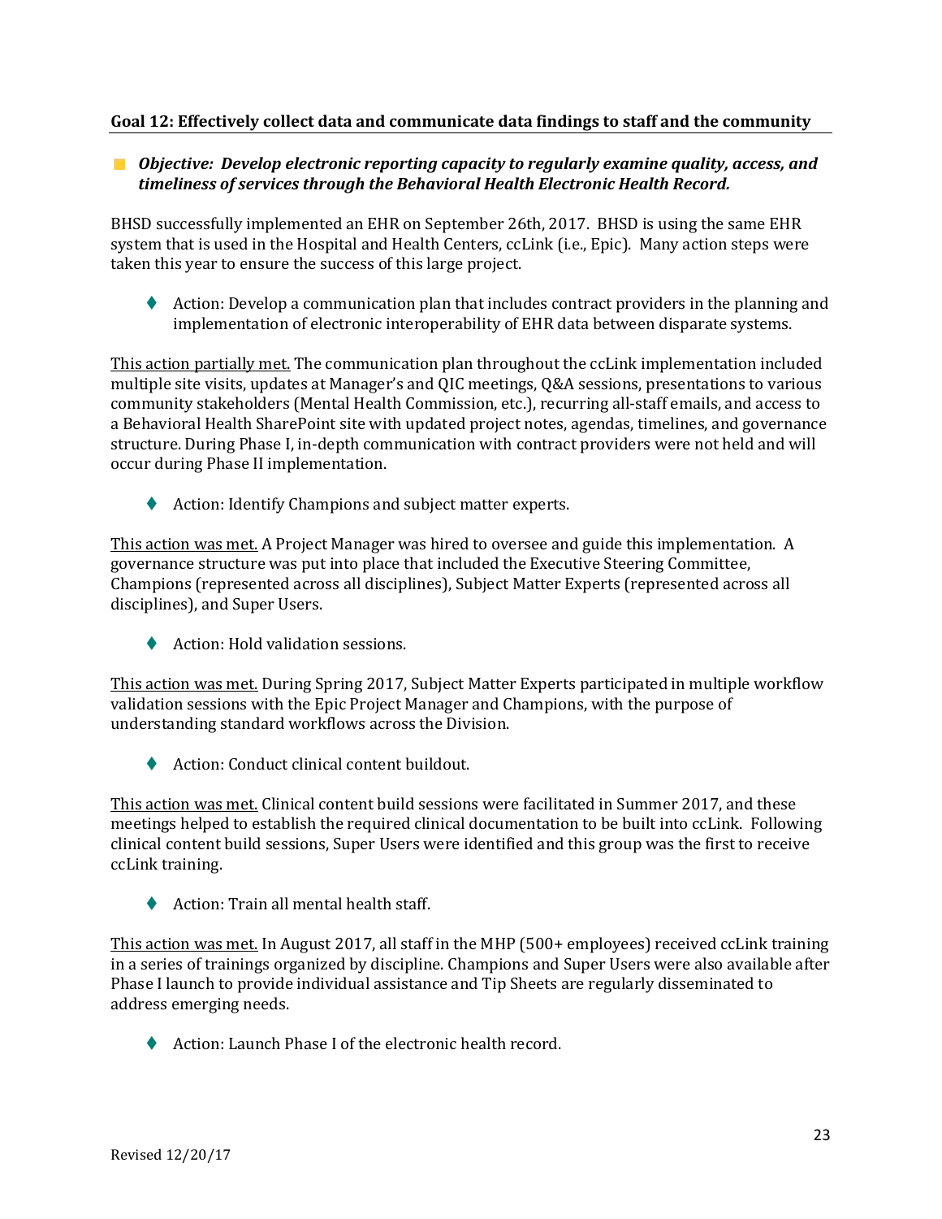## Goal 12: Effectively collect data and communicate data findings to staff and the community

- ***Objective: Develop electronic reporting capacity to regularly examine quality, access, and timeliness of services through the Behavioral Health Electronic Health Record.***

BHSD successfully implemented an EHR on September 26th, 2017. BHSD is using the same EHR system that is used in the Hospital and Health Centers, ccLink (i.e., Epic). Many action steps were taken this year to ensure the success of this large project.

- Action: Develop a communication plan that includes contract providers in the planning and implementation of electronic interoperability of EHR data between disparate systems.

This action partially met. The communication plan throughout the ccLink implementation included multiple site visits, updates at Manager's and QIC meetings, Q&A sessions, presentations to various community stakeholders (Mental Health Commission, etc.), recurring all-staff emails, and access to a Behavioral Health SharePoint site with updated project notes, agendas, timelines, and governance structure. During Phase I, in-depth communication with contract providers were not held and will occur during Phase II implementation.

- Action: Identify Champions and subject matter experts.

This action was met. A Project Manager was hired to oversee and guide this implementation. A governance structure was put into place that included the Executive Steering Committee, Champions (represented across all disciplines), Subject Matter Experts (represented across all disciplines), and Super Users.

- Action: Hold validation sessions.

This action was met. During Spring 2017, Subject Matter Experts participated in multiple workflow validation sessions with the Epic Project Manager and Champions, with the purpose of understanding standard workflows across the Division.

- Action: Conduct clinical content buildout.

This action was met. Clinical content build sessions were facilitated in Summer 2017, and these meetings helped to establish the required clinical documentation to be built into ccLink. Following clinical content build sessions, Super Users were identified and this group was the first to receive ccLink training.

- Action: Train all mental health staff.

This action was met. In August 2017, all staff in the MHP (500+ employees) received ccLink training in a series of trainings organized by discipline. Champions and Super Users were also available after Phase I launch to provide individual assistance and Tip Sheets are regularly disseminated to address emerging needs.

- Action: Launch Phase I of the electronic health record.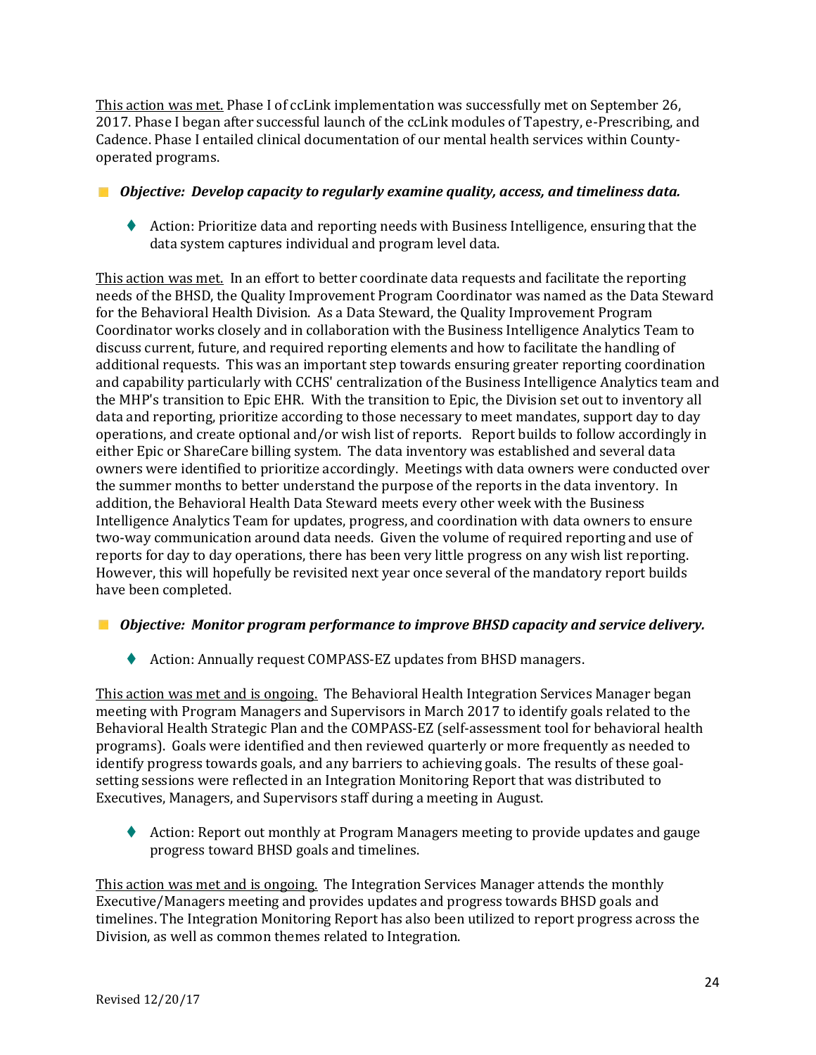<u>This action was met.</u> Phase I of ccLink implementation was successfully met on September 26, 2017. Phase I began after successful launch of the ccLink modules of Tapestry, e-Prescribing, and Cadence. Phase I entailed clinical documentation of our mental health services within County-operated programs.

- ***Objective: Develop capacity to regularly examine quality, access, and timeliness data.***

  - Action: Prioritize data and reporting needs with Business Intelligence, ensuring that the data system captures individual and program level data.

<u>This action was met.</u> In an effort to better coordinate data requests and facilitate the reporting needs of the BHSD, the Quality Improvement Program Coordinator was named as the Data Steward for the Behavioral Health Division. As a Data Steward, the Quality Improvement Program Coordinator works closely and in collaboration with the Business Intelligence Analytics Team to discuss current, future, and required reporting elements and how to facilitate the handling of additional requests. This was an important step towards ensuring greater reporting coordination and capability particularly with CCHS' centralization of the Business Intelligence Analytics team and the MHP's transition to Epic EHR. With the transition to Epic, the Division set out to inventory all data and reporting, prioritize according to those necessary to meet mandates, support day to day operations, and create optional and/or wish list of reports. Report builds to follow accordingly in either Epic or ShareCare billing system. The data inventory was established and several data owners were identified to prioritize accordingly. Meetings with data owners were conducted over the summer months to better understand the purpose of the reports in the data inventory. In addition, the Behavioral Health Data Steward meets every other week with the Business Intelligence Analytics Team for updates, progress, and coordination with data owners to ensure two-way communication around data needs. Given the volume of required reporting and use of reports for day to day operations, there has been very little progress on any wish list reporting. However, this will hopefully be revisited next year once several of the mandatory report builds have been completed.

- ***Objective: Monitor program performance to improve BHSD capacity and service delivery.***

  - Action: Annually request COMPASS-EZ updates from BHSD managers.

<u>This action was met and is ongoing.</u> The Behavioral Health Integration Services Manager began meeting with Program Managers and Supervisors in March 2017 to identify goals related to the Behavioral Health Strategic Plan and the COMPASS-EZ (self-assessment tool for behavioral health programs). Goals were identified and then reviewed quarterly or more frequently as needed to identify progress towards goals, and any barriers to achieving goals. The results of these goal-setting sessions were reflected in an Integration Monitoring Report that was distributed to Executives, Managers, and Supervisors staff during a meeting in August.

  - Action: Report out monthly at Program Managers meeting to provide updates and gauge progress toward BHSD goals and timelines.

<u>This action was met and is ongoing.</u> The Integration Services Manager attends the monthly Executive/Managers meeting and provides updates and progress towards BHSD goals and timelines. The Integration Monitoring Report has also been utilized to report progress across the Division, as well as common themes related to Integration.

Revised 12/20/17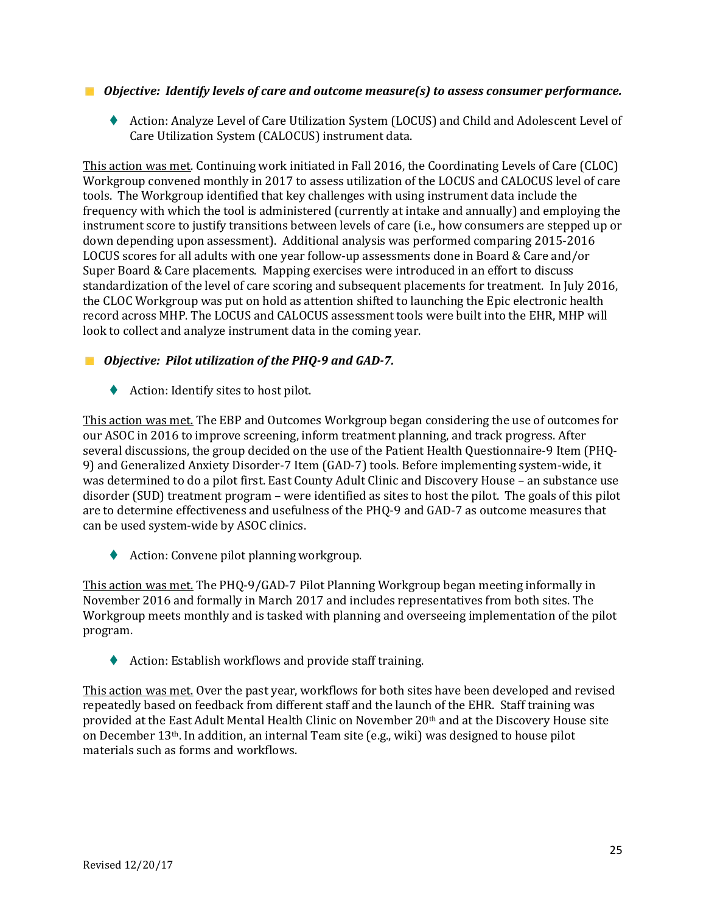- ***Objective: Identify levels of care and outcome measure(s) to assess consumer performance.***

  - Action: Analyze Level of Care Utilization System (LOCUS) and Child and Adolescent Level of Care Utilization System (CALOCUS) instrument data.

This action was met. Continuing work initiated in Fall 2016, the Coordinating Levels of Care (CLOC) Workgroup convened monthly in 2017 to assess utilization of the LOCUS and CALOCUS level of care tools. The Workgroup identified that key challenges with using instrument data include the frequency with which the tool is administered (currently at intake and annually) and employing the instrument score to justify transitions between levels of care (i.e., how consumers are stepped up or down depending upon assessment). Additional analysis was performed comparing 2015-2016 LOCUS scores for all adults with one year follow-up assessments done in Board & Care and/or Super Board & Care placements. Mapping exercises were introduced in an effort to discuss standardization of the level of care scoring and subsequent placements for treatment. In July 2016, the CLOC Workgroup was put on hold as attention shifted to launching the Epic electronic health record across MHP. The LOCUS and CALOCUS assessment tools were built into the EHR, MHP will look to collect and analyze instrument data in the coming year.

- ***Objective: Pilot utilization of the PHQ-9 and GAD-7.***

  - Action: Identify sites to host pilot.

This action was met. The EBP and Outcomes Workgroup began considering the use of outcomes for our ASOC in 2016 to improve screening, inform treatment planning, and track progress. After several discussions, the group decided on the use of the Patient Health Questionnaire-9 Item (PHQ-9) and Generalized Anxiety Disorder-7 Item (GAD-7) tools. Before implementing system-wide, it was determined to do a pilot first. East County Adult Clinic and Discovery House – an substance use disorder (SUD) treatment program – were identified as sites to host the pilot. The goals of this pilot are to determine effectiveness and usefulness of the PHQ-9 and GAD-7 as outcome measures that can be used system-wide by ASOC clinics.

  - Action: Convene pilot planning workgroup.

This action was met. The PHQ-9/GAD-7 Pilot Planning Workgroup began meeting informally in November 2016 and formally in March 2017 and includes representatives from both sites. The Workgroup meets monthly and is tasked with planning and overseeing implementation of the pilot program.

  - Action: Establish workflows and provide staff training.

This action was met. Over the past year, workflows for both sites have been developed and revised repeatedly based on feedback from different staff and the launch of the EHR. Staff training was provided at the East Adult Mental Health Clinic on November 20th and at the Discovery House site on December 13th. In addition, an internal Team site (e.g., wiki) was designed to house pilot materials such as forms and workflows.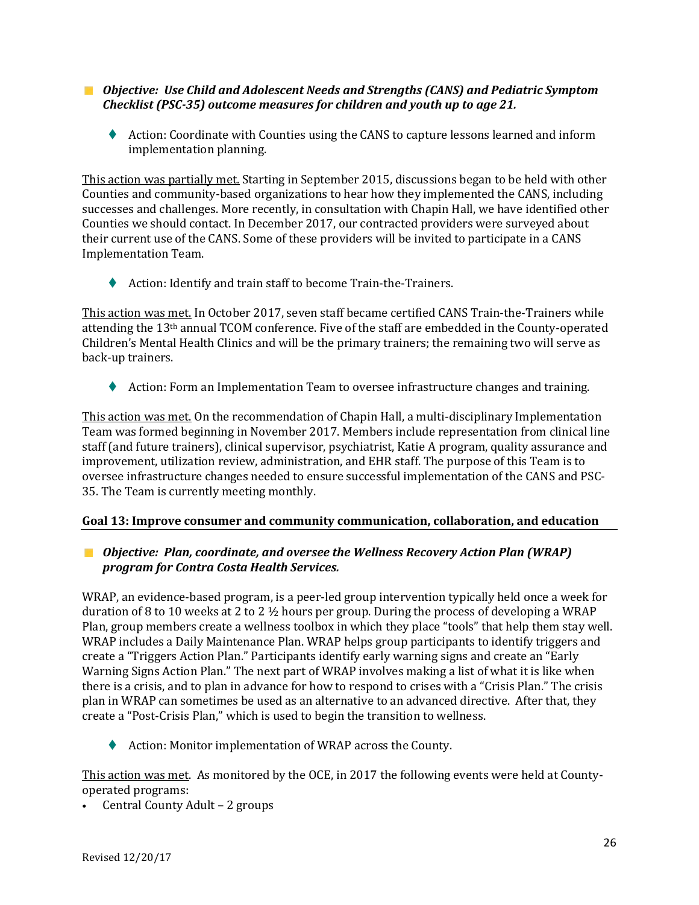- ***Objective: Use Child and Adolescent Needs and Strengths (CANS) and Pediatric Symptom Checklist (PSC-35) outcome measures for children and youth up to age 21.***

  - Action: Coordinate with Counties using the CANS to capture lessons learned and inform implementation planning.

<u>This action was partially met.</u> Starting in September 2015, discussions began to be held with other Counties and community-based organizations to hear how they implemented the CANS, including successes and challenges. More recently, in consultation with Chapin Hall, we have identified other Counties we should contact. In December 2017, our contracted providers were surveyed about their current use of the CANS. Some of these providers will be invited to participate in a CANS Implementation Team.

  - Action: Identify and train staff to become Train-the-Trainers.

<u>This action was met.</u> In October 2017, seven staff became certified CANS Train-the-Trainers while attending the 13th annual TCOM conference. Five of the staff are embedded in the County-operated Children's Mental Health Clinics and will be the primary trainers; the remaining two will serve as back-up trainers.

  - Action: Form an Implementation Team to oversee infrastructure changes and training.

<u>This action was met.</u> On the recommendation of Chapin Hall, a multi-disciplinary Implementation Team was formed beginning in November 2017. Members include representation from clinical line staff (and future trainers), clinical supervisor, psychiatrist, Katie A program, quality assurance and improvement, utilization review, administration, and EHR staff. The purpose of this Team is to oversee infrastructure changes needed to ensure successful implementation of the CANS and PSC-35. The Team is currently meeting monthly.

## Goal 13: Improve consumer and community communication, collaboration, and education

- ***Objective: Plan, coordinate, and oversee the Wellness Recovery Action Plan (WRAP) program for Contra Costa Health Services.***

WRAP, an evidence-based program, is a peer-led group intervention typically held once a week for duration of 8 to 10 weeks at 2 to 2 ½ hours per group. During the process of developing a WRAP Plan, group members create a wellness toolbox in which they place "tools" that help them stay well. WRAP includes a Daily Maintenance Plan. WRAP helps group participants to identify triggers and create a "Triggers Action Plan." Participants identify early warning signs and create an "Early Warning Signs Action Plan." The next part of WRAP involves making a list of what it is like when there is a crisis, and to plan in advance for how to respond to crises with a "Crisis Plan." The crisis plan in WRAP can sometimes be used as an alternative to an advanced directive. After that, they create a "Post-Crisis Plan," which is used to begin the transition to wellness.

  - Action: Monitor implementation of WRAP across the County.

<u>This action was met</u>. As monitored by the OCE, in 2017 the following events were held at County-operated programs:

- Central County Adult – 2 groups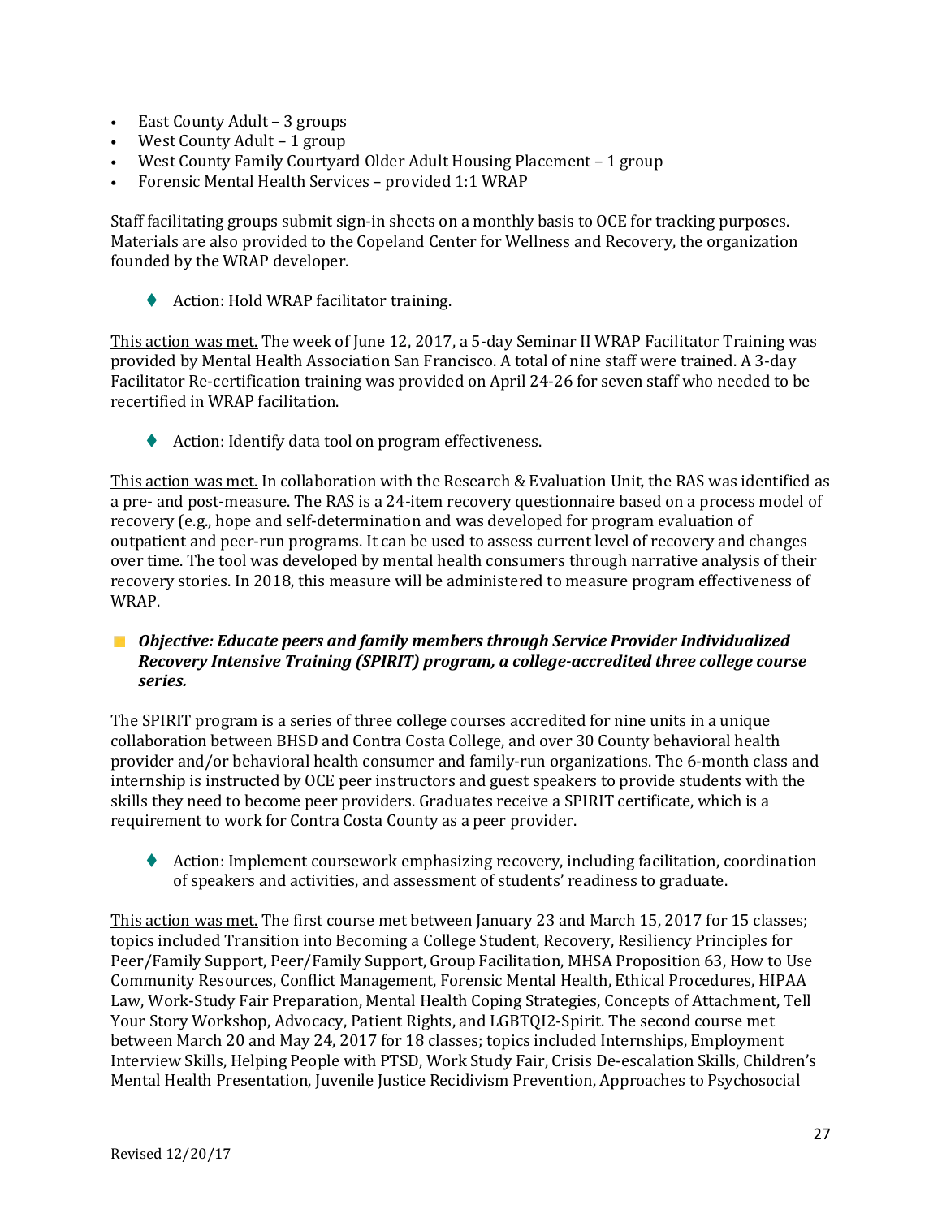- East County Adult – 3 groups
- West County Adult – 1 group
- West County Family Courtyard Older Adult Housing Placement – 1 group
- Forensic Mental Health Services – provided 1:1 WRAP

Staff facilitating groups submit sign-in sheets on a monthly basis to OCE for tracking purposes. Materials are also provided to the Copeland Center for Wellness and Recovery, the organization founded by the WRAP developer.

- ♦ Action: Hold WRAP facilitator training.

<u>This action was met.</u> The week of June 12, 2017, a 5-day Seminar II WRAP Facilitator Training was provided by Mental Health Association San Francisco. A total of nine staff were trained. A 3-day Facilitator Re-certification training was provided on April 24-26 for seven staff who needed to be recertified in WRAP facilitation.

- ♦ Action: Identify data tool on program effectiveness.

<u>This action was met.</u> In collaboration with the Research & Evaluation Unit, the RAS was identified as a pre- and post-measure. The RAS is a 24-item recovery questionnaire based on a process model of recovery (e.g., hope and self-determination and was developed for program evaluation of outpatient and peer-run programs. It can be used to assess current level of recovery and changes over time. The tool was developed by mental health consumers through narrative analysis of their recovery stories. In 2018, this measure will be administered to measure program effectiveness of WRAP.

- ***Objective: Educate peers and family members through Service Provider Individualized Recovery Intensive Training (SPIRIT) program, a college-accredited three college course series.***

The SPIRIT program is a series of three college courses accredited for nine units in a unique collaboration between BHSD and Contra Costa College, and over 30 County behavioral health provider and/or behavioral health consumer and family-run organizations. The 6-month class and internship is instructed by OCE peer instructors and guest speakers to provide students with the skills they need to become peer providers. Graduates receive a SPIRIT certificate, which is a requirement to work for Contra Costa County as a peer provider.

- ♦ Action: Implement coursework emphasizing recovery, including facilitation, coordination of speakers and activities, and assessment of students' readiness to graduate.

<u>This action was met.</u> The first course met between January 23 and March 15, 2017 for 15 classes; topics included Transition into Becoming a College Student, Recovery, Resiliency Principles for Peer/Family Support, Peer/Family Support, Group Facilitation, MHSA Proposition 63, How to Use Community Resources, Conflict Management, Forensic Mental Health, Ethical Procedures, HIPAA Law, Work-Study Fair Preparation, Mental Health Coping Strategies, Concepts of Attachment, Tell Your Story Workshop, Advocacy, Patient Rights, and LGBTQI2-Spirit. The second course met between March 20 and May 24, 2017 for 18 classes; topics included Internships, Employment Interview Skills, Helping People with PTSD, Work Study Fair, Crisis De-escalation Skills, Children's Mental Health Presentation, Juvenile Justice Recidivism Prevention, Approaches to Psychosocial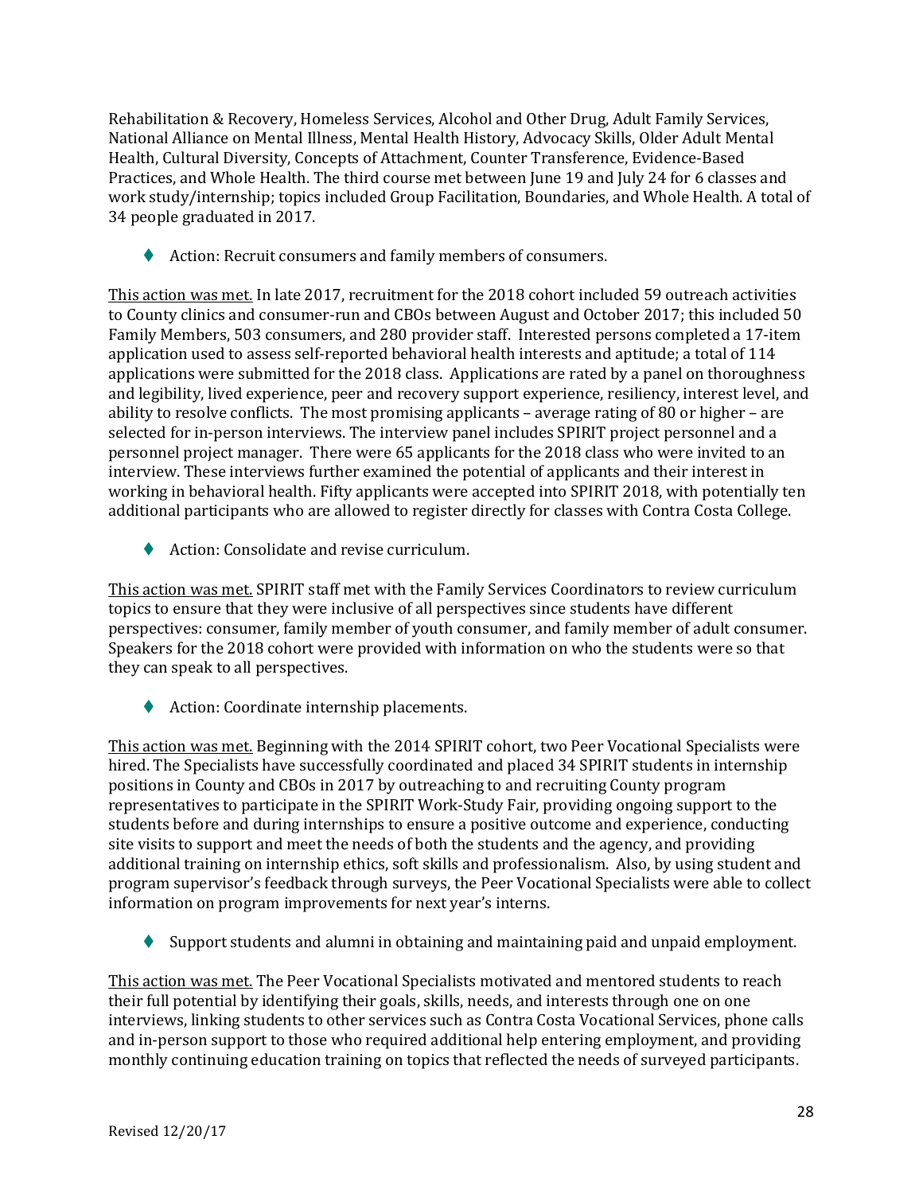Rehabilitation & Recovery, Homeless Services, Alcohol and Other Drug, Adult Family Services, National Alliance on Mental Illness, Mental Health History, Advocacy Skills, Older Adult Mental Health, Cultural Diversity, Concepts of Attachment, Counter Transference, Evidence-Based Practices, and Whole Health. The third course met between June 19 and July 24 for 6 classes and work study/internship; topics included Group Facilitation, Boundaries, and Whole Health. A total of 34 people graduated in 2017.

- Action: Recruit consumers and family members of consumers.

This action was met. In late 2017, recruitment for the 2018 cohort included 59 outreach activities to County clinics and consumer-run and CBOs between August and October 2017; this included 50 Family Members, 503 consumers, and 280 provider staff. Interested persons completed a 17-item application used to assess self-reported behavioral health interests and aptitude; a total of 114 applications were submitted for the 2018 class. Applications are rated by a panel on thoroughness and legibility, lived experience, peer and recovery support experience, resiliency, interest level, and ability to resolve conflicts. The most promising applicants – average rating of 80 or higher – are selected for in-person interviews. The interview panel includes SPIRIT project personnel and a personnel project manager. There were 65 applicants for the 2018 class who were invited to an interview. These interviews further examined the potential of applicants and their interest in working in behavioral health. Fifty applicants were accepted into SPIRIT 2018, with potentially ten additional participants who are allowed to register directly for classes with Contra Costa College.

- Action: Consolidate and revise curriculum.

This action was met. SPIRIT staff met with the Family Services Coordinators to review curriculum topics to ensure that they were inclusive of all perspectives since students have different perspectives: consumer, family member of youth consumer, and family member of adult consumer. Speakers for the 2018 cohort were provided with information on who the students were so that they can speak to all perspectives.

- Action: Coordinate internship placements.

This action was met. Beginning with the 2014 SPIRIT cohort, two Peer Vocational Specialists were hired. The Specialists have successfully coordinated and placed 34 SPIRIT students in internship positions in County and CBOs in 2017 by outreaching to and recruiting County program representatives to participate in the SPIRIT Work-Study Fair, providing ongoing support to the students before and during internships to ensure a positive outcome and experience, conducting site visits to support and meet the needs of both the students and the agency, and providing additional training on internship ethics, soft skills and professionalism. Also, by using student and program supervisor's feedback through surveys, the Peer Vocational Specialists were able to collect information on program improvements for next year's interns.

- Support students and alumni in obtaining and maintaining paid and unpaid employment.

This action was met. The Peer Vocational Specialists motivated and mentored students to reach their full potential by identifying their goals, skills, needs, and interests through one on one interviews, linking students to other services such as Contra Costa Vocational Services, phone calls and in-person support to those who required additional help entering employment, and providing monthly continuing education training on topics that reflected the needs of surveyed participants.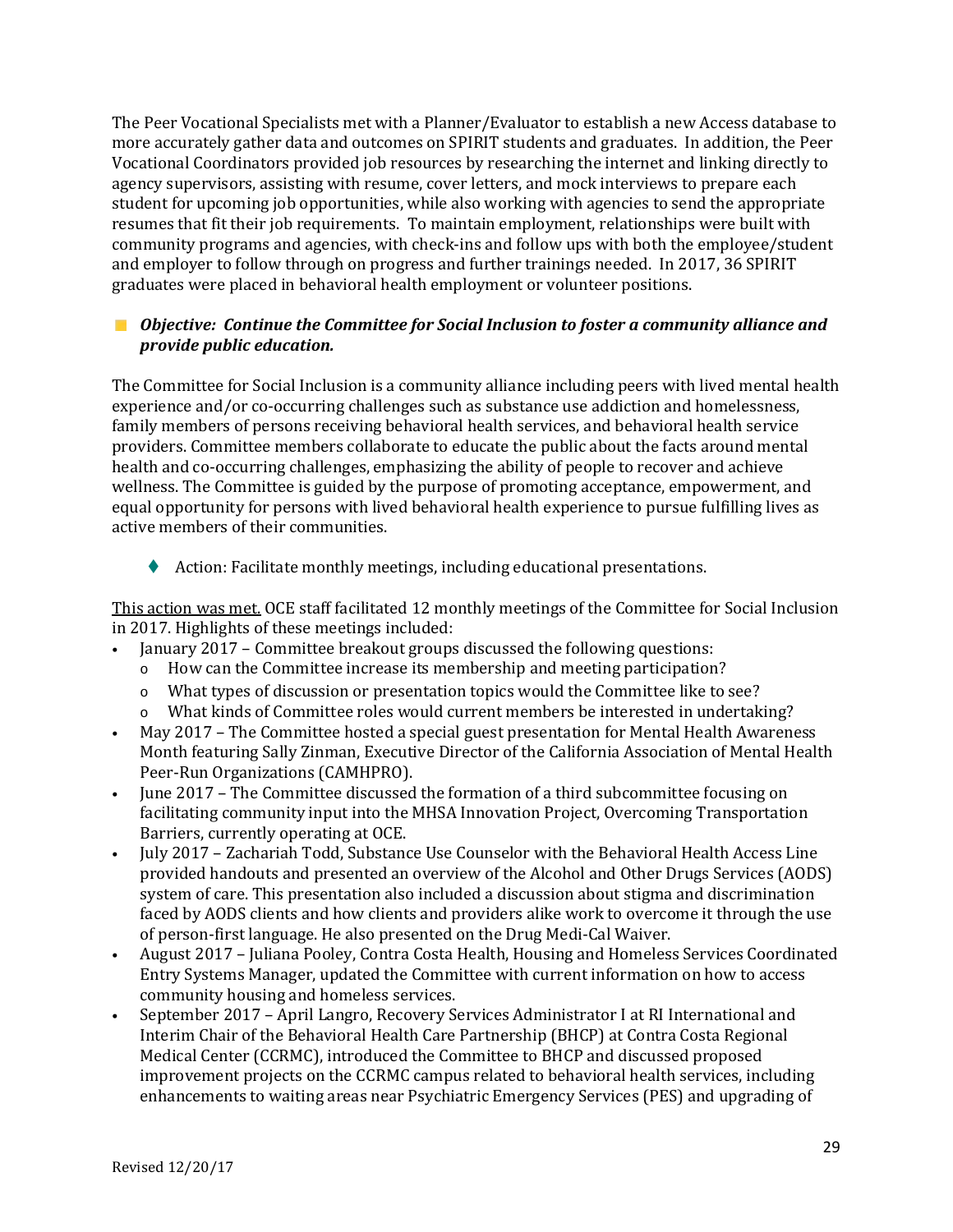The Peer Vocational Specialists met with a Planner/Evaluator to establish a new Access database to more accurately gather data and outcomes on SPIRIT students and graduates. In addition, the Peer Vocational Coordinators provided job resources by researching the internet and linking directly to agency supervisors, assisting with resume, cover letters, and mock interviews to prepare each student for upcoming job opportunities, while also working with agencies to send the appropriate resumes that fit their job requirements. To maintain employment, relationships were built with community programs and agencies, with check-ins and follow ups with both the employee/student and employer to follow through on progress and further trainings needed. In 2017, 36 SPIRIT graduates were placed in behavioral health employment or volunteer positions.

- ***Objective: Continue the Committee for Social Inclusion to foster a community alliance and provide public education.***

The Committee for Social Inclusion is a community alliance including peers with lived mental health experience and/or co-occurring challenges such as substance use addiction and homelessness, family members of persons receiving behavioral health services, and behavioral health service providers. Committee members collaborate to educate the public about the facts around mental health and co-occurring challenges, emphasizing the ability of people to recover and achieve wellness. The Committee is guided by the purpose of promoting acceptance, empowerment, and equal opportunity for persons with lived behavioral health experience to pursue fulfilling lives as active members of their communities.

- Action: Facilitate monthly meetings, including educational presentations.

This action was met. OCE staff facilitated 12 monthly meetings of the Committee for Social Inclusion in 2017. Highlights of these meetings included:

- January 2017 – Committee breakout groups discussed the following questions:
  - How can the Committee increase its membership and meeting participation?
  - What types of discussion or presentation topics would the Committee like to see?
  - What kinds of Committee roles would current members be interested in undertaking?
- May 2017 – The Committee hosted a special guest presentation for Mental Health Awareness Month featuring Sally Zinman, Executive Director of the California Association of Mental Health Peer-Run Organizations (CAMHPRO).
- June 2017 – The Committee discussed the formation of a third subcommittee focusing on facilitating community input into the MHSA Innovation Project, Overcoming Transportation Barriers, currently operating at OCE.
- July 2017 – Zachariah Todd, Substance Use Counselor with the Behavioral Health Access Line provided handouts and presented an overview of the Alcohol and Other Drugs Services (AODS) system of care. This presentation also included a discussion about stigma and discrimination faced by AODS clients and how clients and providers alike work to overcome it through the use of person-first language. He also presented on the Drug Medi-Cal Waiver.
- August 2017 – Juliana Pooley, Contra Costa Health, Housing and Homeless Services Coordinated Entry Systems Manager, updated the Committee with current information on how to access community housing and homeless services.
- September 2017 – April Langro, Recovery Services Administrator I at RI International and Interim Chair of the Behavioral Health Care Partnership (BHCP) at Contra Costa Regional Medical Center (CCRMC), introduced the Committee to BHCP and discussed proposed improvement projects on the CCRMC campus related to behavioral health services, including enhancements to waiting areas near Psychiatric Emergency Services (PES) and upgrading of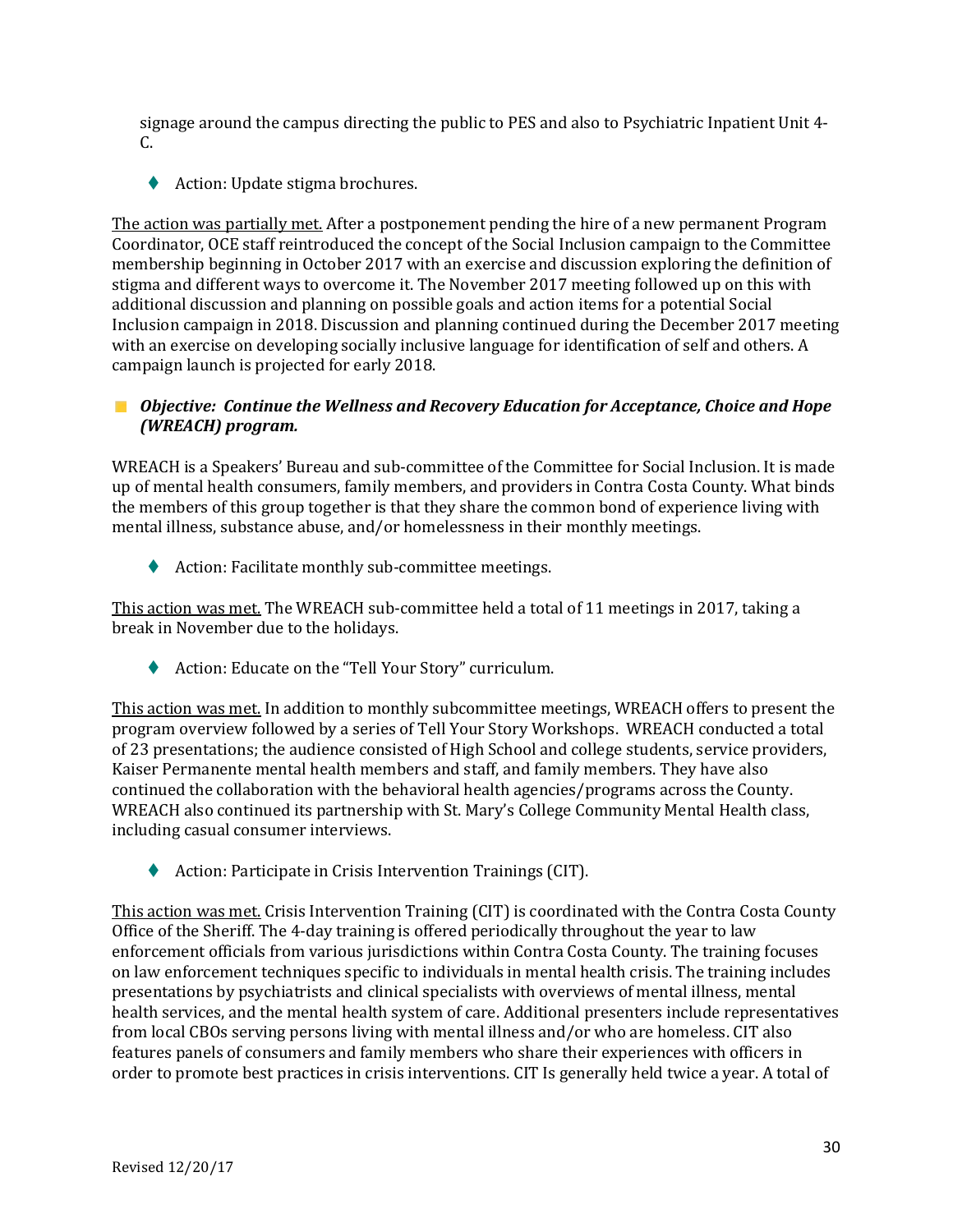signage around the campus directing the public to PES and also to Psychiatric Inpatient Unit 4-C.

- ♦ Action: Update stigma brochures.

The action was partially met. After a postponement pending the hire of a new permanent Program Coordinator, OCE staff reintroduced the concept of the Social Inclusion campaign to the Committee membership beginning in October 2017 with an exercise and discussion exploring the definition of stigma and different ways to overcome it. The November 2017 meeting followed up on this with additional discussion and planning on possible goals and action items for a potential Social Inclusion campaign in 2018. Discussion and planning continued during the December 2017 meeting with an exercise on developing socially inclusive language for identification of self and others. A campaign launch is projected for early 2018.

- ***Objective: Continue the Wellness and Recovery Education for Acceptance, Choice and Hope (WREACH) program.***

WREACH is a Speakers' Bureau and sub-committee of the Committee for Social Inclusion. It is made up of mental health consumers, family members, and providers in Contra Costa County. What binds the members of this group together is that they share the common bond of experience living with mental illness, substance abuse, and/or homelessness in their monthly meetings.

- ♦ Action: Facilitate monthly sub-committee meetings.

This action was met. The WREACH sub-committee held a total of 11 meetings in 2017, taking a break in November due to the holidays.

- ♦ Action: Educate on the "Tell Your Story" curriculum.

This action was met. In addition to monthly subcommittee meetings, WREACH offers to present the program overview followed by a series of Tell Your Story Workshops. WREACH conducted a total of 23 presentations; the audience consisted of High School and college students, service providers, Kaiser Permanente mental health members and staff, and family members. They have also continued the collaboration with the behavioral health agencies/programs across the County. WREACH also continued its partnership with St. Mary's College Community Mental Health class, including casual consumer interviews.

- ♦ Action: Participate in Crisis Intervention Trainings (CIT).

This action was met. Crisis Intervention Training (CIT) is coordinated with the Contra Costa County Office of the Sheriff. The 4-day training is offered periodically throughout the year to law enforcement officials from various jurisdictions within Contra Costa County. The training focuses on law enforcement techniques specific to individuals in mental health crisis. The training includes presentations by psychiatrists and clinical specialists with overviews of mental illness, mental health services, and the mental health system of care. Additional presenters include representatives from local CBOs serving persons living with mental illness and/or who are homeless. CIT also features panels of consumers and family members who share their experiences with officers in order to promote best practices in crisis interventions. CIT Is generally held twice a year. A total of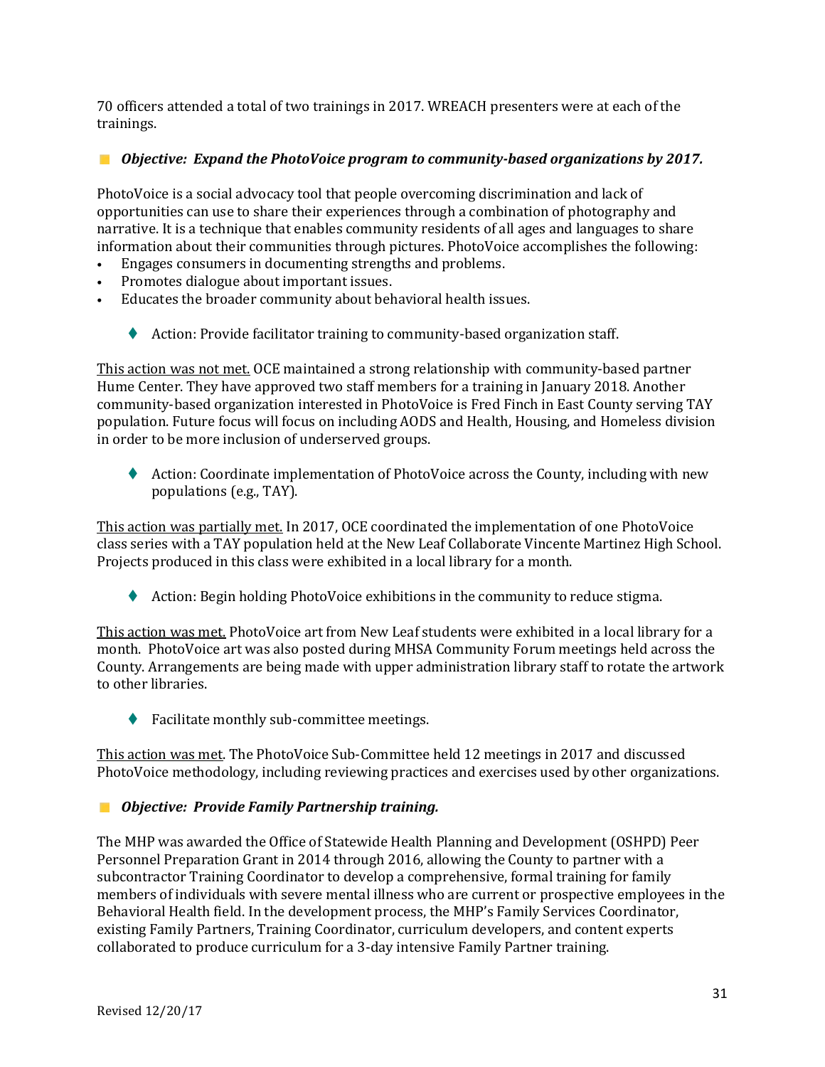70 officers attended a total of two trainings in 2017. WREACH presenters were at each of the trainings.

- ***Objective: Expand the PhotoVoice program to community-based organizations by 2017.***

PhotoVoice is a social advocacy tool that people overcoming discrimination and lack of opportunities can use to share their experiences through a combination of photography and narrative. It is a technique that enables community residents of all ages and languages to share information about their communities through pictures. PhotoVoice accomplishes the following:

- Engages consumers in documenting strengths and problems.
- Promotes dialogue about important issues.
- Educates the broader community about behavioral health issues.

  - Action: Provide facilitator training to community-based organization staff.

This action was not met. OCE maintained a strong relationship with community-based partner Hume Center. They have approved two staff members for a training in January 2018. Another community-based organization interested in PhotoVoice is Fred Finch in East County serving TAY population. Future focus will focus on including AODS and Health, Housing, and Homeless division in order to be more inclusion of underserved groups.

  - Action: Coordinate implementation of PhotoVoice across the County, including with new populations (e.g., TAY).

This action was partially met. In 2017, OCE coordinated the implementation of one PhotoVoice class series with a TAY population held at the New Leaf Collaborate Vincente Martinez High School. Projects produced in this class were exhibited in a local library for a month.

  - Action: Begin holding PhotoVoice exhibitions in the community to reduce stigma.

This action was met. PhotoVoice art from New Leaf students were exhibited in a local library for a month. PhotoVoice art was also posted during MHSA Community Forum meetings held across the County. Arrangements are being made with upper administration library staff to rotate the artwork to other libraries.

  - Facilitate monthly sub-committee meetings.

This action was met. The PhotoVoice Sub-Committee held 12 meetings in 2017 and discussed PhotoVoice methodology, including reviewing practices and exercises used by other organizations.

- ***Objective: Provide Family Partnership training.***

The MHP was awarded the Office of Statewide Health Planning and Development (OSHPD) Peer Personnel Preparation Grant in 2014 through 2016, allowing the County to partner with a subcontractor Training Coordinator to develop a comprehensive, formal training for family members of individuals with severe mental illness who are current or prospective employees in the Behavioral Health field. In the development process, the MHP's Family Services Coordinator, existing Family Partners, Training Coordinator, curriculum developers, and content experts collaborated to produce curriculum for a 3-day intensive Family Partner training.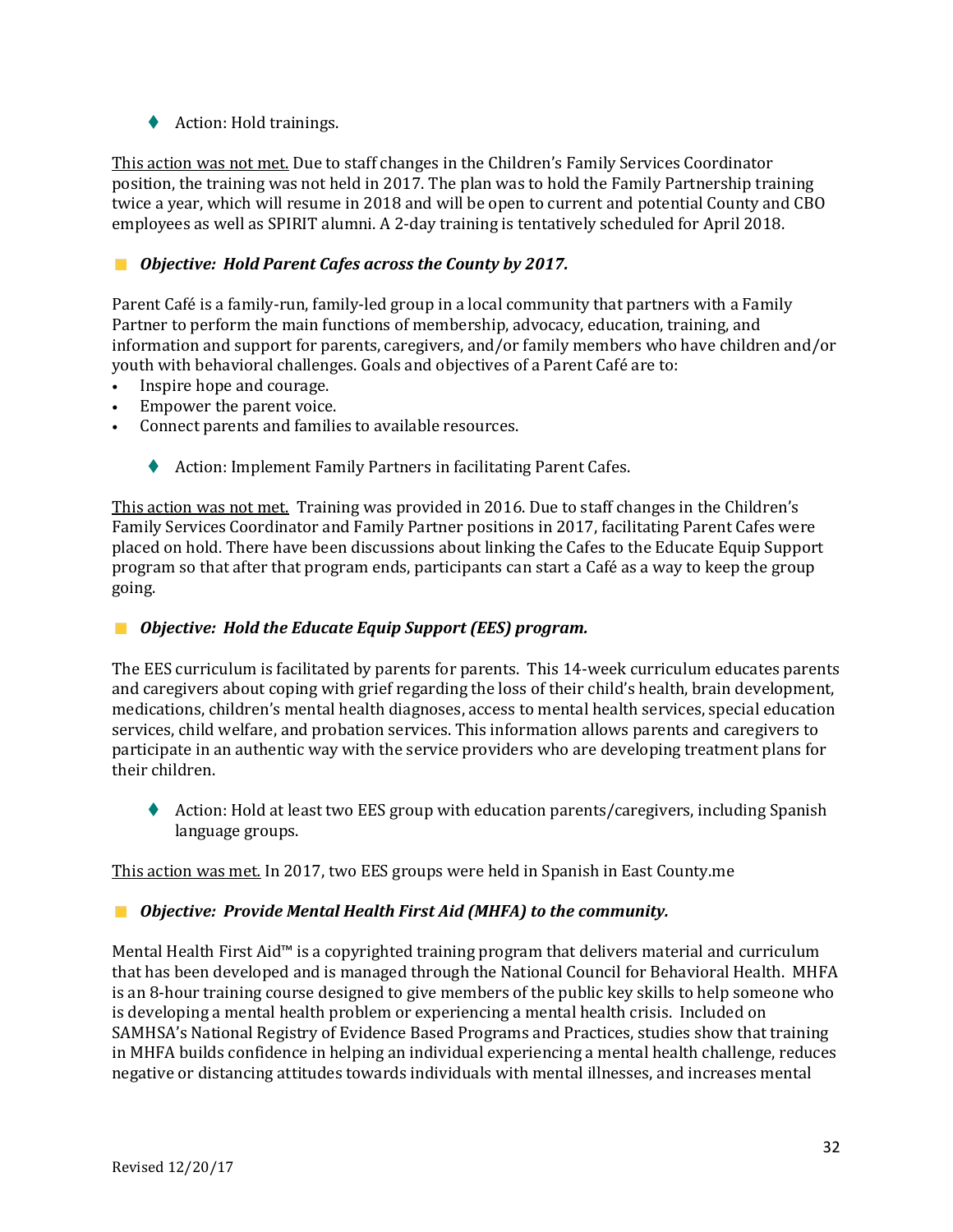- ♦ Action: Hold trainings.

<u>This action was not met.</u> Due to staff changes in the Children's Family Services Coordinator position, the training was not held in 2017. The plan was to hold the Family Partnership training twice a year, which will resume in 2018 and will be open to current and potential County and CBO employees as well as SPIRIT alumni. A 2-day training is tentatively scheduled for April 2018.

### ***Objective: Hold Parent Cafes across the County by 2017.***

Parent Café is a family-run, family-led group in a local community that partners with a Family Partner to perform the main functions of membership, advocacy, education, training, and information and support for parents, caregivers, and/or family members who have children and/or youth with behavioral challenges. Goals and objectives of a Parent Café are to:

- Inspire hope and courage.
- Empower the parent voice.
- Connect parents and families to available resources.

- ♦ Action: Implement Family Partners in facilitating Parent Cafes.

<u>This action was not met.</u> Training was provided in 2016. Due to staff changes in the Children's Family Services Coordinator and Family Partner positions in 2017, facilitating Parent Cafes were placed on hold. There have been discussions about linking the Cafes to the Educate Equip Support program so that after that program ends, participants can start a Café as a way to keep the group going.

### ***Objective: Hold the Educate Equip Support (EES) program.***

The EES curriculum is facilitated by parents for parents. This 14-week curriculum educates parents and caregivers about coping with grief regarding the loss of their child's health, brain development, medications, children's mental health diagnoses, access to mental health services, special education services, child welfare, and probation services. This information allows parents and caregivers to participate in an authentic way with the service providers who are developing treatment plans for their children.

- ♦ Action: Hold at least two EES group with education parents/caregivers, including Spanish language groups.

<u>This action was met.</u> In 2017, two EES groups were held in Spanish in East County.me

### ***Objective: Provide Mental Health First Aid (MHFA) to the community.***

Mental Health First Aid™ is a copyrighted training program that delivers material and curriculum that has been developed and is managed through the National Council for Behavioral Health. MHFA is an 8-hour training course designed to give members of the public key skills to help someone who is developing a mental health problem or experiencing a mental health crisis. Included on SAMHSA's National Registry of Evidence Based Programs and Practices, studies show that training in MHFA builds confidence in helping an individual experiencing a mental health challenge, reduces negative or distancing attitudes towards individuals with mental illnesses, and increases mental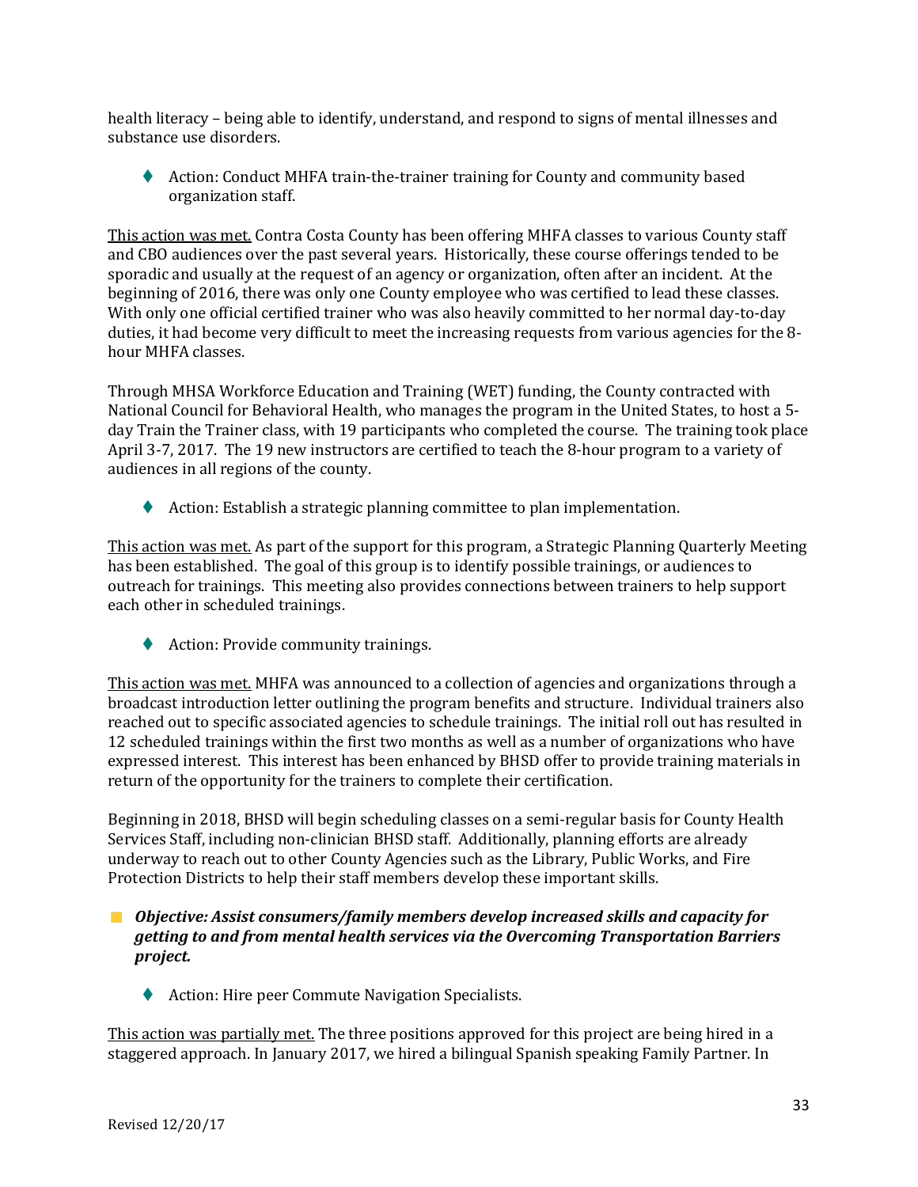health literacy – being able to identify, understand, and respond to signs of mental illnesses and substance use disorders.

- Action: Conduct MHFA train-the-trainer training for County and community based organization staff.

This action was met. Contra Costa County has been offering MHFA classes to various County staff and CBO audiences over the past several years. Historically, these course offerings tended to be sporadic and usually at the request of an agency or organization, often after an incident. At the beginning of 2016, there was only one County employee who was certified to lead these classes. With only one official certified trainer who was also heavily committed to her normal day-to-day duties, it had become very difficult to meet the increasing requests from various agencies for the 8-hour MHFA classes.

Through MHSA Workforce Education and Training (WET) funding, the County contracted with National Council for Behavioral Health, who manages the program in the United States, to host a 5-day Train the Trainer class, with 19 participants who completed the course. The training took place April 3-7, 2017. The 19 new instructors are certified to teach the 8-hour program to a variety of audiences in all regions of the county.

- Action: Establish a strategic planning committee to plan implementation.

This action was met. As part of the support for this program, a Strategic Planning Quarterly Meeting has been established. The goal of this group is to identify possible trainings, or audiences to outreach for trainings. This meeting also provides connections between trainers to help support each other in scheduled trainings.

- Action: Provide community trainings.

This action was met. MHFA was announced to a collection of agencies and organizations through a broadcast introduction letter outlining the program benefits and structure. Individual trainers also reached out to specific associated agencies to schedule trainings. The initial roll out has resulted in 12 scheduled trainings within the first two months as well as a number of organizations who have expressed interest. This interest has been enhanced by BHSD offer to provide training materials in return of the opportunity for the trainers to complete their certification.

Beginning in 2018, BHSD will begin scheduling classes on a semi-regular basis for County Health Services Staff, including non-clinician BHSD staff. Additionally, planning efforts are already underway to reach out to other County Agencies such as the Library, Public Works, and Fire Protection Districts to help their staff members develop these important skills.

- ***Objective: Assist consumers/family members develop increased skills and capacity for getting to and from mental health services via the Overcoming Transportation Barriers project.***

  - Action: Hire peer Commute Navigation Specialists.

This action was partially met. The three positions approved for this project are being hired in a staggered approach. In January 2017, we hired a bilingual Spanish speaking Family Partner. In

Revised 12/20/17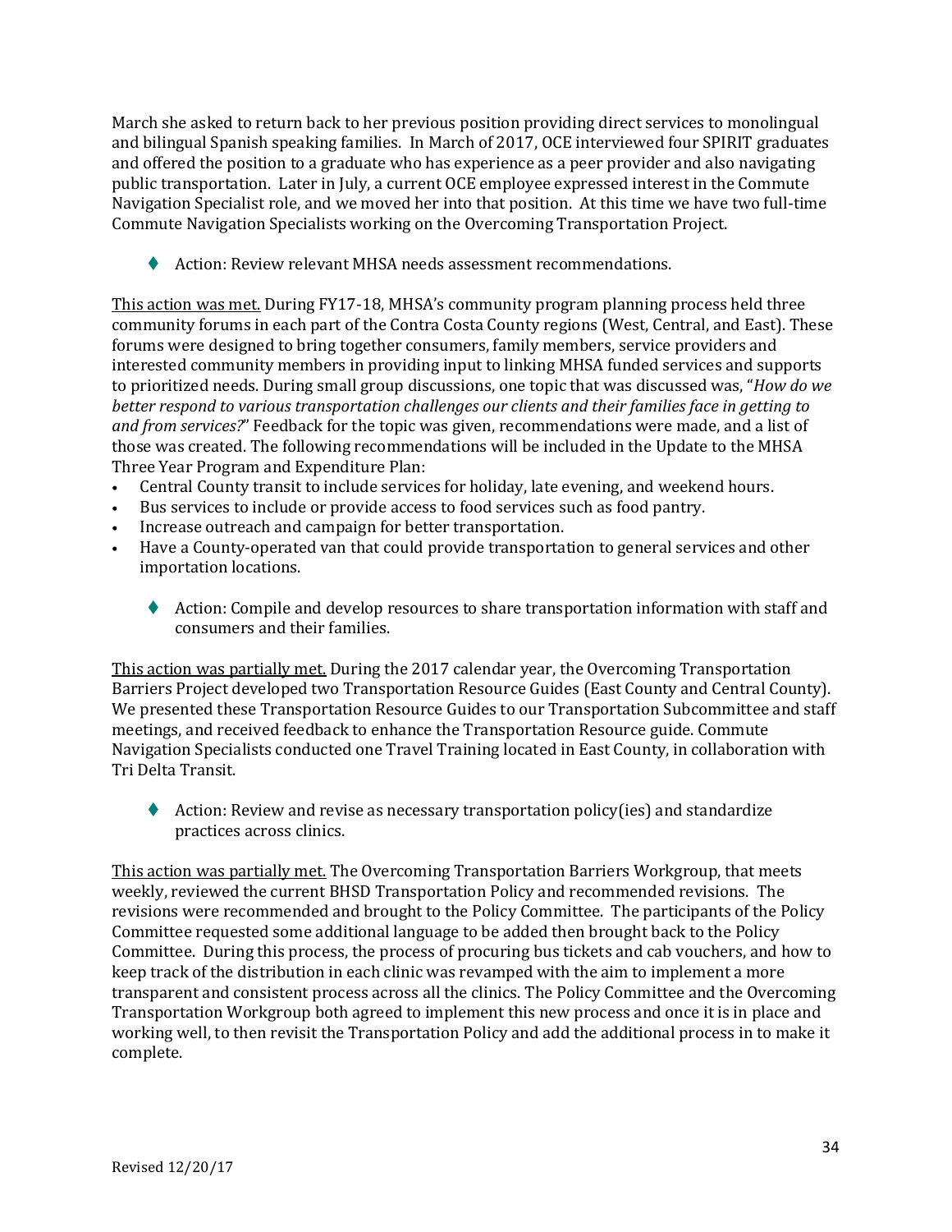March she asked to return back to her previous position providing direct services to monolingual and bilingual Spanish speaking families. In March of 2017, OCE interviewed four SPIRIT graduates and offered the position to a graduate who has experience as a peer provider and also navigating public transportation. Later in July, a current OCE employee expressed interest in the Commute Navigation Specialist role, and we moved her into that position. At this time we have two full-time Commute Navigation Specialists working on the Overcoming Transportation Project.

- ♦ Action: Review relevant MHSA needs assessment recommendations.

<u>This action was met.</u> During FY17-18, MHSA's community program planning process held three community forums in each part of the Contra Costa County regions (West, Central, and East). These forums were designed to bring together consumers, family members, service providers and interested community members in providing input to linking MHSA funded services and supports to prioritized needs. During small group discussions, one topic that was discussed was, "*How do we better respond to various transportation challenges our clients and their families face in getting to and from services?*" Feedback for the topic was given, recommendations were made, and a list of those was created. The following recommendations will be included in the Update to the MHSA Three Year Program and Expenditure Plan:

- Central County transit to include services for holiday, late evening, and weekend hours.
- Bus services to include or provide access to food services such as food pantry.
- Increase outreach and campaign for better transportation.
- Have a County-operated van that could provide transportation to general services and other importation locations.

- ♦ Action: Compile and develop resources to share transportation information with staff and consumers and their families.

<u>This action was partially met.</u> During the 2017 calendar year, the Overcoming Transportation Barriers Project developed two Transportation Resource Guides (East County and Central County). We presented these Transportation Resource Guides to our Transportation Subcommittee and staff meetings, and received feedback to enhance the Transportation Resource guide. Commute Navigation Specialists conducted one Travel Training located in East County, in collaboration with Tri Delta Transit.

- ♦ Action: Review and revise as necessary transportation policy(ies) and standardize practices across clinics.

<u>This action was partially met.</u> The Overcoming Transportation Barriers Workgroup, that meets weekly, reviewed the current BHSD Transportation Policy and recommended revisions. The revisions were recommended and brought to the Policy Committee. The participants of the Policy Committee requested some additional language to be added then brought back to the Policy Committee. During this process, the process of procuring bus tickets and cab vouchers, and how to keep track of the distribution in each clinic was revamped with the aim to implement a more transparent and consistent process across all the clinics. The Policy Committee and the Overcoming Transportation Workgroup both agreed to implement this new process and once it is in place and working well, to then revisit the Transportation Policy and add the additional process in to make it complete.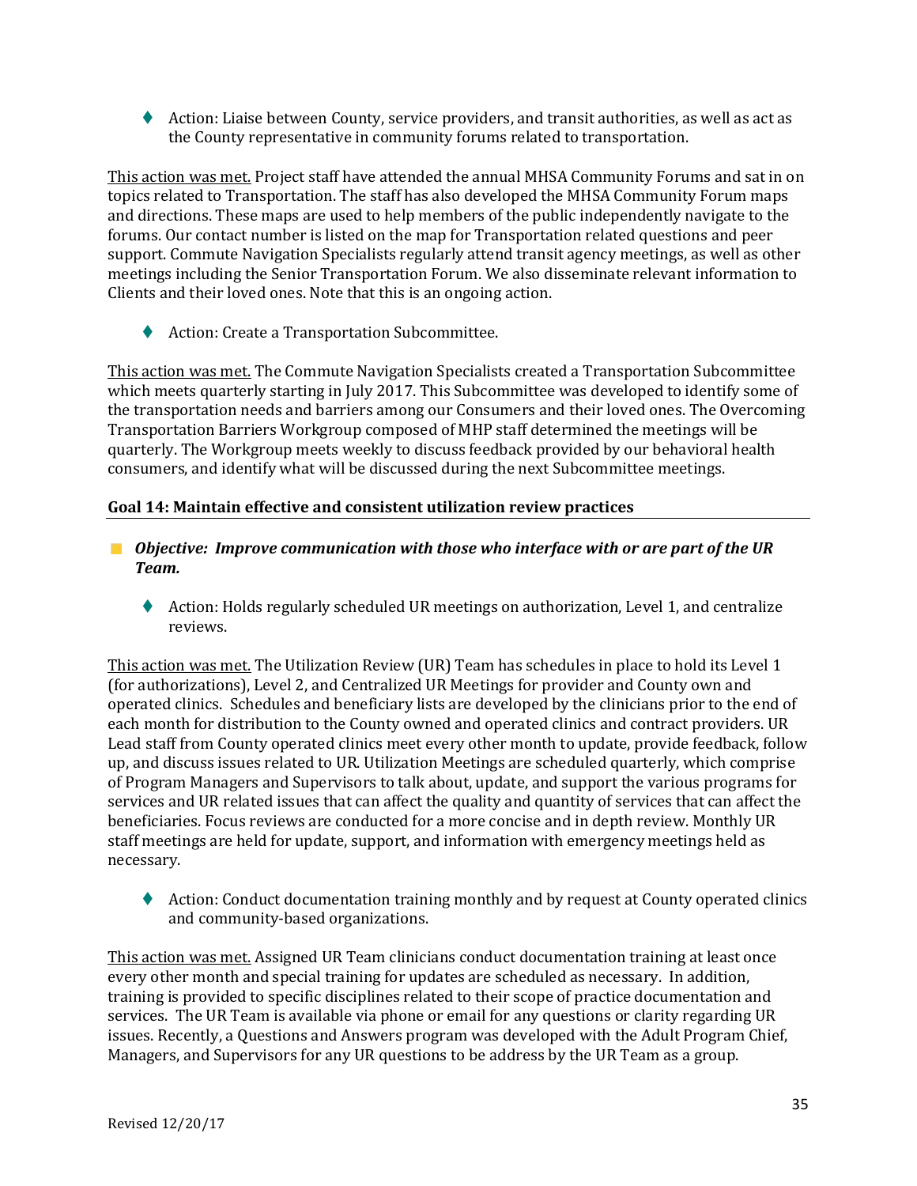- Action: Liaise between County, service providers, and transit authorities, as well as act as the County representative in community forums related to transportation.

This action was met. Project staff have attended the annual MHSA Community Forums and sat in on topics related to Transportation. The staff has also developed the MHSA Community Forum maps and directions. These maps are used to help members of the public independently navigate to the forums. Our contact number is listed on the map for Transportation related questions and peer support. Commute Navigation Specialists regularly attend transit agency meetings, as well as other meetings including the Senior Transportation Forum. We also disseminate relevant information to Clients and their loved ones. Note that this is an ongoing action.

- Action: Create a Transportation Subcommittee.

This action was met. The Commute Navigation Specialists created a Transportation Subcommittee which meets quarterly starting in July 2017. This Subcommittee was developed to identify some of the transportation needs and barriers among our Consumers and their loved ones. The Overcoming Transportation Barriers Workgroup composed of MHP staff determined the meetings will be quarterly. The Workgroup meets weekly to discuss feedback provided by our behavioral health consumers, and identify what will be discussed during the next Subcommittee meetings.

### Goal 14: Maintain effective and consistent utilization review practices

- ***Objective: Improve communication with those who interface with or are part of the UR Team.***

  - Action: Holds regularly scheduled UR meetings on authorization, Level 1, and centralize reviews.

This action was met. The Utilization Review (UR) Team has schedules in place to hold its Level 1 (for authorizations), Level 2, and Centralized UR Meetings for provider and County own and operated clinics. Schedules and beneficiary lists are developed by the clinicians prior to the end of each month for distribution to the County owned and operated clinics and contract providers. UR Lead staff from County operated clinics meet every other month to update, provide feedback, follow up, and discuss issues related to UR. Utilization Meetings are scheduled quarterly, which comprise of Program Managers and Supervisors to talk about, update, and support the various programs for services and UR related issues that can affect the quality and quantity of services that can affect the beneficiaries. Focus reviews are conducted for a more concise and in depth review. Monthly UR staff meetings are held for update, support, and information with emergency meetings held as necessary.

  - Action: Conduct documentation training monthly and by request at County operated clinics and community-based organizations.

This action was met. Assigned UR Team clinicians conduct documentation training at least once every other month and special training for updates are scheduled as necessary. In addition, training is provided to specific disciplines related to their scope of practice documentation and services. The UR Team is available via phone or email for any questions or clarity regarding UR issues. Recently, a Questions and Answers program was developed with the Adult Program Chief, Managers, and Supervisors for any UR questions to be address by the UR Team as a group.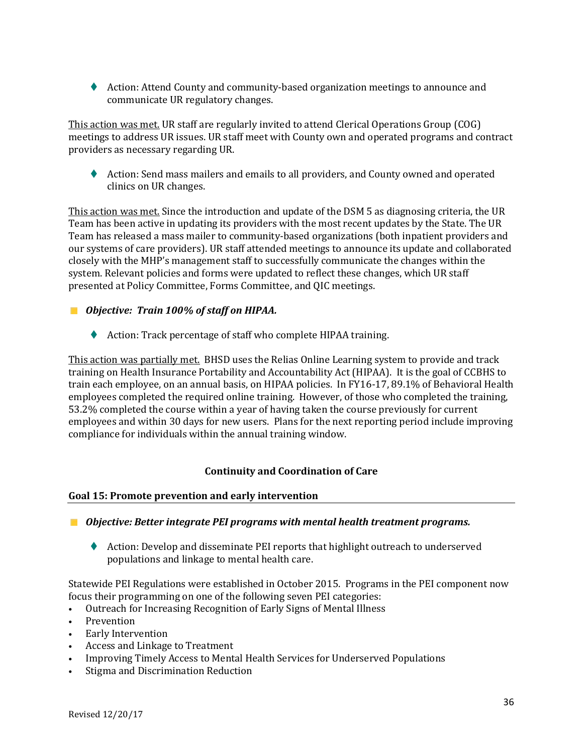- Action: Attend County and community-based organization meetings to announce and communicate UR regulatory changes.

This action was met. UR staff are regularly invited to attend Clerical Operations Group (COG) meetings to address UR issues. UR staff meet with County own and operated programs and contract providers as necessary regarding UR.

- Action: Send mass mailers and emails to all providers, and County owned and operated clinics on UR changes.

This action was met. Since the introduction and update of the DSM 5 as diagnosing criteria, the UR Team has been active in updating its providers with the most recent updates by the State. The UR Team has released a mass mailer to community-based organizations (both inpatient providers and our systems of care providers). UR staff attended meetings to announce its update and collaborated closely with the MHP's management staff to successfully communicate the changes within the system. Relevant policies and forms were updated to reflect these changes, which UR staff presented at Policy Committee, Forms Committee, and QIC meetings.

- ***Objective: Train 100% of staff on HIPAA.***

  - Action: Track percentage of staff who complete HIPAA training.

This action was partially met. BHSD uses the Relias Online Learning system to provide and track training on Health Insurance Portability and Accountability Act (HIPAA). It is the goal of CCBHS to train each employee, on an annual basis, on HIPAA policies. In FY16-17, 89.1% of Behavioral Health employees completed the required online training. However, of those who completed the training, 53.2% completed the course within a year of having taken the course previously for current employees and within 30 days for new users. Plans for the next reporting period include improving compliance for individuals within the annual training window.

## Continuity and Coordination of Care

### Goal 15: Promote prevention and early intervention

- ***Objective: Better integrate PEI programs with mental health treatment programs.***

  - Action: Develop and disseminate PEI reports that highlight outreach to underserved populations and linkage to mental health care.

Statewide PEI Regulations were established in October 2015. Programs in the PEI component now focus their programming on one of the following seven PEI categories:

- Outreach for Increasing Recognition of Early Signs of Mental Illness
- Prevention
- Early Intervention
- Access and Linkage to Treatment
- Improving Timely Access to Mental Health Services for Underserved Populations
- Stigma and Discrimination Reduction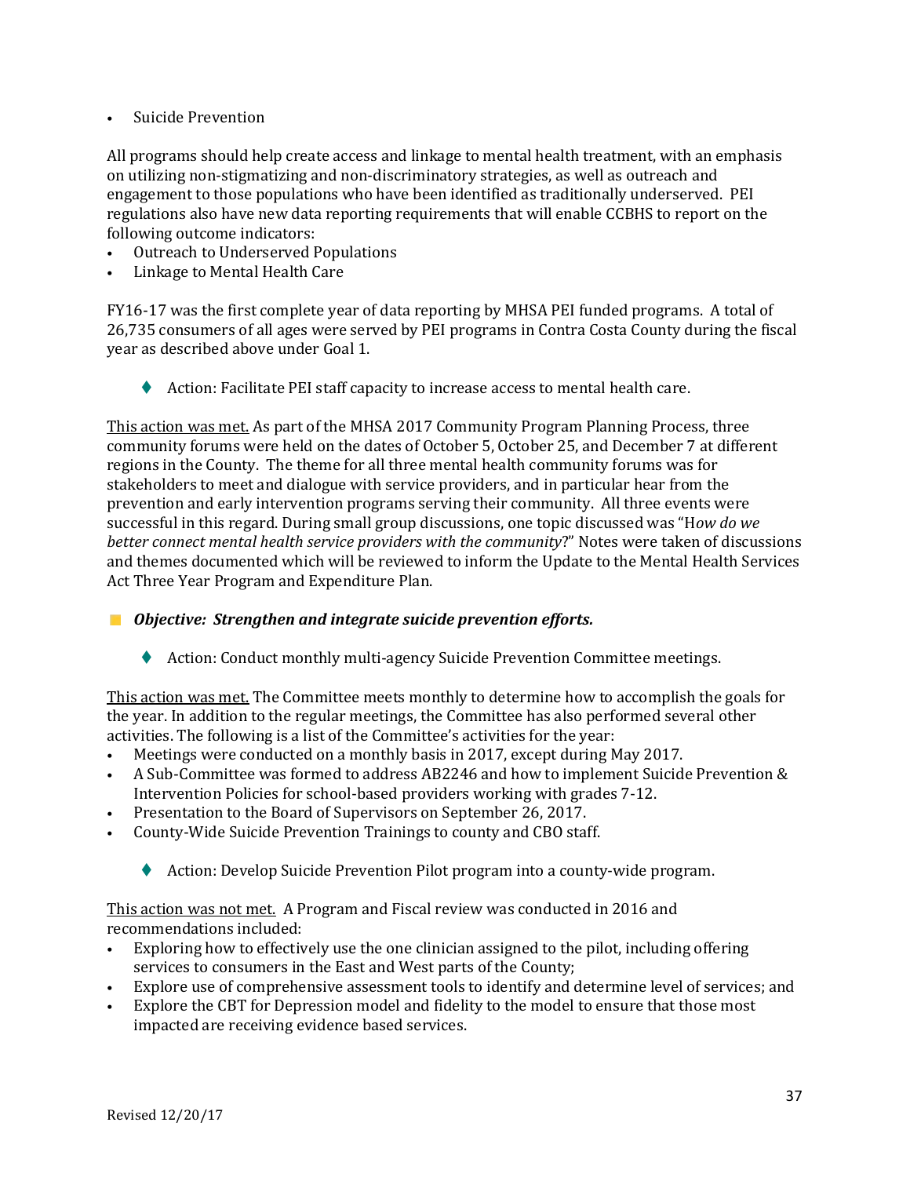- Suicide Prevention

All programs should help create access and linkage to mental health treatment, with an emphasis on utilizing non-stigmatizing and non-discriminatory strategies, as well as outreach and engagement to those populations who have been identified as traditionally underserved. PEI regulations also have new data reporting requirements that will enable CCBHS to report on the following outcome indicators:
- Outreach to Underserved Populations
- Linkage to Mental Health Care

FY16-17 was the first complete year of data reporting by MHSA PEI funded programs. A total of 26,735 consumers of all ages were served by PEI programs in Contra Costa County during the fiscal year as described above under Goal 1.

- ♦ Action: Facilitate PEI staff capacity to increase access to mental health care.

<u>This action was met.</u> As part of the MHSA 2017 Community Program Planning Process, three community forums were held on the dates of October 5, October 25, and December 7 at different regions in the County. The theme for all three mental health community forums was for stakeholders to meet and dialogue with service providers, and in particular hear from the prevention and early intervention programs serving their community. All three events were successful in this regard. During small group discussions, one topic discussed was "H*ow do we better connect mental health service providers with the community*?" Notes were taken of discussions and themes documented which will be reviewed to inform the Update to the Mental Health Services Act Three Year Program and Expenditure Plan.

***Objective: Strengthen and integrate suicide prevention efforts.***

- ♦ Action: Conduct monthly multi-agency Suicide Prevention Committee meetings.

<u>This action was met.</u> The Committee meets monthly to determine how to accomplish the goals for the year. In addition to the regular meetings, the Committee has also performed several other activities. The following is a list of the Committee's activities for the year:
- Meetings were conducted on a monthly basis in 2017, except during May 2017.
- A Sub-Committee was formed to address AB2246 and how to implement Suicide Prevention & Intervention Policies for school-based providers working with grades 7-12.
- Presentation to the Board of Supervisors on September 26, 2017.
- County-Wide Suicide Prevention Trainings to county and CBO staff.

- ♦ Action: Develop Suicide Prevention Pilot program into a county-wide program.

<u>This action was not met.</u> A Program and Fiscal review was conducted in 2016 and recommendations included:
- Exploring how to effectively use the one clinician assigned to the pilot, including offering services to consumers in the East and West parts of the County;
- Explore use of comprehensive assessment tools to identify and determine level of services; and
- Explore the CBT for Depression model and fidelity to the model to ensure that those most impacted are receiving evidence based services.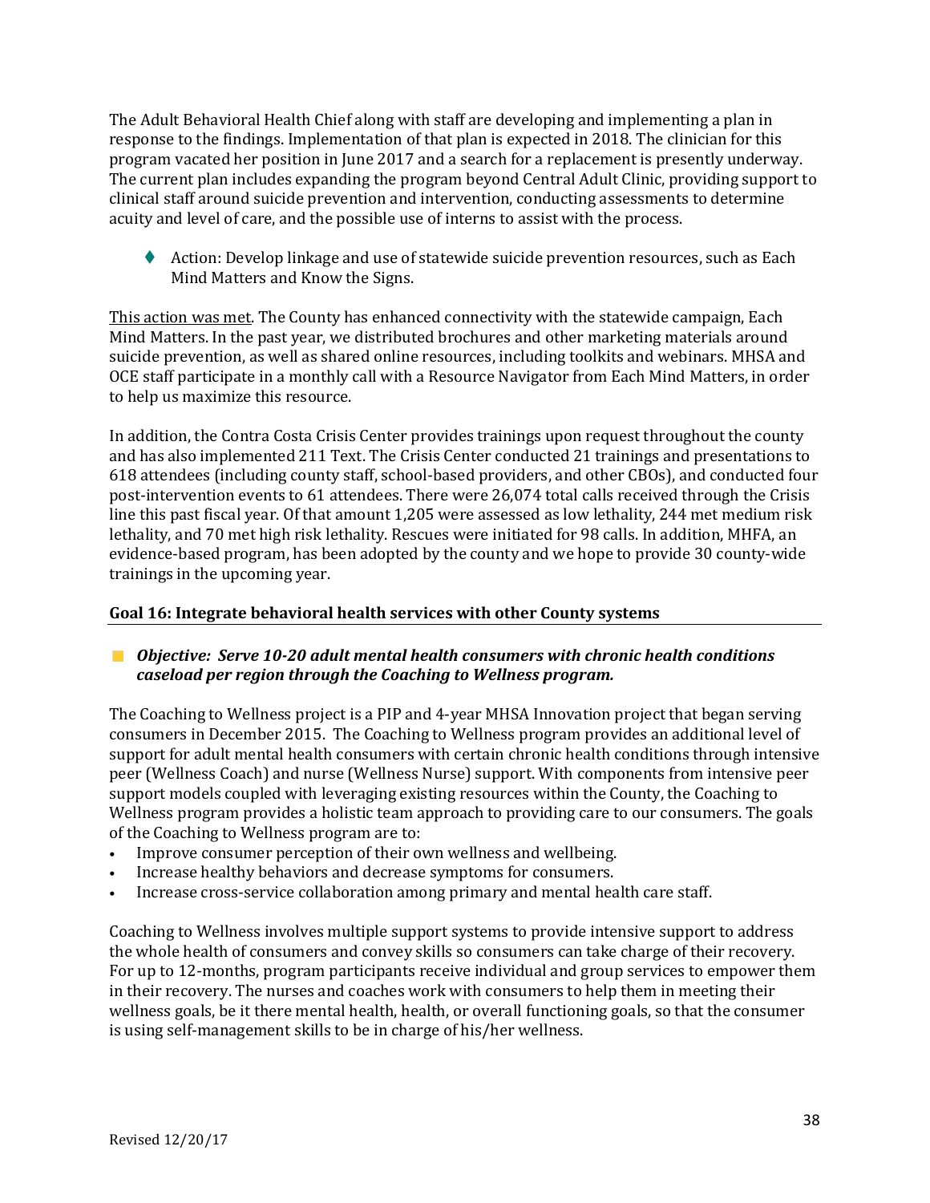The Adult Behavioral Health Chief along with staff are developing and implementing a plan in response to the findings. Implementation of that plan is expected in 2018. The clinician for this program vacated her position in June 2017 and a search for a replacement is presently underway. The current plan includes expanding the program beyond Central Adult Clinic, providing support to clinical staff around suicide prevention and intervention, conducting assessments to determine acuity and level of care, and the possible use of interns to assist with the process.

- Action: Develop linkage and use of statewide suicide prevention resources, such as Each Mind Matters and Know the Signs.

This action was met. The County has enhanced connectivity with the statewide campaign, Each Mind Matters. In the past year, we distributed brochures and other marketing materials around suicide prevention, as well as shared online resources, including toolkits and webinars. MHSA and OCE staff participate in a monthly call with a Resource Navigator from Each Mind Matters, in order to help us maximize this resource.

In addition, the Contra Costa Crisis Center provides trainings upon request throughout the county and has also implemented 211 Text. The Crisis Center conducted 21 trainings and presentations to 618 attendees (including county staff, school-based providers, and other CBOs), and conducted four post-intervention events to 61 attendees. There were 26,074 total calls received through the Crisis line this past fiscal year. Of that amount 1,205 were assessed as low lethality, 244 met medium risk lethality, and 70 met high risk lethality. Rescues were initiated for 98 calls. In addition, MHFA, an evidence-based program, has been adopted by the county and we hope to provide 30 county-wide trainings in the upcoming year.

### Goal 16: Integrate behavioral health services with other County systems

- ***Objective: Serve 10-20 adult mental health consumers with chronic health conditions caseload per region through the Coaching to Wellness program.***

The Coaching to Wellness project is a PIP and 4-year MHSA Innovation project that began serving consumers in December 2015. The Coaching to Wellness program provides an additional level of support for adult mental health consumers with certain chronic health conditions through intensive peer (Wellness Coach) and nurse (Wellness Nurse) support. With components from intensive peer support models coupled with leveraging existing resources within the County, the Coaching to Wellness program provides a holistic team approach to providing care to our consumers. The goals of the Coaching to Wellness program are to:

- Improve consumer perception of their own wellness and wellbeing.
- Increase healthy behaviors and decrease symptoms for consumers.
- Increase cross-service collaboration among primary and mental health care staff.

Coaching to Wellness involves multiple support systems to provide intensive support to address the whole health of consumers and convey skills so consumers can take charge of their recovery. For up to 12-months, program participants receive individual and group services to empower them in their recovery. The nurses and coaches work with consumers to help them in meeting their wellness goals, be it there mental health, health, or overall functioning goals, so that the consumer is using self-management skills to be in charge of his/her wellness.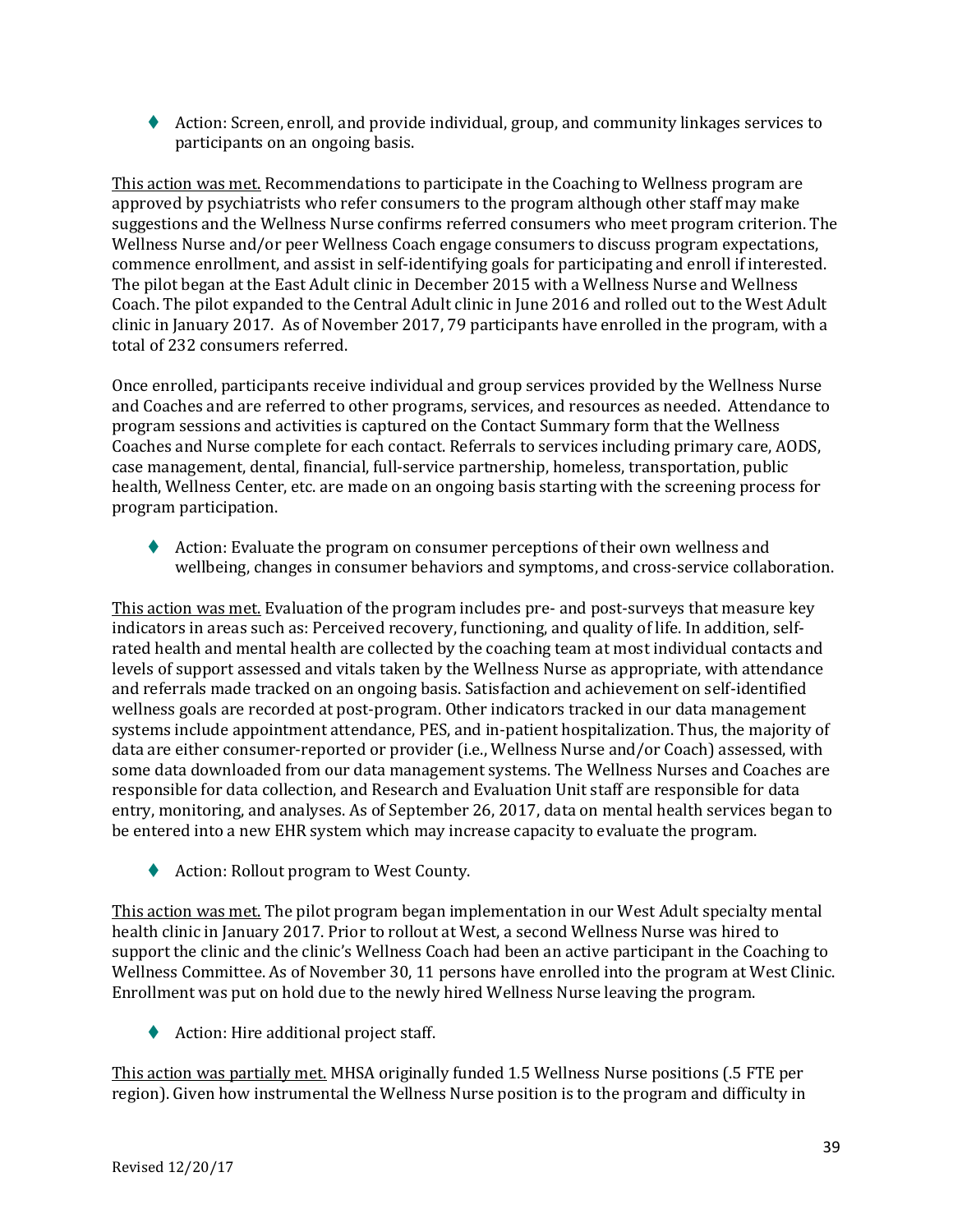- ♦ Action: Screen, enroll, and provide individual, group, and community linkages services to participants on an ongoing basis.

This action was met. Recommendations to participate in the Coaching to Wellness program are approved by psychiatrists who refer consumers to the program although other staff may make suggestions and the Wellness Nurse confirms referred consumers who meet program criterion. The Wellness Nurse and/or peer Wellness Coach engage consumers to discuss program expectations, commence enrollment, and assist in self-identifying goals for participating and enroll if interested. The pilot began at the East Adult clinic in December 2015 with a Wellness Nurse and Wellness Coach. The pilot expanded to the Central Adult clinic in June 2016 and rolled out to the West Adult clinic in January 2017. As of November 2017, 79 participants have enrolled in the program, with a total of 232 consumers referred.

Once enrolled, participants receive individual and group services provided by the Wellness Nurse and Coaches and are referred to other programs, services, and resources as needed. Attendance to program sessions and activities is captured on the Contact Summary form that the Wellness Coaches and Nurse complete for each contact. Referrals to services including primary care, AODS, case management, dental, financial, full-service partnership, homeless, transportation, public health, Wellness Center, etc. are made on an ongoing basis starting with the screening process for program participation.

- ♦ Action: Evaluate the program on consumer perceptions of their own wellness and wellbeing, changes in consumer behaviors and symptoms, and cross-service collaboration.

This action was met. Evaluation of the program includes pre- and post-surveys that measure key indicators in areas such as: Perceived recovery, functioning, and quality of life. In addition, self-rated health and mental health are collected by the coaching team at most individual contacts and levels of support assessed and vitals taken by the Wellness Nurse as appropriate, with attendance and referrals made tracked on an ongoing basis. Satisfaction and achievement on self-identified wellness goals are recorded at post-program. Other indicators tracked in our data management systems include appointment attendance, PES, and in-patient hospitalization. Thus, the majority of data are either consumer-reported or provider (i.e., Wellness Nurse and/or Coach) assessed, with some data downloaded from our data management systems. The Wellness Nurses and Coaches are responsible for data collection, and Research and Evaluation Unit staff are responsible for data entry, monitoring, and analyses. As of September 26, 2017, data on mental health services began to be entered into a new EHR system which may increase capacity to evaluate the program.

- ♦ Action: Rollout program to West County.

This action was met. The pilot program began implementation in our West Adult specialty mental health clinic in January 2017. Prior to rollout at West, a second Wellness Nurse was hired to support the clinic and the clinic's Wellness Coach had been an active participant in the Coaching to Wellness Committee. As of November 30, 11 persons have enrolled into the program at West Clinic. Enrollment was put on hold due to the newly hired Wellness Nurse leaving the program.

- ♦ Action: Hire additional project staff.

This action was partially met. MHSA originally funded 1.5 Wellness Nurse positions (.5 FTE per region). Given how instrumental the Wellness Nurse position is to the program and difficulty in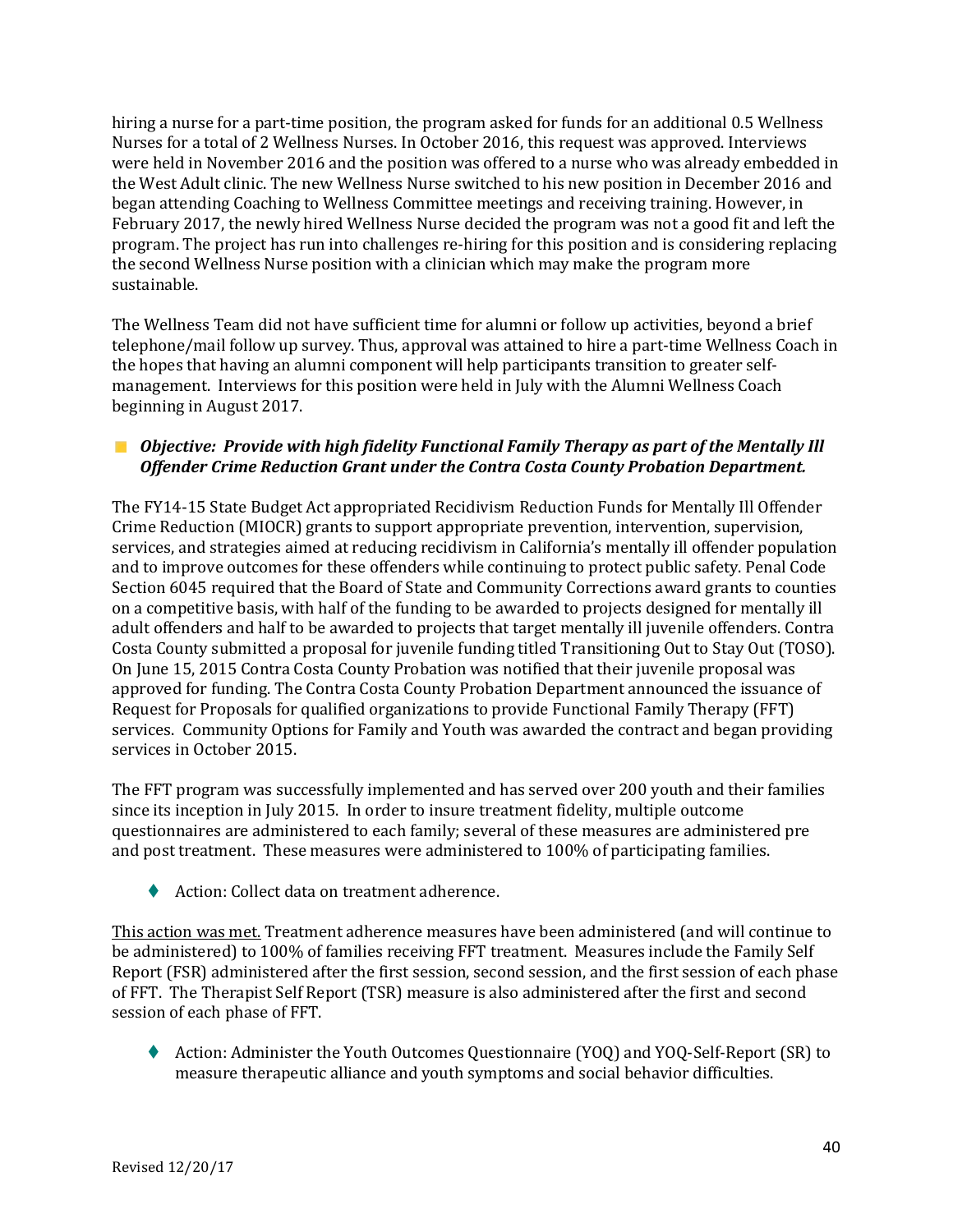hiring a nurse for a part-time position, the program asked for funds for an additional 0.5 Wellness Nurses for a total of 2 Wellness Nurses. In October 2016, this request was approved. Interviews were held in November 2016 and the position was offered to a nurse who was already embedded in the West Adult clinic. The new Wellness Nurse switched to his new position in December 2016 and began attending Coaching to Wellness Committee meetings and receiving training. However, in February 2017, the newly hired Wellness Nurse decided the program was not a good fit and left the program. The project has run into challenges re-hiring for this position and is considering replacing the second Wellness Nurse position with a clinician which may make the program more sustainable.

The Wellness Team did not have sufficient time for alumni or follow up activities, beyond a brief telephone/mail follow up survey. Thus, approval was attained to hire a part-time Wellness Coach in the hopes that having an alumni component will help participants transition to greater self-management. Interviews for this position were held in July with the Alumni Wellness Coach beginning in August 2017.

- ***Objective: Provide with high fidelity Functional Family Therapy as part of the Mentally Ill Offender Crime Reduction Grant under the Contra Costa County Probation Department.***

The FY14-15 State Budget Act appropriated Recidivism Reduction Funds for Mentally Ill Offender Crime Reduction (MIOCR) grants to support appropriate prevention, intervention, supervision, services, and strategies aimed at reducing recidivism in California's mentally ill offender population and to improve outcomes for these offenders while continuing to protect public safety. Penal Code Section 6045 required that the Board of State and Community Corrections award grants to counties on a competitive basis, with half of the funding to be awarded to projects designed for mentally ill adult offenders and half to be awarded to projects that target mentally ill juvenile offenders. Contra Costa County submitted a proposal for juvenile funding titled Transitioning Out to Stay Out (TOSO). On June 15, 2015 Contra Costa County Probation was notified that their juvenile proposal was approved for funding. The Contra Costa County Probation Department announced the issuance of Request for Proposals for qualified organizations to provide Functional Family Therapy (FFT) services. Community Options for Family and Youth was awarded the contract and began providing services in October 2015.

The FFT program was successfully implemented and has served over 200 youth and their families since its inception in July 2015. In order to insure treatment fidelity, multiple outcome questionnaires are administered to each family; several of these measures are administered pre and post treatment. These measures were administered to 100% of participating families.

- Action: Collect data on treatment adherence.

<u>This action was met.</u> Treatment adherence measures have been administered (and will continue to be administered) to 100% of families receiving FFT treatment. Measures include the Family Self Report (FSR) administered after the first session, second session, and the first session of each phase of FFT. The Therapist Self Report (TSR) measure is also administered after the first and second session of each phase of FFT.

- Action: Administer the Youth Outcomes Questionnaire (YOQ) and YOQ-Self-Report (SR) to measure therapeutic alliance and youth symptoms and social behavior difficulties.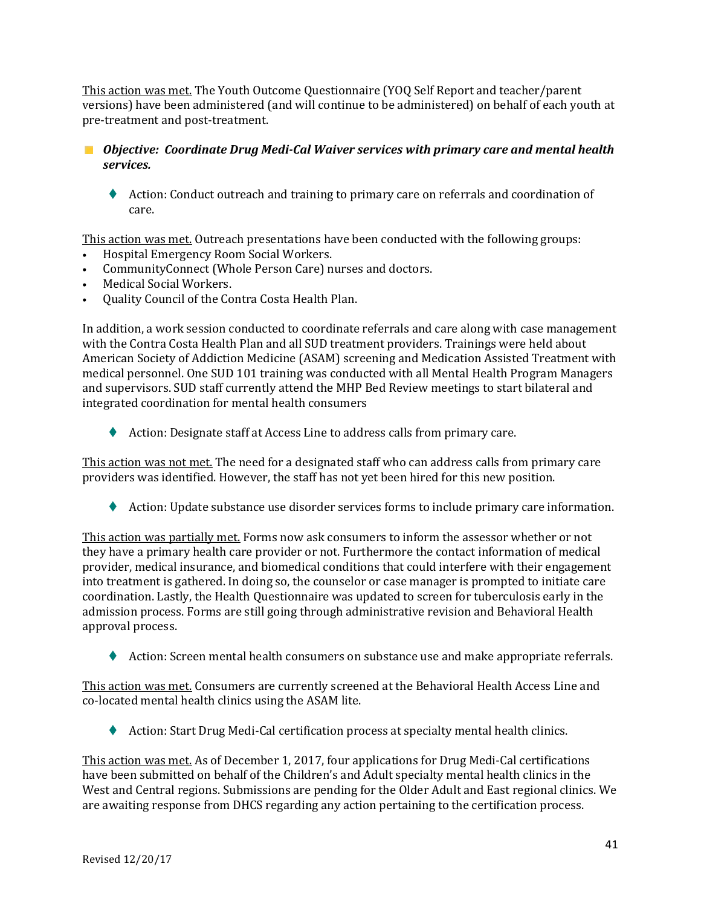This action was met. The Youth Outcome Questionnaire (YOQ Self Report and teacher/parent versions) have been administered (and will continue to be administered) on behalf of each youth at pre-treatment and post-treatment.

- ***Objective: Coordinate Drug Medi-Cal Waiver services with primary care and mental health services.***

    - Action: Conduct outreach and training to primary care on referrals and coordination of care.

This action was met. Outreach presentations have been conducted with the following groups:

- Hospital Emergency Room Social Workers.
- CommunityConnect (Whole Person Care) nurses and doctors.
- Medical Social Workers.
- Quality Council of the Contra Costa Health Plan.

In addition, a work session conducted to coordinate referrals and care along with case management with the Contra Costa Health Plan and all SUD treatment providers. Trainings were held about American Society of Addiction Medicine (ASAM) screening and Medication Assisted Treatment with medical personnel. One SUD 101 training was conducted with all Mental Health Program Managers and supervisors. SUD staff currently attend the MHP Bed Review meetings to start bilateral and integrated coordination for mental health consumers

- Action: Designate staff at Access Line to address calls from primary care.

This action was not met. The need for a designated staff who can address calls from primary care providers was identified. However, the staff has not yet been hired for this new position.

- Action: Update substance use disorder services forms to include primary care information.

This action was partially met. Forms now ask consumers to inform the assessor whether or not they have a primary health care provider or not. Furthermore the contact information of medical provider, medical insurance, and biomedical conditions that could interfere with their engagement into treatment is gathered. In doing so, the counselor or case manager is prompted to initiate care coordination. Lastly, the Health Questionnaire was updated to screen for tuberculosis early in the admission process. Forms are still going through administrative revision and Behavioral Health approval process.

- Action: Screen mental health consumers on substance use and make appropriate referrals.

This action was met. Consumers are currently screened at the Behavioral Health Access Line and co-located mental health clinics using the ASAM lite.

- Action: Start Drug Medi-Cal certification process at specialty mental health clinics.

This action was met. As of December 1, 2017, four applications for Drug Medi-Cal certifications have been submitted on behalf of the Children's and Adult specialty mental health clinics in the West and Central regions. Submissions are pending for the Older Adult and East regional clinics. We are awaiting response from DHCS regarding any action pertaining to the certification process.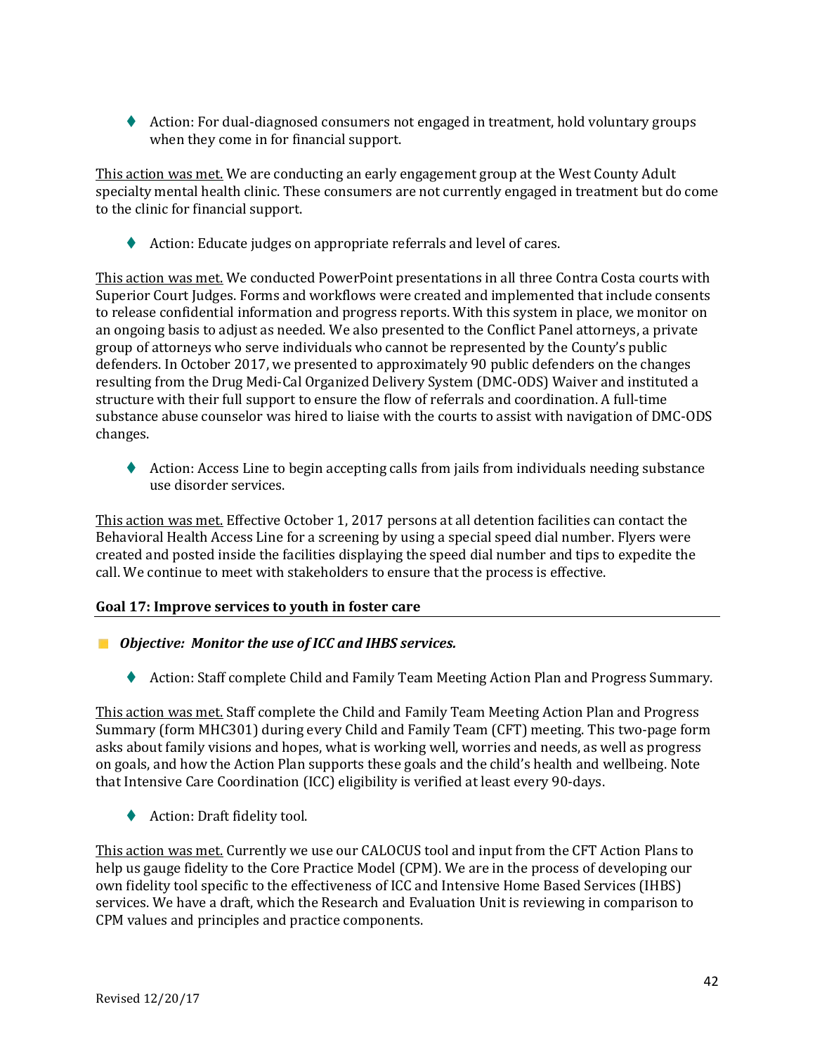- Action: For dual-diagnosed consumers not engaged in treatment, hold voluntary groups when they come in for financial support.

This action was met. We are conducting an early engagement group at the West County Adult specialty mental health clinic. These consumers are not currently engaged in treatment but do come to the clinic for financial support.

- Action: Educate judges on appropriate referrals and level of cares.

This action was met. We conducted PowerPoint presentations in all three Contra Costa courts with Superior Court Judges. Forms and workflows were created and implemented that include consents to release confidential information and progress reports. With this system in place, we monitor on an ongoing basis to adjust as needed. We also presented to the Conflict Panel attorneys, a private group of attorneys who serve individuals who cannot be represented by the County's public defenders. In October 2017, we presented to approximately 90 public defenders on the changes resulting from the Drug Medi-Cal Organized Delivery System (DMC-ODS) Waiver and instituted a structure with their full support to ensure the flow of referrals and coordination. A full-time substance abuse counselor was hired to liaise with the courts to assist with navigation of DMC-ODS changes.

- Action: Access Line to begin accepting calls from jails from individuals needing substance use disorder services.

This action was met. Effective October 1, 2017 persons at all detention facilities can contact the Behavioral Health Access Line for a screening by using a special speed dial number. Flyers were created and posted inside the facilities displaying the speed dial number and tips to expedite the call. We continue to meet with stakeholders to ensure that the process is effective.

### Goal 17: Improve services to youth in foster care

- ***Objective: Monitor the use of ICC and IHBS services.***

  - Action: Staff complete Child and Family Team Meeting Action Plan and Progress Summary.

This action was met. Staff complete the Child and Family Team Meeting Action Plan and Progress Summary (form MHC301) during every Child and Family Team (CFT) meeting. This two-page form asks about family visions and hopes, what is working well, worries and needs, as well as progress on goals, and how the Action Plan supports these goals and the child's health and wellbeing. Note that Intensive Care Coordination (ICC) eligibility is verified at least every 90-days.

  - Action: Draft fidelity tool.

This action was met. Currently we use our CALOCUS tool and input from the CFT Action Plans to help us gauge fidelity to the Core Practice Model (CPM). We are in the process of developing our own fidelity tool specific to the effectiveness of ICC and Intensive Home Based Services (IHBS) services. We have a draft, which the Research and Evaluation Unit is reviewing in comparison to CPM values and principles and practice components.

Revised 12/20/17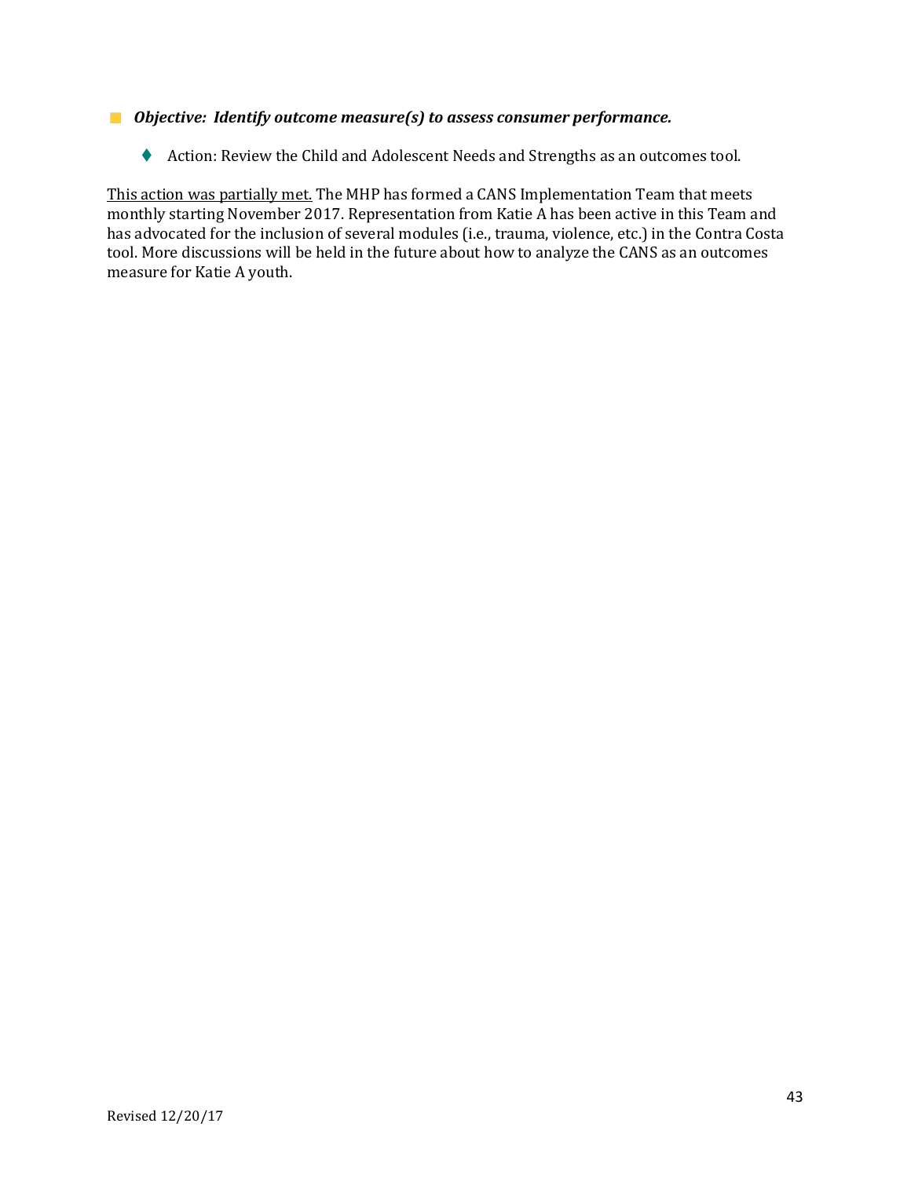- ***Objective: Identify outcome measure(s) to assess consumer performance.***

  - Action: Review the Child and Adolescent Needs and Strengths as an outcomes tool.

This action was partially met. The MHP has formed a CANS Implementation Team that meets monthly starting November 2017. Representation from Katie A has been active in this Team and has advocated for the inclusion of several modules (i.e., trauma, violence, etc.) in the Contra Costa tool. More discussions will be held in the future about how to analyze the CANS as an outcomes measure for Katie A youth.

Revised 12/20/17